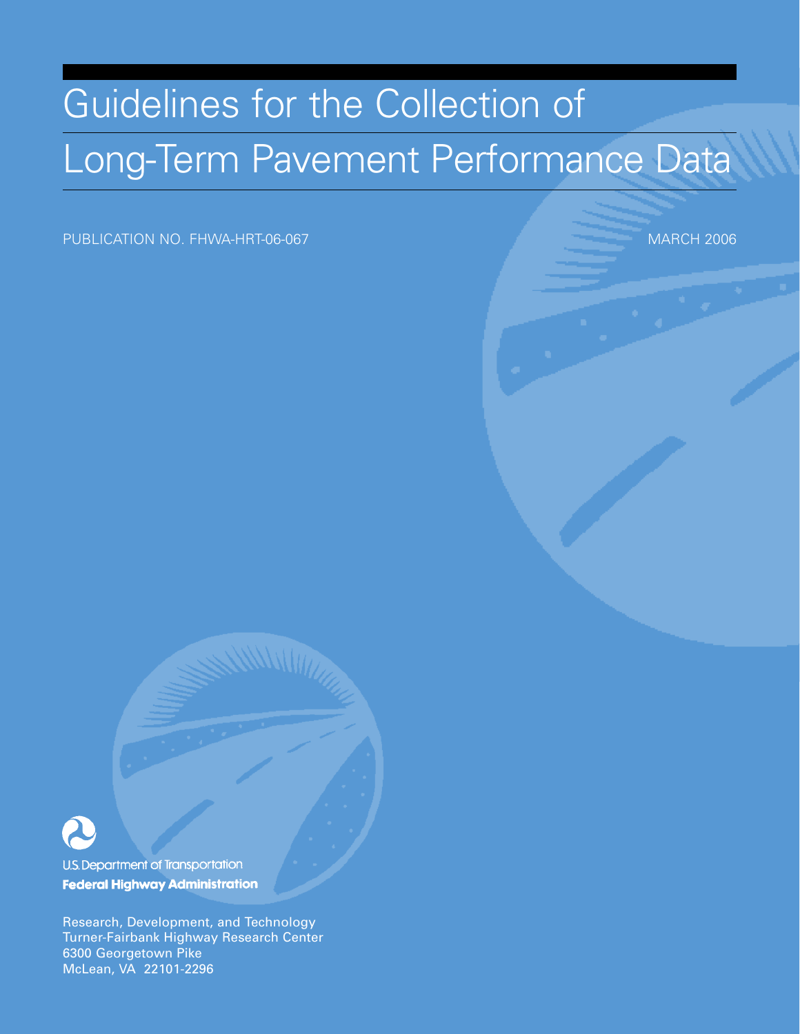# Guidelines for the Collection of Long-Term Pavement Performance Data

PUBLICATION NO. FHWA-HRT-06-067

MARCH 2006

U.S. Department of Transportation
**Federal Highway Administration**

Research, Development, and Technology
Turner-Fairbank Highway Research Center
6300 Georgetown Pike
McLean, VA 22101-2296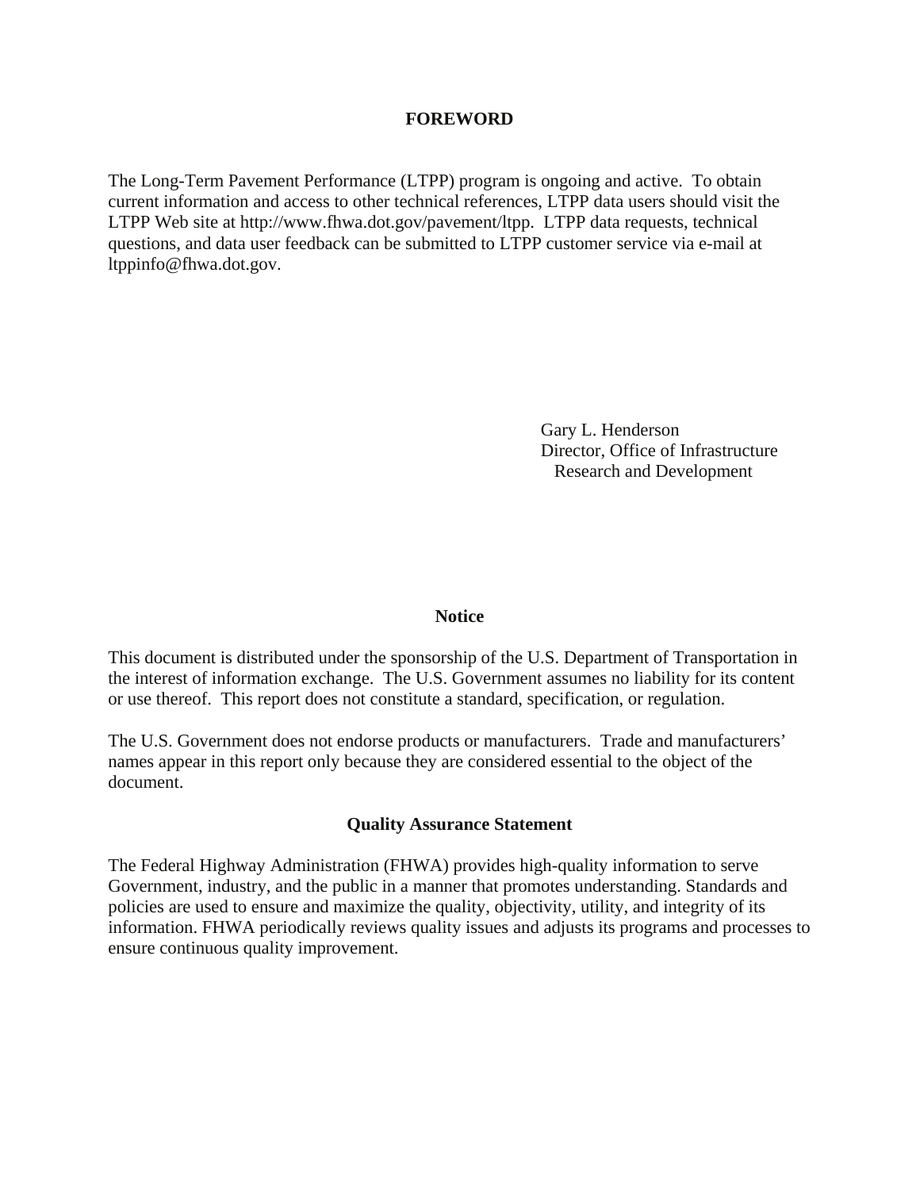# FOREWORD

The Long-Term Pavement Performance (LTPP) program is ongoing and active. To obtain current information and access to other technical references, LTPP data users should visit the LTPP Web site at http://www.fhwa.dot.gov/pavement/ltpp. LTPP data requests, technical questions, and data user feedback can be submitted to LTPP customer service via e-mail at ltppinfo@fhwa.dot.gov.

Gary L. Henderson
Director, Office of Infrastructure
Research and Development

## Notice

This document is distributed under the sponsorship of the U.S. Department of Transportation in the interest of information exchange. The U.S. Government assumes no liability for its content or use thereof. This report does not constitute a standard, specification, or regulation.

The U.S. Government does not endorse products or manufacturers. Trade and manufacturers' names appear in this report only because they are considered essential to the object of the document.

## Quality Assurance Statement

The Federal Highway Administration (FHWA) provides high-quality information to serve Government, industry, and the public in a manner that promotes understanding. Standards and policies are used to ensure and maximize the quality, objectivity, utility, and integrity of its information. FHWA periodically reviews quality issues and adjusts its programs and processes to ensure continuous quality improvement.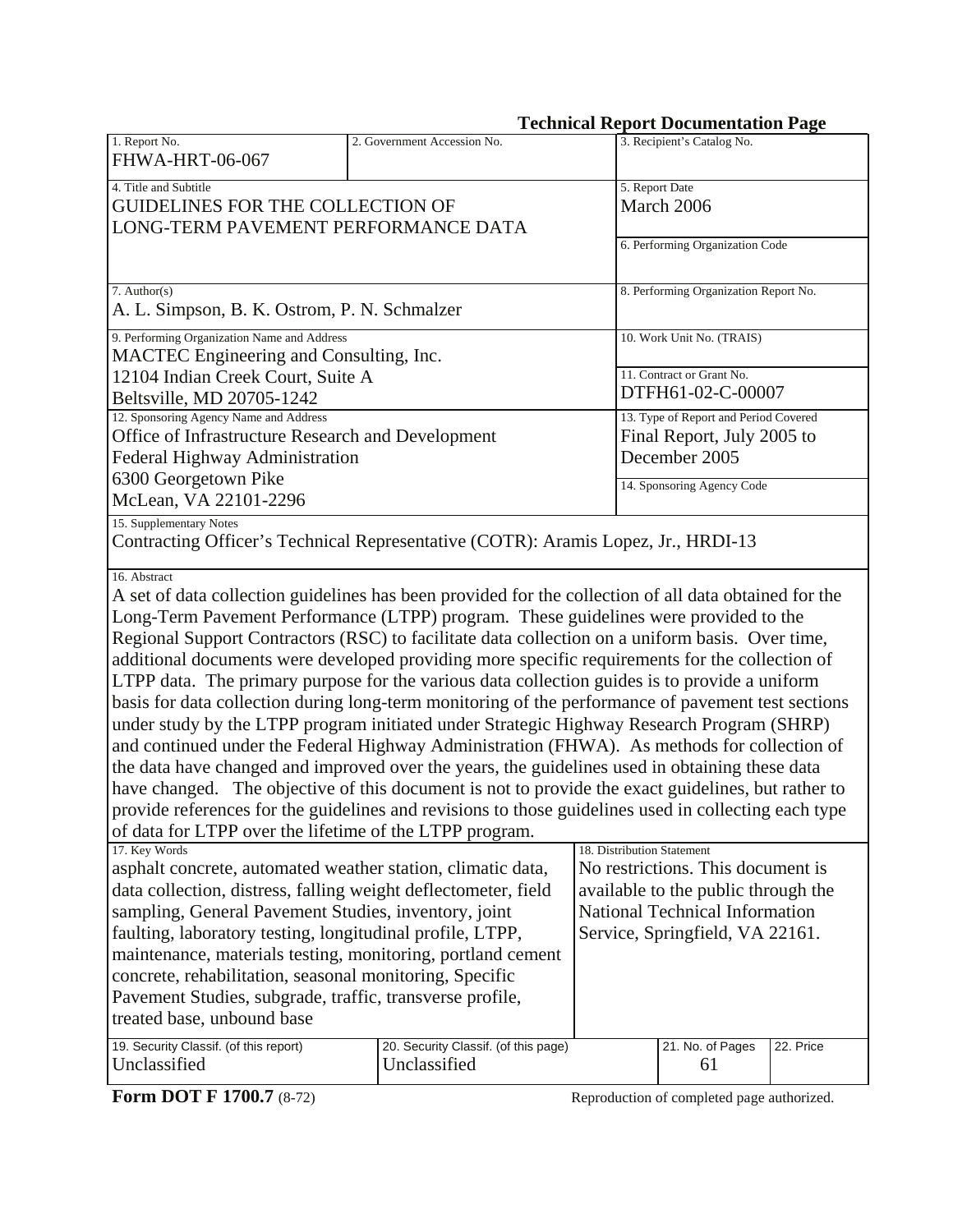**Technical Report Documentation Page**

| 1. Report No. | 2. Government Accession No. | 3. Recipient's Catalog No. |
|---|---|---|
| FHWA-HRT-06-067 | | |
| 4. Title and Subtitle<br>GUIDELINES FOR THE COLLECTION OF LONG-TERM PAVEMENT PERFORMANCE DATA | | 5. Report Date<br>March 2006 |
| | | 6. Performing Organization Code |
| 7. Author(s)<br>A. L. Simpson, B. K. Ostrom, P. N. Schmalzer | | 8. Performing Organization Report No. |
| 9. Performing Organization Name and Address<br>MACTEC Engineering and Consulting, Inc.<br>12104 Indian Creek Court, Suite A<br>Beltsville, MD 20705-1242 | | 10. Work Unit No. (TRAIS) |
| | | 11. Contract or Grant No.<br>DTFH61-02-C-00007 |
| 12. Sponsoring Agency Name and Address<br>Office of Infrastructure Research and Development<br>Federal Highway Administration<br>6300 Georgetown Pike<br>McLean, VA 22101-2296 | | 13. Type of Report and Period Covered<br>Final Report, July 2005 to December 2005 |
| | | 14. Sponsoring Agency Code |

15. Supplementary Notes

Contracting Officer's Technical Representative (COTR): Aramis Lopez, Jr., HRDI-13

16. Abstract

A set of data collection guidelines has been provided for the collection of all data obtained for the Long-Term Pavement Performance (LTPP) program. These guidelines were provided to the Regional Support Contractors (RSC) to facilitate data collection on a uniform basis. Over time, additional documents were developed providing more specific requirements for the collection of LTPP data. The primary purpose for the various data collection guides is to provide a uniform basis for data collection during long-term monitoring of the performance of pavement test sections under study by the LTPP program initiated under Strategic Highway Research Program (SHRP) and continued under the Federal Highway Administration (FHWA). As methods for collection of the data have changed and improved over the years, the guidelines used in obtaining these data have changed. The objective of this document is not to provide the exact guidelines, but rather to provide references for the guidelines and revisions to those guidelines used in collecting each type of data for LTPP over the lifetime of the LTPP program.

| 17. Key Words | 18. Distribution Statement |
|---|---|
| asphalt concrete, automated weather station, climatic data, data collection, distress, falling weight deflectometer, field sampling, General Pavement Studies, inventory, joint faulting, laboratory testing, longitudinal profile, LTPP, maintenance, materials testing, monitoring, portland cement concrete, rehabilitation, seasonal monitoring, Specific Pavement Studies, subgrade, traffic, transverse profile, treated base, unbound base | No restrictions. This document is available to the public through the National Technical Information Service, Springfield, VA 22161. |

| 19. Security Classif. (of this report) | 20. Security Classif. (of this page) | 21. No. of Pages | 22. Price |
|---|---|---|---|
| Unclassified | Unclassified | 61 | |

**Form DOT F 1700.7** (8-72) Reproduction of completed page authorized.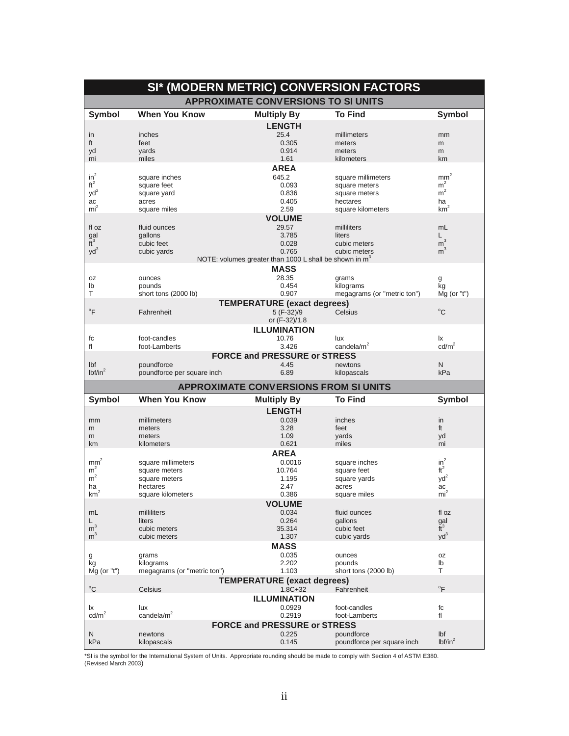# SI* (MODERN METRIC) CONVERSION FACTORS

## APPROXIMATE CONVERSIONS TO SI UNITS

| Symbol | When You Know | Multiply By | To Find | Symbol |
|---|---|---|---|---|
| | | **LENGTH** | | |
| in | inches | 25.4 | millimeters | mm |
| ft | feet | 0.305 | meters | m |
| yd | yards | 0.914 | meters | m |
| mi | miles | 1.61 | kilometers | km |
| | | **AREA** | | |
| $in^2$ | square inches | 645.2 | square millimeters | $mm^2$ |
| $ft^2$ | square feet | 0.093 | square meters | $m^2$ |
| $yd^2$ | square yard | 0.836 | square meters | $m^2$ |
| ac | acres | 0.405 | hectares | ha |
| $mi^2$ | square miles | 2.59 | square kilometers | $km^2$ |
| | | **VOLUME** | | |
| fl oz | fluid ounces | 29.57 | milliliters | mL |
| gal | gallons | 3.785 | liters | L |
| $ft^3$ | cubic feet | 0.028 | cubic meters | $m^3$ |
| $yd^3$ | cubic yards | 0.765 | cubic meters | $m^3$ |
| | | NOTE: volumes greater than 1000 L shall be shown in $m^3$ | | |
| | | **MASS** | | |
| oz | ounces | 28.35 | grams | g |
| lb | pounds | 0.454 | kilograms | kg |
| T | short tons (2000 lb) | 0.907 | megagrams (or "metric ton") | Mg (or "t") |
| | | **TEMPERATURE (exact degrees)** | | |
| °F | Fahrenheit | 5 (F-32)/9 or (F-32)/1.8 | Celsius | °C |
| | | **ILLUMINATION** | | |
| fc | foot-candles | 10.76 | lux | lx |
| fl | foot-Lamberts | 3.426 | candela/$m^2$ | cd/$m^2$ |
| | | **FORCE and PRESSURE or STRESS** | | |
| lbf | poundforce | 4.45 | newtons | N |
| lbf/$in^2$ | poundforce per square inch | 6.89 | kilopascals | kPa |

## APPROXIMATE CONVERSIONS FROM SI UNITS

| Symbol | When You Know | Multiply By | To Find | Symbol |
|---|---|---|---|---|
| | | **LENGTH** | | |
| mm | millimeters | 0.039 | inches | in |
| m | meters | 3.28 | feet | ft |
| m | meters | 1.09 | yards | yd |
| km | kilometers | 0.621 | miles | mi |
| | | **AREA** | | |
| $mm^2$ | square millimeters | 0.0016 | square inches | $in^2$ |
| $m^2$ | square meters | 10.764 | square feet | $ft^2$ |
| $m^2$ | square meters | 1.195 | square yards | $yd^2$ |
| ha | hectares | 2.47 | acres | ac |
| $km^2$ | square kilometers | 0.386 | square miles | $mi^2$ |
| | | **VOLUME** | | |
| mL | milliliters | 0.034 | fluid ounces | fl oz |
| L | liters | 0.264 | gallons | gal |
| $m^3$ | cubic meters | 35.314 | cubic feet | $ft^3$ |
| $m^3$ | cubic meters | 1.307 | cubic yards | $yd^3$ |
| | | **MASS** | | |
| g | grams | 0.035 | ounces | oz |
| kg | kilograms | 2.202 | pounds | lb |
| Mg (or "t") | megagrams (or "metric ton") | 1.103 | short tons (2000 lb) | T |
| | | **TEMPERATURE (exact degrees)** | | |
| °C | Celsius | 1.8C+32 | Fahrenheit | °F |
| | | **ILLUMINATION** | | |
| lx | lux | 0.0929 | foot-candles | fc |
| cd/$m^2$ | candela/$m^2$ | 0.2919 | foot-Lamberts | fl |
| | | **FORCE and PRESSURE or STRESS** | | |
| N | newtons | 0.225 | poundforce | lbf |
| kPa | kilopascals | 0.145 | poundforce per square inch | lbf/$in^2$ |

*SI is the symbol for the International System of Units. Appropriate rounding should be made to comply with Section 4 of ASTM E380. (Revised March 2003)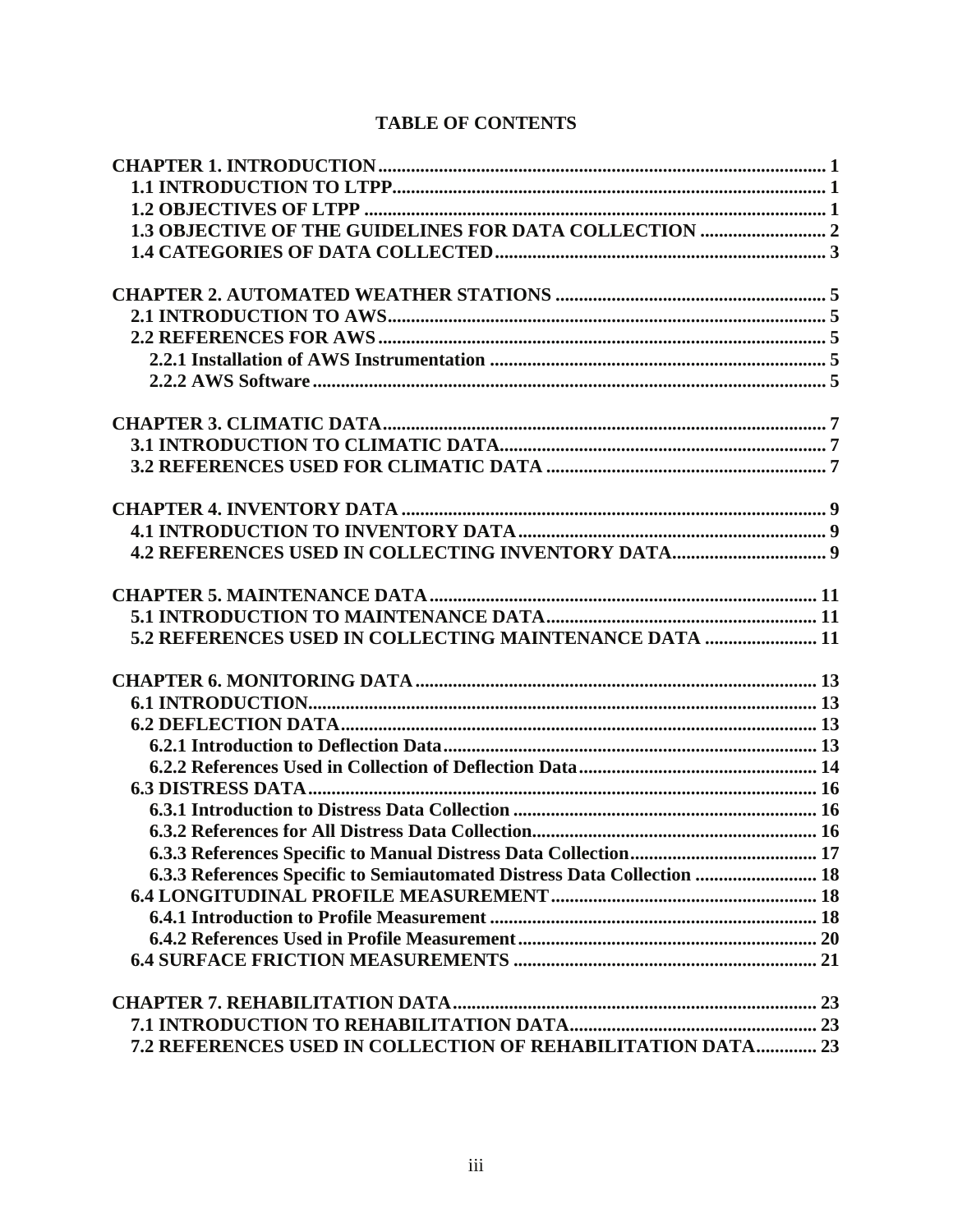# TABLE OF CONTENTS

**CHAPTER 1. INTRODUCTION** ........ 1
- **1.1 INTRODUCTION TO LTPP** ........ 1
- **1.2 OBJECTIVES OF LTPP** ........ 1
- **1.3 OBJECTIVE OF THE GUIDELINES FOR DATA COLLECTION** ........ 2
- **1.4 CATEGORIES OF DATA COLLECTED** ........ 3

**CHAPTER 2. AUTOMATED WEATHER STATIONS** ........ 5
- **2.1 INTRODUCTION TO AWS** ........ 5
- **2.2 REFERENCES FOR AWS** ........ 5
  - **2.2.1 Installation of AWS Instrumentation** ........ 5
  - **2.2.2 AWS Software** ........ 5

**CHAPTER 3. CLIMATIC DATA** ........ 7
- **3.1 INTRODUCTION TO CLIMATIC DATA** ........ 7
- **3.2 REFERENCES USED FOR CLIMATIC DATA** ........ 7

**CHAPTER 4. INVENTORY DATA** ........ 9
- **4.1 INTRODUCTION TO INVENTORY DATA** ........ 9
- **4.2 REFERENCES USED IN COLLECTING INVENTORY DATA** ........ 9

**CHAPTER 5. MAINTENANCE DATA** ........ 11
- **5.1 INTRODUCTION TO MAINTENANCE DATA** ........ 11
- **5.2 REFERENCES USED IN COLLECTING MAINTENANCE DATA** ........ 11

**CHAPTER 6. MONITORING DATA** ........ 13
- **6.1 INTRODUCTION** ........ 13
- **6.2 DEFLECTION DATA** ........ 13
  - **6.2.1 Introduction to Deflection Data** ........ 13
  - **6.2.2 References Used in Collection of Deflection Data** ........ 14
- **6.3 DISTRESS DATA** ........ 16
  - **6.3.1 Introduction to Distress Data Collection** ........ 16
  - **6.3.2 References for All Distress Data Collection** ........ 16
  - **6.3.3 References Specific to Manual Distress Data Collection** ........ 17
  - **6.3.3 References Specific to Semiautomated Distress Data Collection** ........ 18
- **6.4 LONGITUDINAL PROFILE MEASUREMENT** ........ 18
  - **6.4.1 Introduction to Profile Measurement** ........ 18
  - **6.4.2 References Used in Profile Measurement** ........ 20
- **6.4 SURFACE FRICTION MEASUREMENTS** ........ 21

**CHAPTER 7. REHABILITATION DATA** ........ 23
- **7.1 INTRODUCTION TO REHABILITATION DATA** ........ 23
- **7.2 REFERENCES USED IN COLLECTION OF REHABILITATION DATA** ........ 23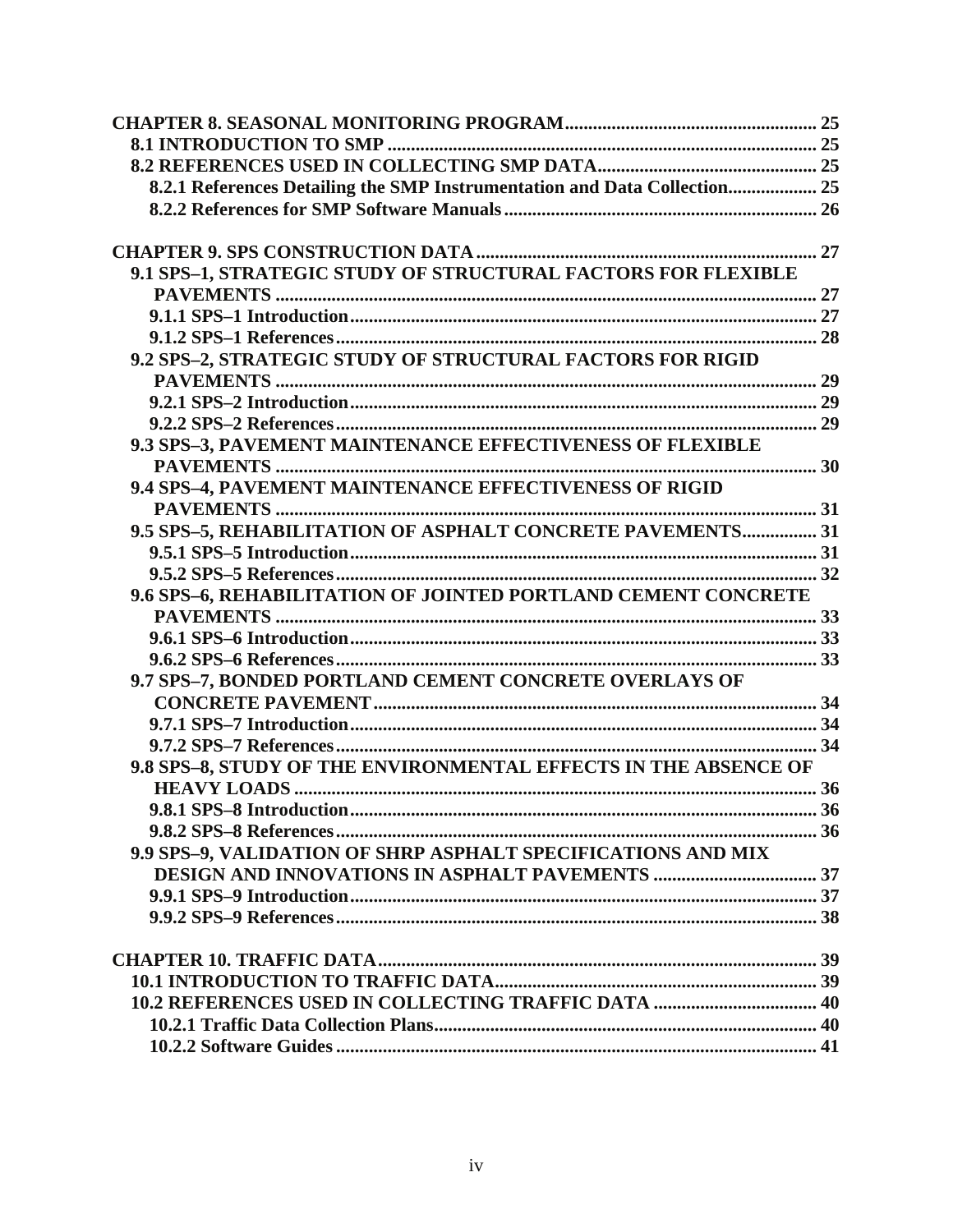**CHAPTER 8. SEASONAL MONITORING PROGRAM** ..................................................... 25

**8.1 INTRODUCTION TO SMP** ............................................................................ 25

**8.2 REFERENCES USED IN COLLECTING SMP DATA** ............................................... 25

**8.2.1 References Detailing the SMP Instrumentation and Data Collection** .................. 25

**8.2.2 References for SMP Software Manuals** .................................................................. 26

**CHAPTER 9. SPS CONSTRUCTION DATA** ....................................................................... 27

**9.1 SPS–1, STRATEGIC STUDY OF STRUCTURAL FACTORS FOR FLEXIBLE PAVEMENTS** .................................................................................................................. 27

**9.1.1 SPS–1 Introduction** .................................................................................................. 27

**9.1.2 SPS–1 References** ..................................................................................................... 28

**9.2 SPS–2, STRATEGIC STUDY OF STRUCTURAL FACTORS FOR RIGID PAVEMENTS** .................................................................................................................. 29

**9.2.1 SPS–2 Introduction** .................................................................................................. 29

**9.2.2 SPS–2 References** ..................................................................................................... 29

**9.3 SPS–3, PAVEMENT MAINTENANCE EFFECTIVENESS OF FLEXIBLE PAVEMENTS** .................................................................................................................. 30

**9.4 SPS–4, PAVEMENT MAINTENANCE EFFECTIVENESS OF RIGID PAVEMENTS** .................................................................................................................. 31

**9.5 SPS–5, REHABILITATION OF ASPHALT CONCRETE PAVEMENTS** ................ 31

**9.5.1 SPS–5 Introduction** .................................................................................................. 31

**9.5.2 SPS–5 References** ..................................................................................................... 32

**9.6 SPS–6, REHABILITATION OF JOINTED PORTLAND CEMENT CONCRETE PAVEMENTS** .................................................................................................................. 33

**9.6.1 SPS–6 Introduction** .................................................................................................. 33

**9.6.2 SPS–6 References** ..................................................................................................... 33

**9.7 SPS–7, BONDED PORTLAND CEMENT CONCRETE OVERLAYS OF CONCRETE PAVEMENT** .............................................................................................. 34

**9.7.1 SPS–7 Introduction** .................................................................................................. 34

**9.7.2 SPS–7 References** ..................................................................................................... 34

**9.8 SPS–8, STUDY OF THE ENVIRONMENTAL EFFECTS IN THE ABSENCE OF HEAVY LOADS** ................................................................................................................ 36

**9.8.1 SPS–8 Introduction** .................................................................................................. 36

**9.8.2 SPS–8 References** ..................................................................................................... 36

**9.9 SPS–9, VALIDATION OF SHRP ASPHALT SPECIFICATIONS AND MIX DESIGN AND INNOVATIONS IN ASPHALT PAVEMENTS** .................................. 37

**9.9.1 SPS–9 Introduction** .................................................................................................. 37

**9.9.2 SPS–9 References** ..................................................................................................... 38

**CHAPTER 10. TRAFFIC DATA** ............................................................................................. 39

**10.1 INTRODUCTION TO TRAFFIC DATA** .................................................................... 39

**10.2 REFERENCES USED IN COLLECTING TRAFFIC DATA** .................................. 40

**10.2.1 Traffic Data Collection Plans** ................................................................................. 40

**10.2.2 Software Guides** ..................................................................................................... 41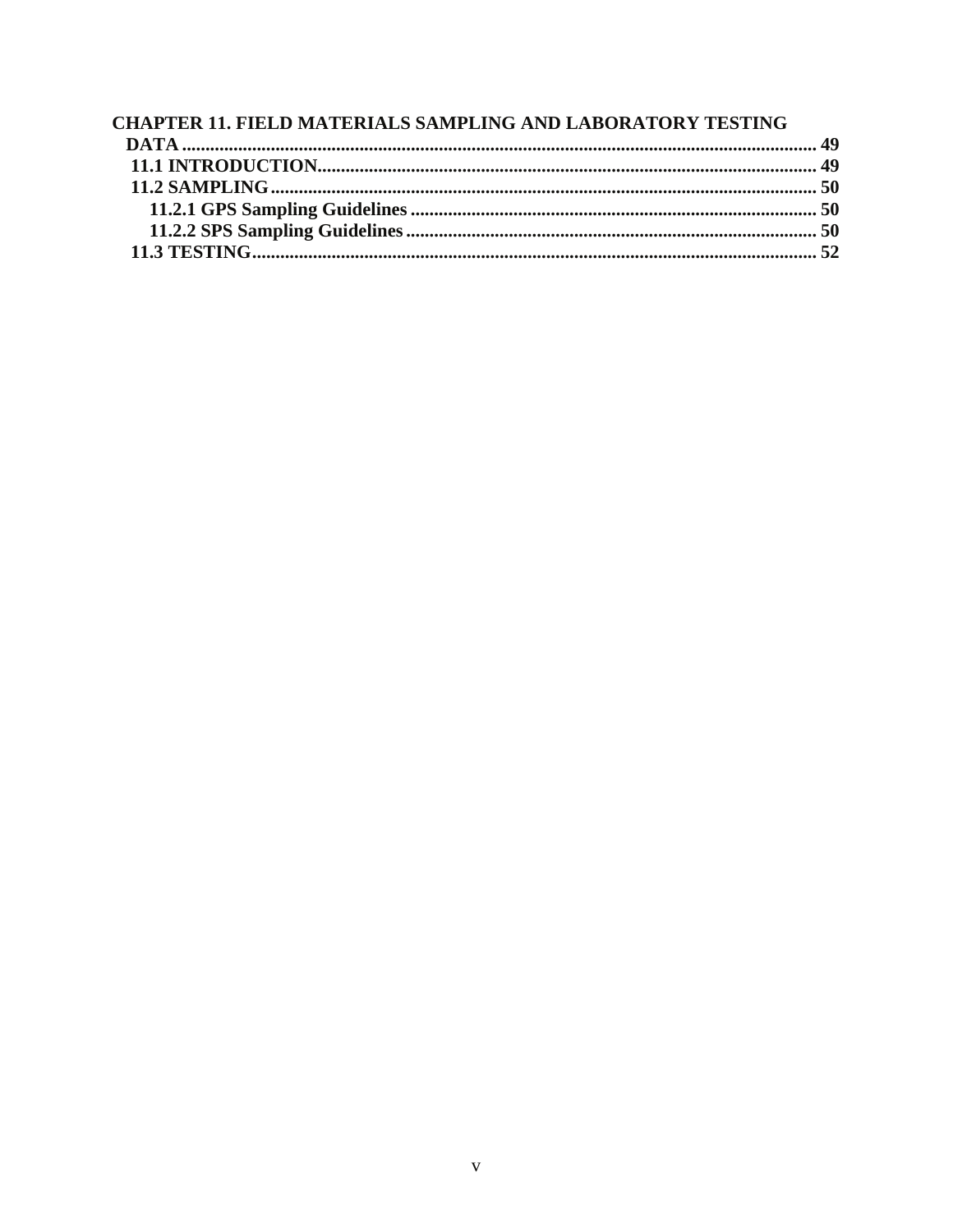**CHAPTER 11. FIELD MATERIALS SAMPLING AND LABORATORY TESTING DATA** ........ 49

- **11.1 INTRODUCTION** ........ 49
- **11.2 SAMPLING** ........ 50
  - **11.2.1 GPS Sampling Guidelines** ........ 50
  - **11.2.2 SPS Sampling Guidelines** ........ 50
- **11.3 TESTING** ........ 52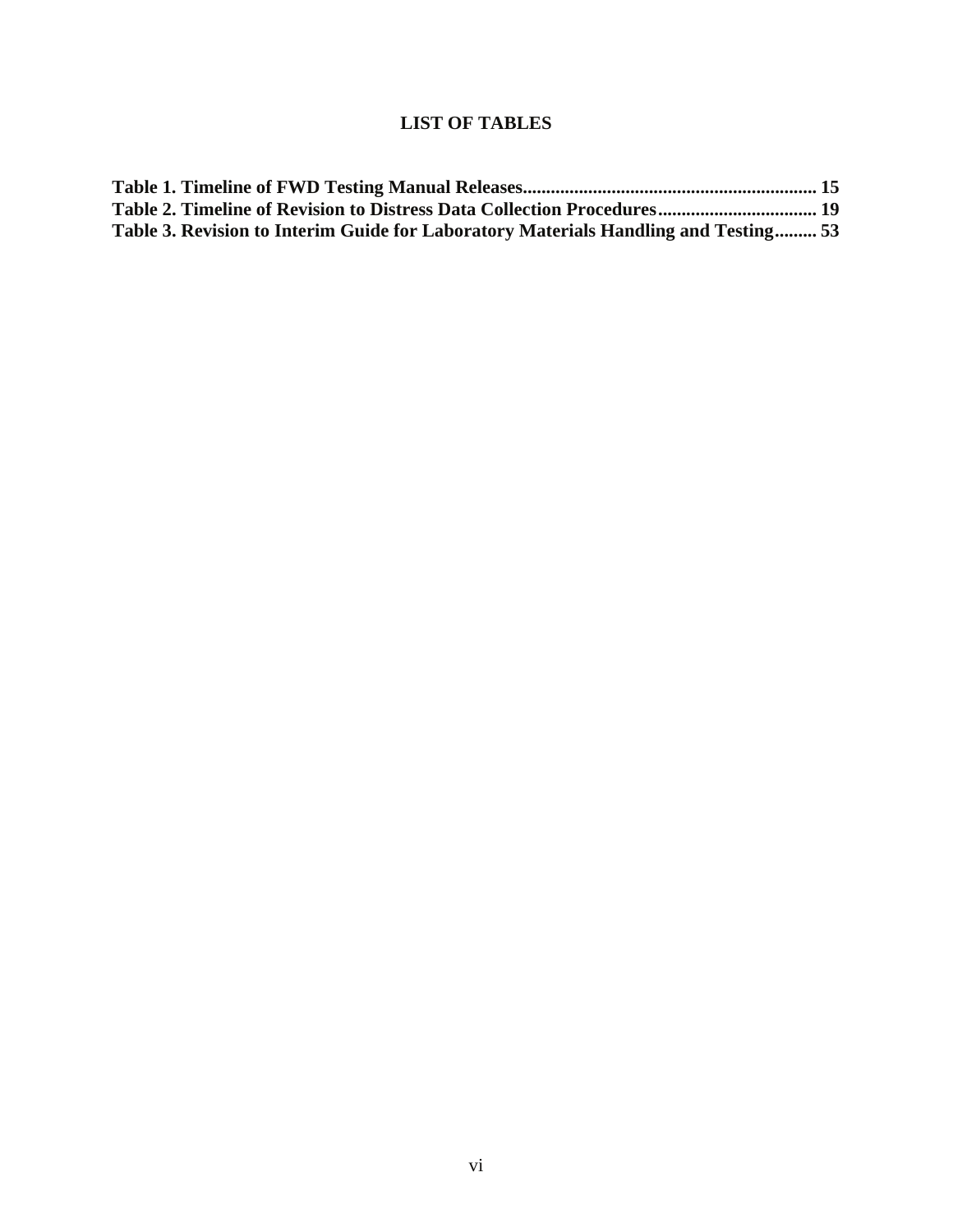# LIST OF TABLES

**Table 1. Timeline of FWD Testing Manual Releases.............................................................. 15**
**Table 2. Timeline of Revision to Distress Data Collection Procedures................................. 19**
**Table 3. Revision to Interim Guide for Laboratory Materials Handling and Testing......... 53**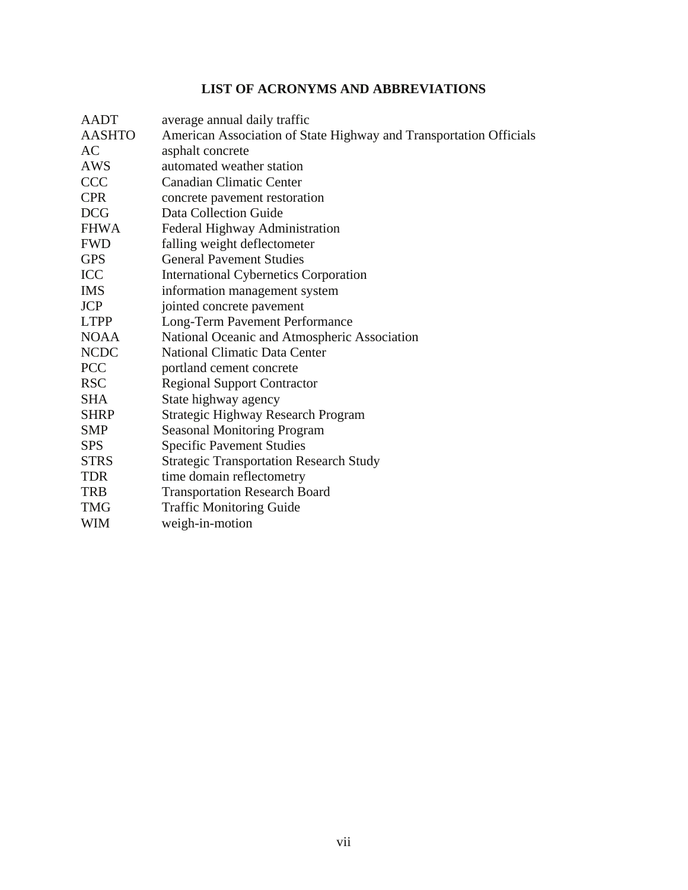# LIST OF ACRONYMS AND ABBREVIATIONS

| | |
|---|---|
| AADT | average annual daily traffic |
| AASHTO | American Association of State Highway and Transportation Officials |
| AC | asphalt concrete |
| AWS | automated weather station |
| CCC | Canadian Climatic Center |
| CPR | concrete pavement restoration |
| DCG | Data Collection Guide |
| FHWA | Federal Highway Administration |
| FWD | falling weight deflectometer |
| GPS | General Pavement Studies |
| ICC | International Cybernetics Corporation |
| IMS | information management system |
| JCP | jointed concrete pavement |
| LTPP | Long-Term Pavement Performance |
| NOAA | National Oceanic and Atmospheric Association |
| NCDC | National Climatic Data Center |
| PCC | portland cement concrete |
| RSC | Regional Support Contractor |
| SHA | State highway agency |
| SHRP | Strategic Highway Research Program |
| SMP | Seasonal Monitoring Program |
| SPS | Specific Pavement Studies |
| STRS | Strategic Transportation Research Study |
| TDR | time domain reflectometry |
| TRB | Transportation Research Board |
| TMG | Traffic Monitoring Guide |
| WIM | weigh-in-motion |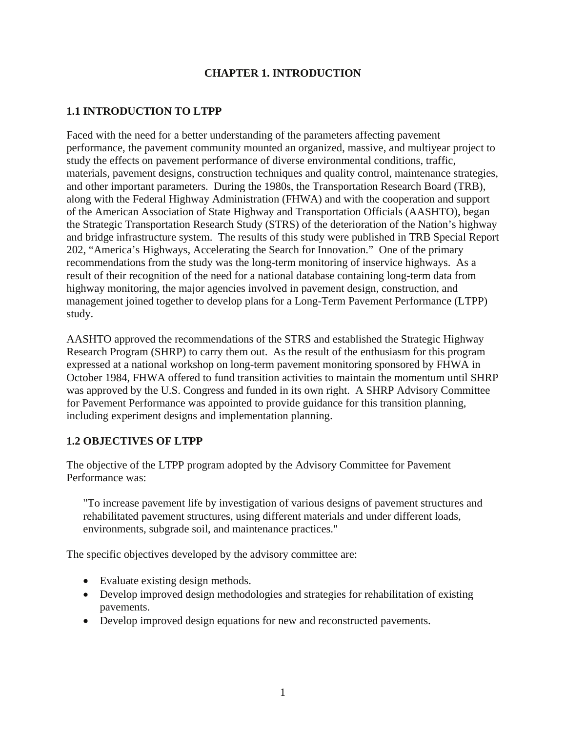# CHAPTER 1. INTRODUCTION

## 1.1 INTRODUCTION TO LTPP

Faced with the need for a better understanding of the parameters affecting pavement performance, the pavement community mounted an organized, massive, and multiyear project to study the effects on pavement performance of diverse environmental conditions, traffic, materials, pavement designs, construction techniques and quality control, maintenance strategies, and other important parameters. During the 1980s, the Transportation Research Board (TRB), along with the Federal Highway Administration (FHWA) and with the cooperation and support of the American Association of State Highway and Transportation Officials (AASHTO), began the Strategic Transportation Research Study (STRS) of the deterioration of the Nation's highway and bridge infrastructure system. The results of this study were published in TRB Special Report 202, "America's Highways, Accelerating the Search for Innovation." One of the primary recommendations from the study was the long-term monitoring of inservice highways. As a result of their recognition of the need for a national database containing long-term data from highway monitoring, the major agencies involved in pavement design, construction, and management joined together to develop plans for a Long-Term Pavement Performance (LTPP) study.

AASHTO approved the recommendations of the STRS and established the Strategic Highway Research Program (SHRP) to carry them out. As the result of the enthusiasm for this program expressed at a national workshop on long-term pavement monitoring sponsored by FHWA in October 1984, FHWA offered to fund transition activities to maintain the momentum until SHRP was approved by the U.S. Congress and funded in its own right. A SHRP Advisory Committee for Pavement Performance was appointed to provide guidance for this transition planning, including experiment designs and implementation planning.

## 1.2 OBJECTIVES OF LTPP

The objective of the LTPP program adopted by the Advisory Committee for Pavement Performance was:

> "To increase pavement life by investigation of various designs of pavement structures and rehabilitated pavement structures, using different materials and under different loads, environments, subgrade soil, and maintenance practices."

The specific objectives developed by the advisory committee are:

- Evaluate existing design methods.
- Develop improved design methodologies and strategies for rehabilitation of existing pavements.
- Develop improved design equations for new and reconstructed pavements.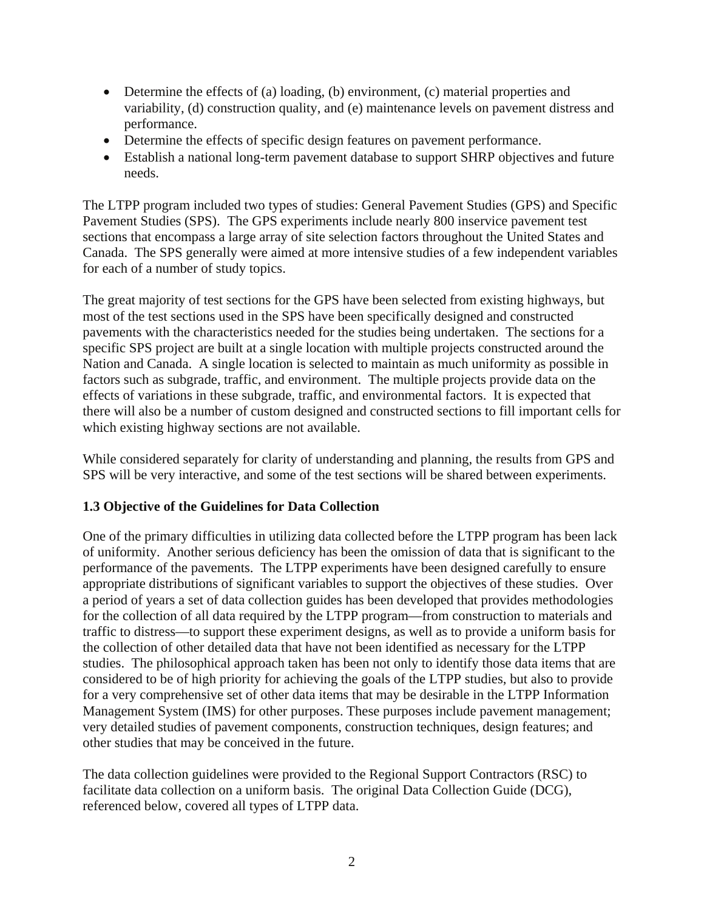- Determine the effects of (a) loading, (b) environment, (c) material properties and variability, (d) construction quality, and (e) maintenance levels on pavement distress and performance.
- Determine the effects of specific design features on pavement performance.
- Establish a national long-term pavement database to support SHRP objectives and future needs.

The LTPP program included two types of studies: General Pavement Studies (GPS) and Specific Pavement Studies (SPS). The GPS experiments include nearly 800 inservice pavement test sections that encompass a large array of site selection factors throughout the United States and Canada. The SPS generally were aimed at more intensive studies of a few independent variables for each of a number of study topics.

The great majority of test sections for the GPS have been selected from existing highways, but most of the test sections used in the SPS have been specifically designed and constructed pavements with the characteristics needed for the studies being undertaken. The sections for a specific SPS project are built at a single location with multiple projects constructed around the Nation and Canada. A single location is selected to maintain as much uniformity as possible in factors such as subgrade, traffic, and environment. The multiple projects provide data on the effects of variations in these subgrade, traffic, and environmental factors. It is expected that there will also be a number of custom designed and constructed sections to fill important cells for which existing highway sections are not available.

While considered separately for clarity of understanding and planning, the results from GPS and SPS will be very interactive, and some of the test sections will be shared between experiments.

### 1.3 Objective of the Guidelines for Data Collection

One of the primary difficulties in utilizing data collected before the LTPP program has been lack of uniformity. Another serious deficiency has been the omission of data that is significant to the performance of the pavements. The LTPP experiments have been designed carefully to ensure appropriate distributions of significant variables to support the objectives of these studies. Over a period of years a set of data collection guides has been developed that provides methodologies for the collection of all data required by the LTPP program—from construction to materials and traffic to distress—to support these experiment designs, as well as to provide a uniform basis for the collection of other detailed data that have not been identified as necessary for the LTPP studies. The philosophical approach taken has been not only to identify those data items that are considered to be of high priority for achieving the goals of the LTPP studies, but also to provide for a very comprehensive set of other data items that may be desirable in the LTPP Information Management System (IMS) for other purposes. These purposes include pavement management; very detailed studies of pavement components, construction techniques, design features; and other studies that may be conceived in the future.

The data collection guidelines were provided to the Regional Support Contractors (RSC) to facilitate data collection on a uniform basis. The original Data Collection Guide (DCG), referenced below, covered all types of LTPP data.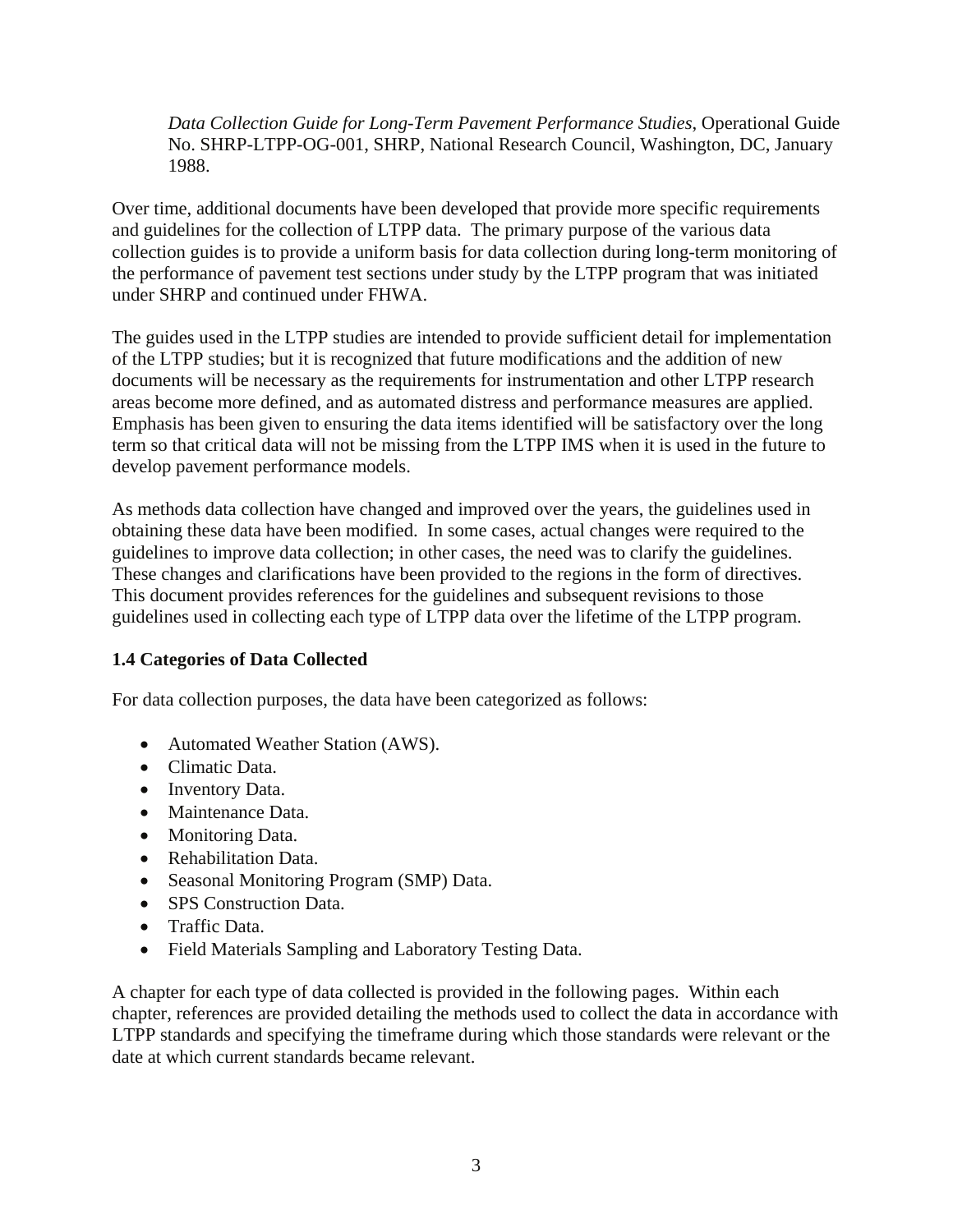*Data Collection Guide for Long-Term Pavement Performance Studies*, Operational Guide No. SHRP-LTPP-OG-001, SHRP, National Research Council, Washington, DC, January 1988.

Over time, additional documents have been developed that provide more specific requirements and guidelines for the collection of LTPP data. The primary purpose of the various data collection guides is to provide a uniform basis for data collection during long-term monitoring of the performance of pavement test sections under study by the LTPP program that was initiated under SHRP and continued under FHWA.

The guides used in the LTPP studies are intended to provide sufficient detail for implementation of the LTPP studies; but it is recognized that future modifications and the addition of new documents will be necessary as the requirements for instrumentation and other LTPP research areas become more defined, and as automated distress and performance measures are applied. Emphasis has been given to ensuring the data items identified will be satisfactory over the long term so that critical data will not be missing from the LTPP IMS when it is used in the future to develop pavement performance models.

As methods data collection have changed and improved over the years, the guidelines used in obtaining these data have been modified. In some cases, actual changes were required to the guidelines to improve data collection; in other cases, the need was to clarify the guidelines. These changes and clarifications have been provided to the regions in the form of directives. This document provides references for the guidelines and subsequent revisions to those guidelines used in collecting each type of LTPP data over the lifetime of the LTPP program.

### 1.4 Categories of Data Collected

For data collection purposes, the data have been categorized as follows:

- Automated Weather Station (AWS).
- Climatic Data.
- Inventory Data.
- Maintenance Data.
- Monitoring Data.
- Rehabilitation Data.
- Seasonal Monitoring Program (SMP) Data.
- SPS Construction Data.
- Traffic Data.
- Field Materials Sampling and Laboratory Testing Data.

A chapter for each type of data collected is provided in the following pages. Within each chapter, references are provided detailing the methods used to collect the data in accordance with LTPP standards and specifying the timeframe during which those standards were relevant or the date at which current standards became relevant.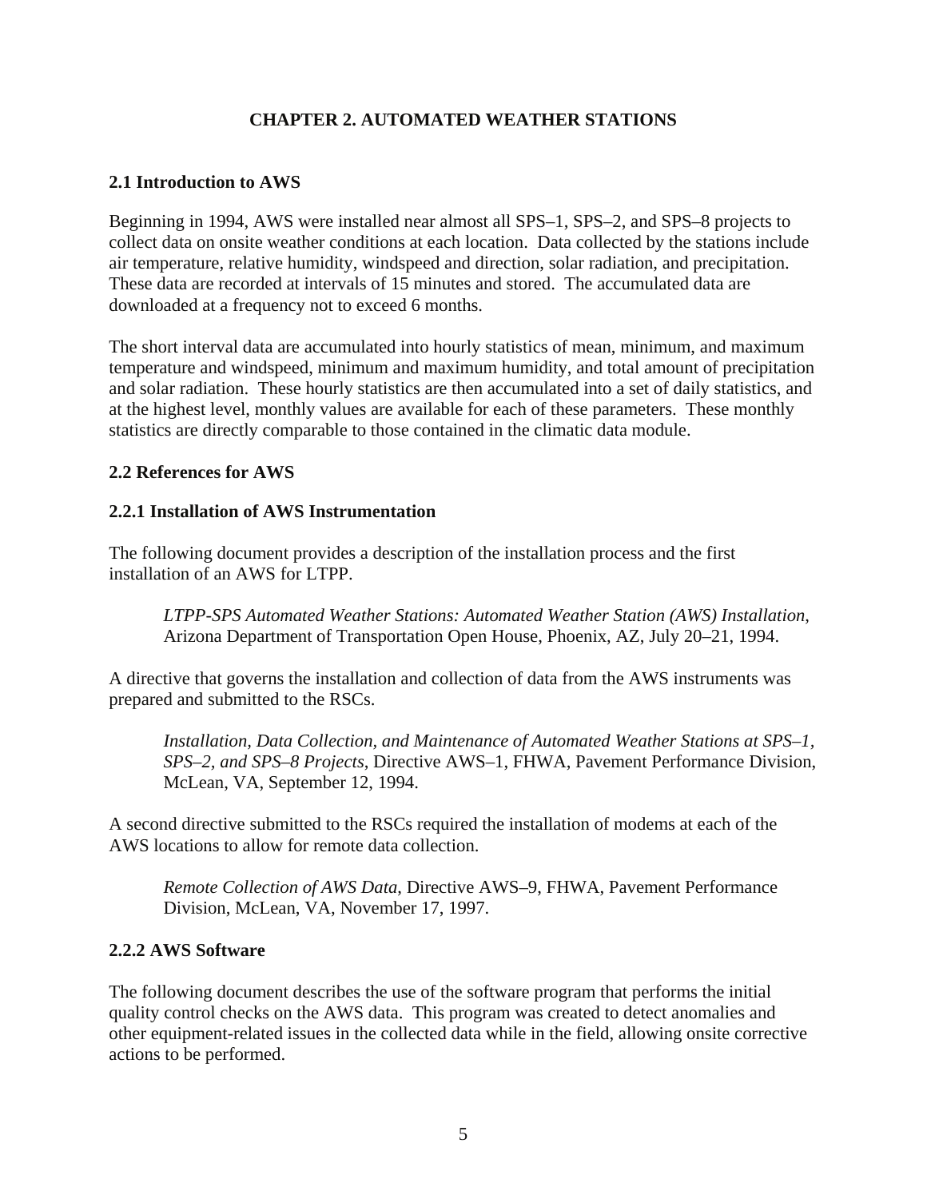# CHAPTER 2. AUTOMATED WEATHER STATIONS

## 2.1 Introduction to AWS

Beginning in 1994, AWS were installed near almost all SPS–1, SPS–2, and SPS–8 projects to collect data on onsite weather conditions at each location. Data collected by the stations include air temperature, relative humidity, windspeed and direction, solar radiation, and precipitation. These data are recorded at intervals of 15 minutes and stored. The accumulated data are downloaded at a frequency not to exceed 6 months.

The short interval data are accumulated into hourly statistics of mean, minimum, and maximum temperature and windspeed, minimum and maximum humidity, and total amount of precipitation and solar radiation. These hourly statistics are then accumulated into a set of daily statistics, and at the highest level, monthly values are available for each of these parameters. These monthly statistics are directly comparable to those contained in the climatic data module.

## 2.2 References for AWS

### 2.2.1 Installation of AWS Instrumentation

The following document provides a description of the installation process and the first installation of an AWS for LTPP.

> *LTPP-SPS Automated Weather Stations: Automated Weather Station (AWS) Installation*, Arizona Department of Transportation Open House, Phoenix, AZ, July 20–21, 1994.

A directive that governs the installation and collection of data from the AWS instruments was prepared and submitted to the RSCs.

> *Installation, Data Collection, and Maintenance of Automated Weather Stations at SPS–1, SPS–2, and SPS–8 Projects*, Directive AWS–1, FHWA, Pavement Performance Division, McLean, VA, September 12, 1994.

A second directive submitted to the RSCs required the installation of modems at each of the AWS locations to allow for remote data collection.

> *Remote Collection of AWS Data*, Directive AWS–9, FHWA, Pavement Performance Division, McLean, VA, November 17, 1997.

### 2.2.2 AWS Software

The following document describes the use of the software program that performs the initial quality control checks on the AWS data. This program was created to detect anomalies and other equipment-related issues in the collected data while in the field, allowing onsite corrective actions to be performed.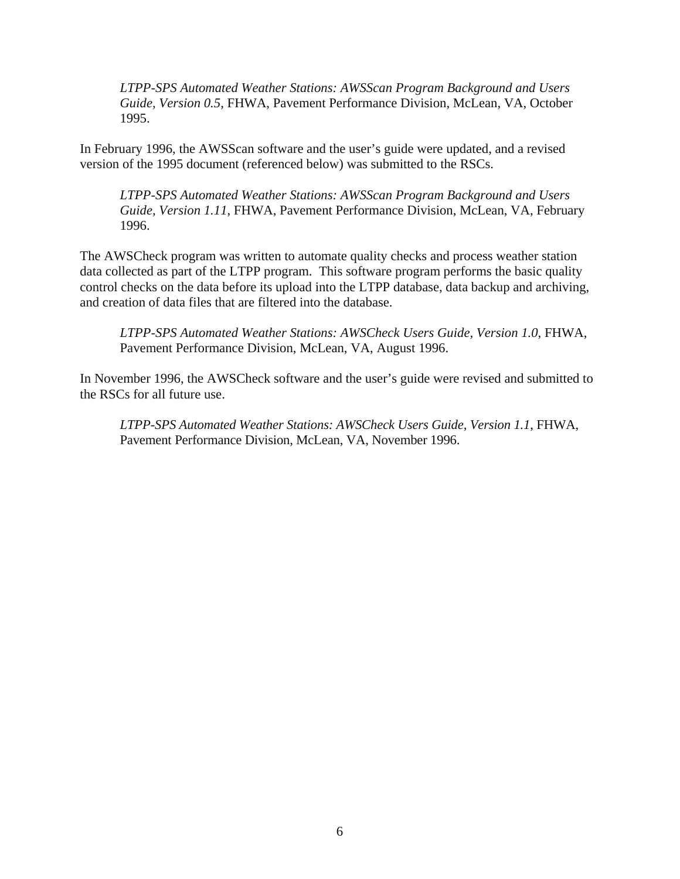> *LTPP-SPS Automated Weather Stations: AWSScan Program Background and Users Guide, Version 0.5*, FHWA, Pavement Performance Division, McLean, VA, October 1995.

In February 1996, the AWSScan software and the user's guide were updated, and a revised version of the 1995 document (referenced below) was submitted to the RSCs.

> *LTPP-SPS Automated Weather Stations: AWSScan Program Background and Users Guide, Version 1.11*, FHWA, Pavement Performance Division, McLean, VA, February 1996.

The AWSCheck program was written to automate quality checks and process weather station data collected as part of the LTPP program. This software program performs the basic quality control checks on the data before its upload into the LTPP database, data backup and archiving, and creation of data files that are filtered into the database.

> *LTPP-SPS Automated Weather Stations: AWSCheck Users Guide, Version 1.0*, FHWA, Pavement Performance Division, McLean, VA, August 1996.

In November 1996, the AWSCheck software and the user's guide were revised and submitted to the RSCs for all future use.

> *LTPP-SPS Automated Weather Stations: AWSCheck Users Guide, Version 1.1*, FHWA, Pavement Performance Division, McLean, VA, November 1996.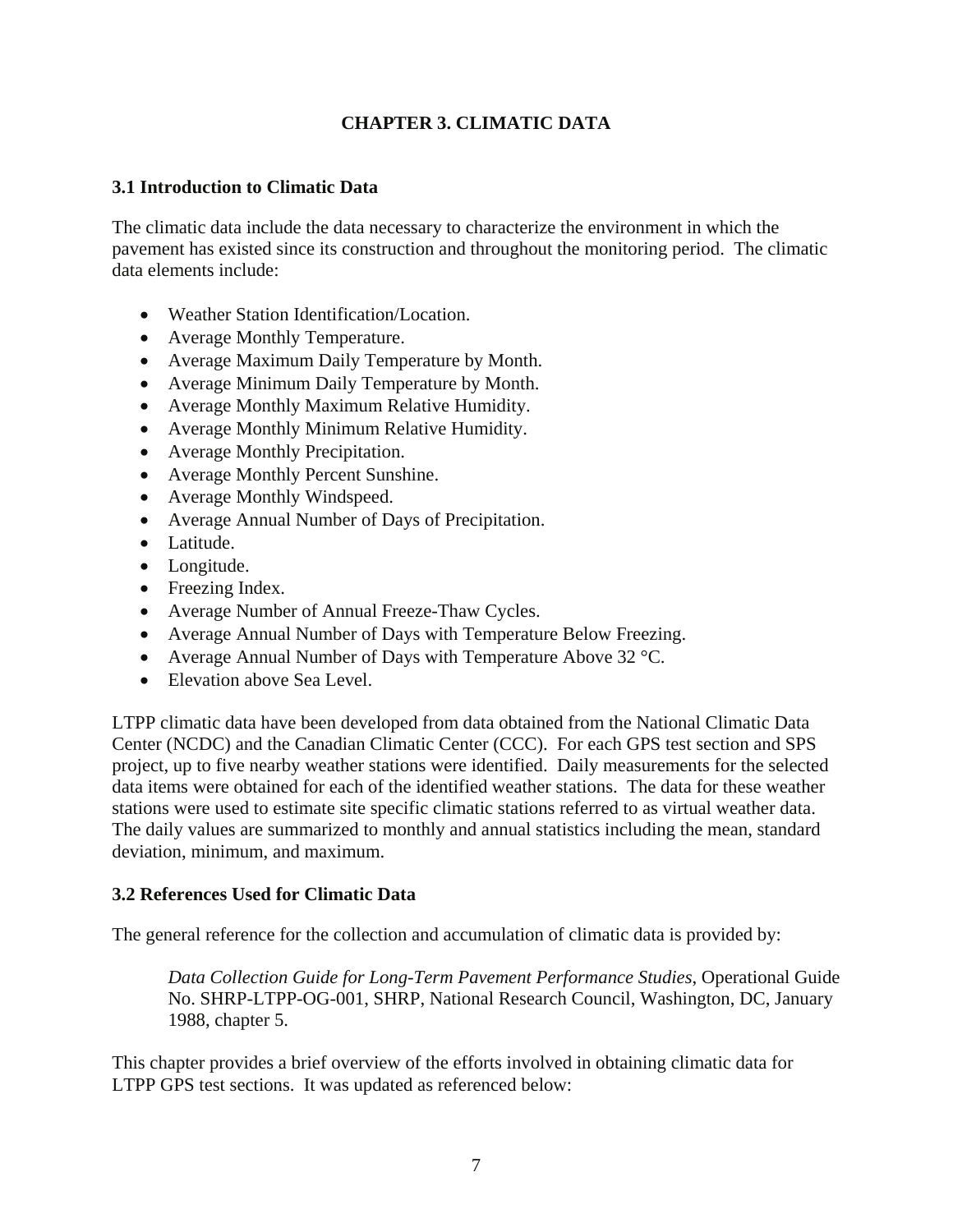# CHAPTER 3. CLIMATIC DATA

## 3.1 Introduction to Climatic Data

The climatic data include the data necessary to characterize the environment in which the pavement has existed since its construction and throughout the monitoring period. The climatic data elements include:

- Weather Station Identification/Location.
- Average Monthly Temperature.
- Average Maximum Daily Temperature by Month.
- Average Minimum Daily Temperature by Month.
- Average Monthly Maximum Relative Humidity.
- Average Monthly Minimum Relative Humidity.
- Average Monthly Precipitation.
- Average Monthly Percent Sunshine.
- Average Monthly Windspeed.
- Average Annual Number of Days of Precipitation.
- Latitude.
- Longitude.
- Freezing Index.
- Average Number of Annual Freeze-Thaw Cycles.
- Average Annual Number of Days with Temperature Below Freezing.
- Average Annual Number of Days with Temperature Above 32 °C.
- Elevation above Sea Level.

LTPP climatic data have been developed from data obtained from the National Climatic Data Center (NCDC) and the Canadian Climatic Center (CCC). For each GPS test section and SPS project, up to five nearby weather stations were identified. Daily measurements for the selected data items were obtained for each of the identified weather stations. The data for these weather stations were used to estimate site specific climatic stations referred to as virtual weather data. The daily values are summarized to monthly and annual statistics including the mean, standard deviation, minimum, and maximum.

## 3.2 References Used for Climatic Data

The general reference for the collection and accumulation of climatic data is provided by:

> *Data Collection Guide for Long-Term Pavement Performance Studies*, Operational Guide No. SHRP-LTPP-OG-001, SHRP, National Research Council, Washington, DC, January 1988, chapter 5.

This chapter provides a brief overview of the efforts involved in obtaining climatic data for LTPP GPS test sections. It was updated as referenced below: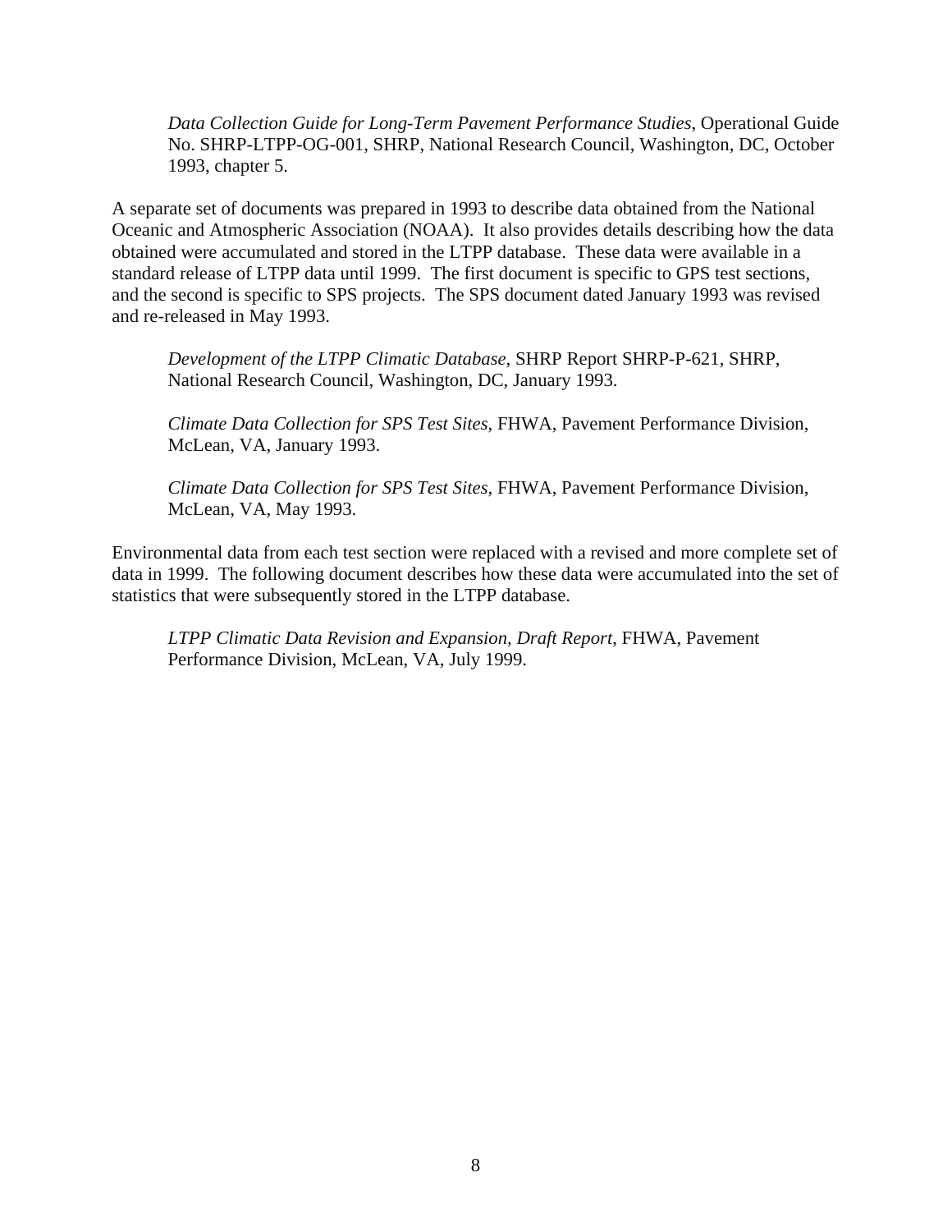*Data Collection Guide for Long-Term Pavement Performance Studies*, Operational Guide No. SHRP-LTPP-OG-001, SHRP, National Research Council, Washington, DC, October 1993, chapter 5.

A separate set of documents was prepared in 1993 to describe data obtained from the National Oceanic and Atmospheric Association (NOAA). It also provides details describing how the data obtained were accumulated and stored in the LTPP database. These data were available in a standard release of LTPP data until 1999. The first document is specific to GPS test sections, and the second is specific to SPS projects. The SPS document dated January 1993 was revised and re-released in May 1993.

*Development of the LTPP Climatic Database*, SHRP Report SHRP-P-621, SHRP, National Research Council, Washington, DC, January 1993.

*Climate Data Collection for SPS Test Sites*, FHWA, Pavement Performance Division, McLean, VA, January 1993.

*Climate Data Collection for SPS Test Sites*, FHWA, Pavement Performance Division, McLean, VA, May 1993.

Environmental data from each test section were replaced with a revised and more complete set of data in 1999. The following document describes how these data were accumulated into the set of statistics that were subsequently stored in the LTPP database.

*LTPP Climatic Data Revision and Expansion, Draft Report*, FHWA, Pavement Performance Division, McLean, VA, July 1999.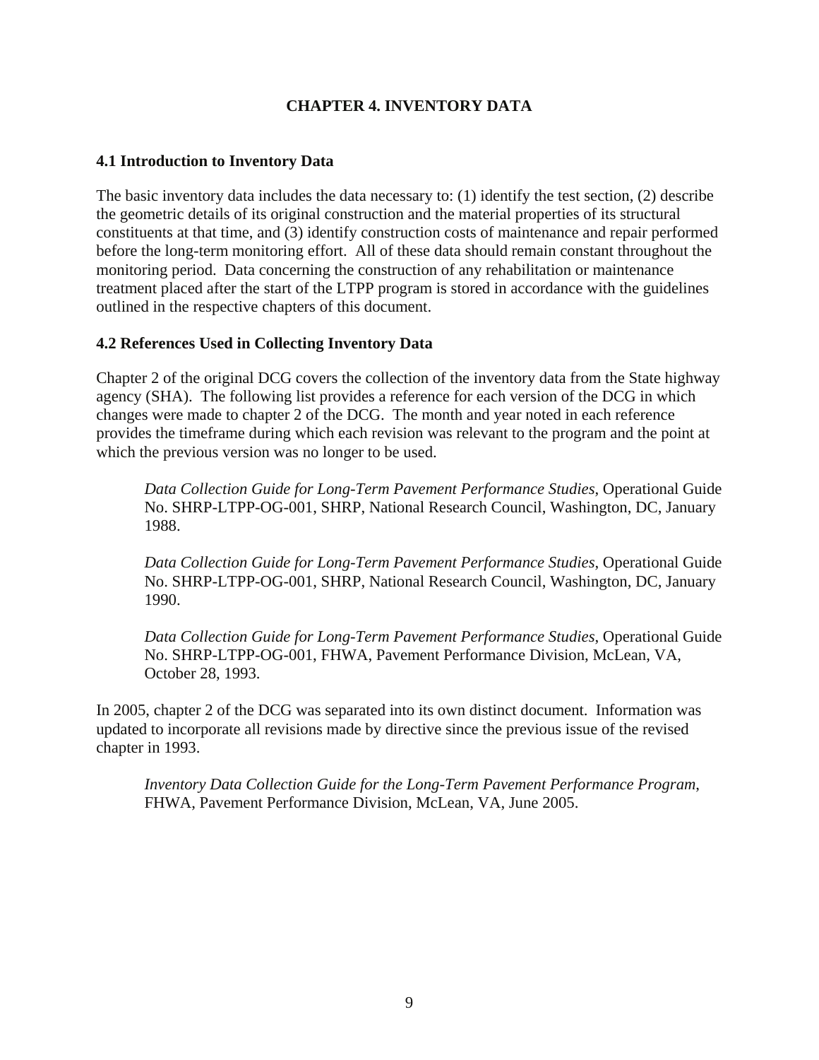# CHAPTER 4. INVENTORY DATA

## 4.1 Introduction to Inventory Data

The basic inventory data includes the data necessary to: (1) identify the test section, (2) describe the geometric details of its original construction and the material properties of its structural constituents at that time, and (3) identify construction costs of maintenance and repair performed before the long-term monitoring effort. All of these data should remain constant throughout the monitoring period. Data concerning the construction of any rehabilitation or maintenance treatment placed after the start of the LTPP program is stored in accordance with the guidelines outlined in the respective chapters of this document.

## 4.2 References Used in Collecting Inventory Data

Chapter 2 of the original DCG covers the collection of the inventory data from the State highway agency (SHA). The following list provides a reference for each version of the DCG in which changes were made to chapter 2 of the DCG. The month and year noted in each reference provides the timeframe during which each revision was relevant to the program and the point at which the previous version was no longer to be used.

> *Data Collection Guide for Long-Term Pavement Performance Studies*, Operational Guide No. SHRP-LTPP-OG-001, SHRP, National Research Council, Washington, DC, January 1988.

> *Data Collection Guide for Long-Term Pavement Performance Studies*, Operational Guide No. SHRP-LTPP-OG-001, SHRP, National Research Council, Washington, DC, January 1990.

> *Data Collection Guide for Long-Term Pavement Performance Studies*, Operational Guide No. SHRP-LTPP-OG-001, FHWA, Pavement Performance Division, McLean, VA, October 28, 1993.

In 2005, chapter 2 of the DCG was separated into its own distinct document. Information was updated to incorporate all revisions made by directive since the previous issue of the revised chapter in 1993.

> *Inventory Data Collection Guide for the Long-Term Pavement Performance Program*, FHWA, Pavement Performance Division, McLean, VA, June 2005.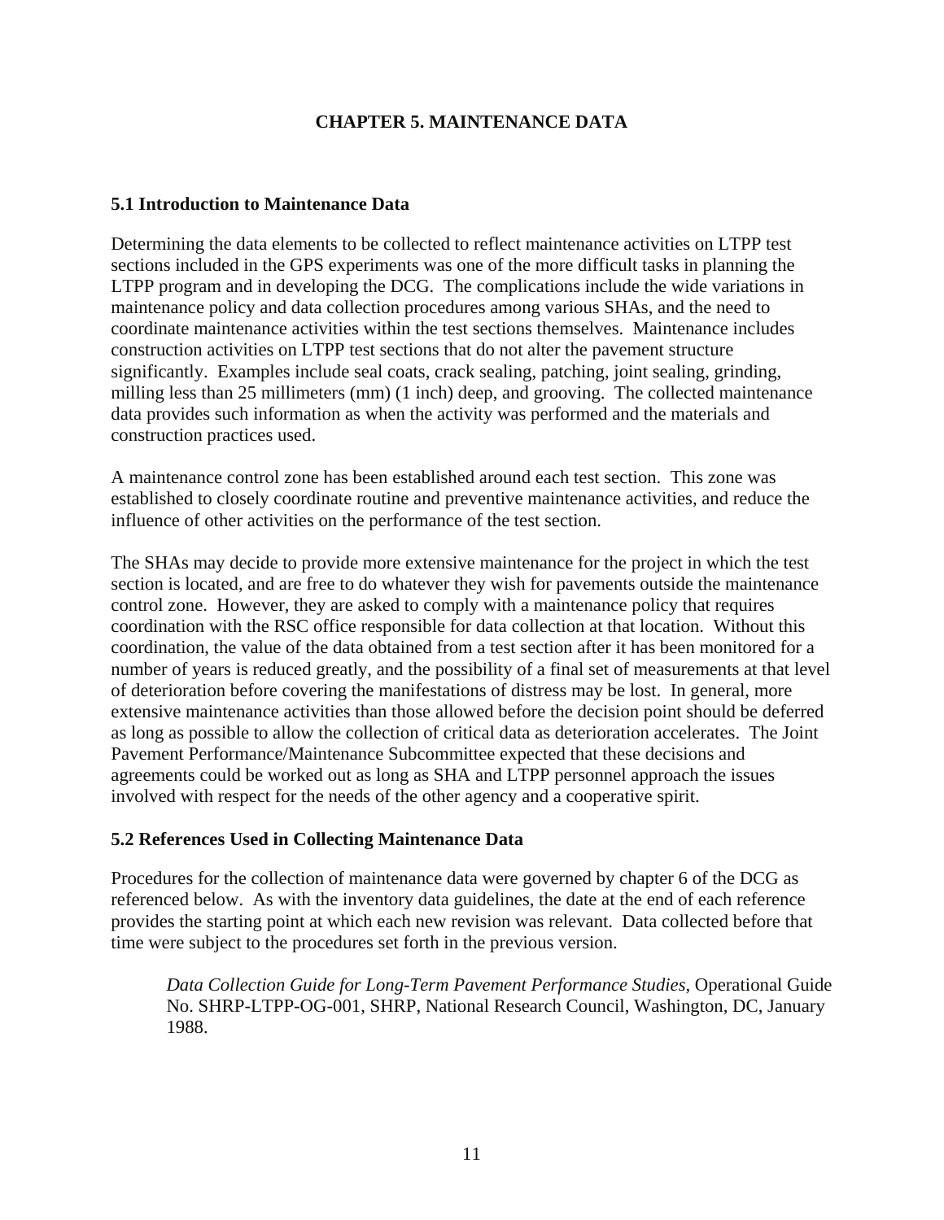# CHAPTER 5. MAINTENANCE DATA

## 5.1 Introduction to Maintenance Data

Determining the data elements to be collected to reflect maintenance activities on LTPP test sections included in the GPS experiments was one of the more difficult tasks in planning the LTPP program and in developing the DCG. The complications include the wide variations in maintenance policy and data collection procedures among various SHAs, and the need to coordinate maintenance activities within the test sections themselves. Maintenance includes construction activities on LTPP test sections that do not alter the pavement structure significantly. Examples include seal coats, crack sealing, patching, joint sealing, grinding, milling less than 25 millimeters (mm) (1 inch) deep, and grooving. The collected maintenance data provides such information as when the activity was performed and the materials and construction practices used.

A maintenance control zone has been established around each test section. This zone was established to closely coordinate routine and preventive maintenance activities, and reduce the influence of other activities on the performance of the test section.

The SHAs may decide to provide more extensive maintenance for the project in which the test section is located, and are free to do whatever they wish for pavements outside the maintenance control zone. However, they are asked to comply with a maintenance policy that requires coordination with the RSC office responsible for data collection at that location. Without this coordination, the value of the data obtained from a test section after it has been monitored for a number of years is reduced greatly, and the possibility of a final set of measurements at that level of deterioration before covering the manifestations of distress may be lost. In general, more extensive maintenance activities than those allowed before the decision point should be deferred as long as possible to allow the collection of critical data as deterioration accelerates. The Joint Pavement Performance/Maintenance Subcommittee expected that these decisions and agreements could be worked out as long as SHA and LTPP personnel approach the issues involved with respect for the needs of the other agency and a cooperative spirit.

## 5.2 References Used in Collecting Maintenance Data

Procedures for the collection of maintenance data were governed by chapter 6 of the DCG as referenced below. As with the inventory data guidelines, the date at the end of each reference provides the starting point at which each new revision was relevant. Data collected before that time were subject to the procedures set forth in the previous version.

> *Data Collection Guide for Long-Term Pavement Performance Studies*, Operational Guide No. SHRP-LTPP-OG-001, SHRP, National Research Council, Washington, DC, January 1988.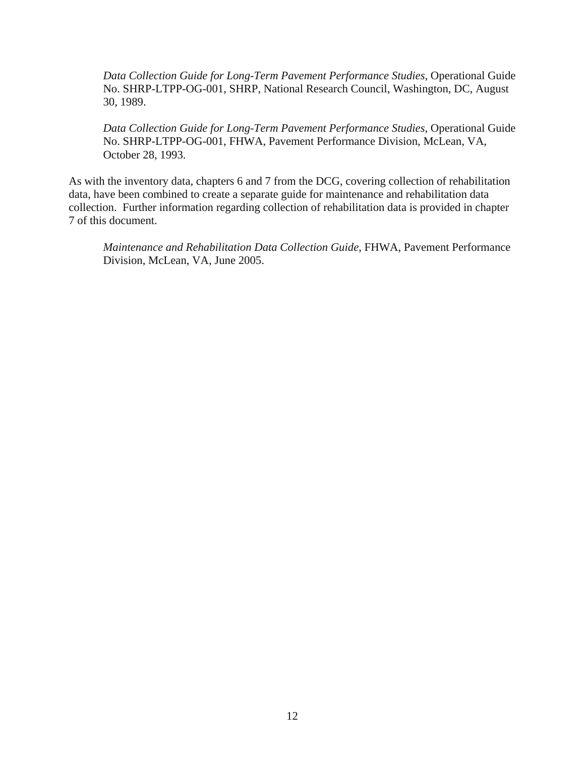*Data Collection Guide for Long-Term Pavement Performance Studies*, Operational Guide No. SHRP-LTPP-OG-001, SHRP, National Research Council, Washington, DC, August 30, 1989.

*Data Collection Guide for Long-Term Pavement Performance Studies*, Operational Guide No. SHRP-LTPP-OG-001, FHWA, Pavement Performance Division, McLean, VA, October 28, 1993.

As with the inventory data, chapters 6 and 7 from the DCG, covering collection of rehabilitation data, have been combined to create a separate guide for maintenance and rehabilitation data collection. Further information regarding collection of rehabilitation data is provided in chapter 7 of this document.

*Maintenance and Rehabilitation Data Collection Guide*, FHWA, Pavement Performance Division, McLean, VA, June 2005.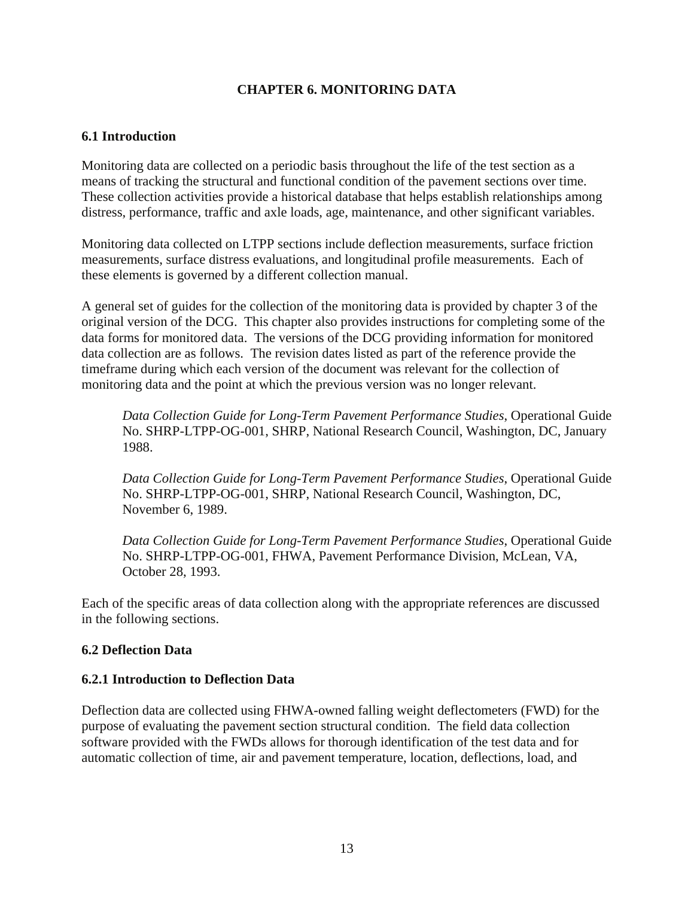# CHAPTER 6. MONITORING DATA

## 6.1 Introduction

Monitoring data are collected on a periodic basis throughout the life of the test section as a means of tracking the structural and functional condition of the pavement sections over time. These collection activities provide a historical database that helps establish relationships among distress, performance, traffic and axle loads, age, maintenance, and other significant variables.

Monitoring data collected on LTPP sections include deflection measurements, surface friction measurements, surface distress evaluations, and longitudinal profile measurements. Each of these elements is governed by a different collection manual.

A general set of guides for the collection of the monitoring data is provided by chapter 3 of the original version of the DCG. This chapter also provides instructions for completing some of the data forms for monitored data. The versions of the DCG providing information for monitored data collection are as follows. The revision dates listed as part of the reference provide the timeframe during which each version of the document was relevant for the collection of monitoring data and the point at which the previous version was no longer relevant.

> *Data Collection Guide for Long-Term Pavement Performance Studies*, Operational Guide No. SHRP-LTPP-OG-001, SHRP, National Research Council, Washington, DC, January 1988.
>
> *Data Collection Guide for Long-Term Pavement Performance Studies*, Operational Guide No. SHRP-LTPP-OG-001, SHRP, National Research Council, Washington, DC, November 6, 1989.
>
> *Data Collection Guide for Long-Term Pavement Performance Studies*, Operational Guide No. SHRP-LTPP-OG-001, FHWA, Pavement Performance Division, McLean, VA, October 28, 1993.

Each of the specific areas of data collection along with the appropriate references are discussed in the following sections.

## 6.2 Deflection Data

### 6.2.1 Introduction to Deflection Data

Deflection data are collected using FHWA-owned falling weight deflectometers (FWD) for the purpose of evaluating the pavement section structural condition. The field data collection software provided with the FWDs allows for thorough identification of the test data and for automatic collection of time, air and pavement temperature, location, deflections, load, and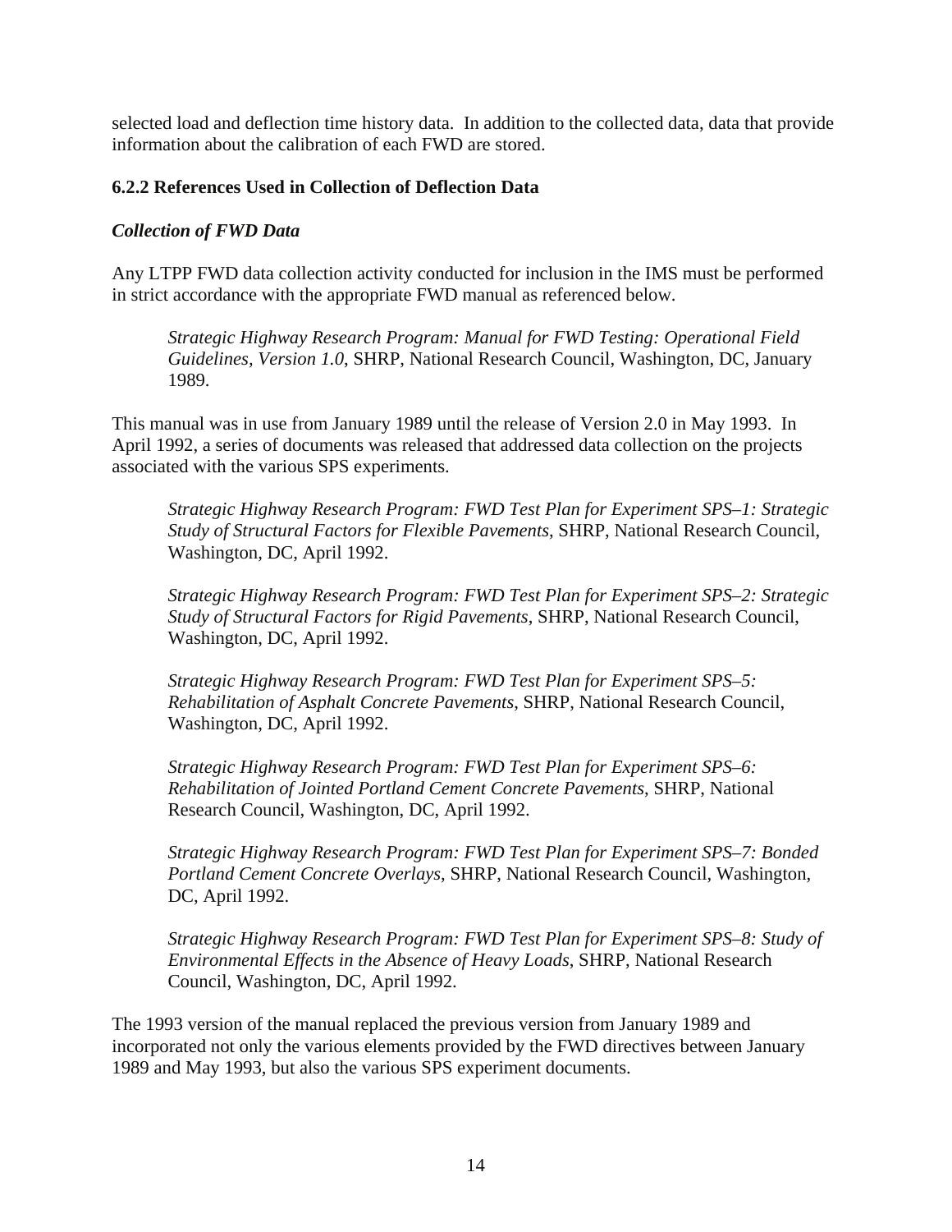selected load and deflection time history data. In addition to the collected data, data that provide information about the calibration of each FWD are stored.

### 6.2.2 References Used in Collection of Deflection Data

#### *Collection of FWD Data*

Any LTPP FWD data collection activity conducted for inclusion in the IMS must be performed in strict accordance with the appropriate FWD manual as referenced below.

> *Strategic Highway Research Program: Manual for FWD Testing: Operational Field Guidelines, Version 1.0*, SHRP, National Research Council, Washington, DC, January 1989.

This manual was in use from January 1989 until the release of Version 2.0 in May 1993. In April 1992, a series of documents was released that addressed data collection on the projects associated with the various SPS experiments.

> *Strategic Highway Research Program: FWD Test Plan for Experiment SPS–1: Strategic Study of Structural Factors for Flexible Pavements*, SHRP, National Research Council, Washington, DC, April 1992.
>
> *Strategic Highway Research Program: FWD Test Plan for Experiment SPS–2: Strategic Study of Structural Factors for Rigid Pavements*, SHRP, National Research Council, Washington, DC, April 1992.
>
> *Strategic Highway Research Program: FWD Test Plan for Experiment SPS–5: Rehabilitation of Asphalt Concrete Pavements*, SHRP, National Research Council, Washington, DC, April 1992.
>
> *Strategic Highway Research Program: FWD Test Plan for Experiment SPS–6: Rehabilitation of Jointed Portland Cement Concrete Pavements*, SHRP, National Research Council, Washington, DC, April 1992.
>
> *Strategic Highway Research Program: FWD Test Plan for Experiment SPS–7: Bonded Portland Cement Concrete Overlays*, SHRP, National Research Council, Washington, DC, April 1992.
>
> *Strategic Highway Research Program: FWD Test Plan for Experiment SPS–8: Study of Environmental Effects in the Absence of Heavy Loads*, SHRP, National Research Council, Washington, DC, April 1992.

The 1993 version of the manual replaced the previous version from January 1989 and incorporated not only the various elements provided by the FWD directives between January 1989 and May 1993, but also the various SPS experiment documents.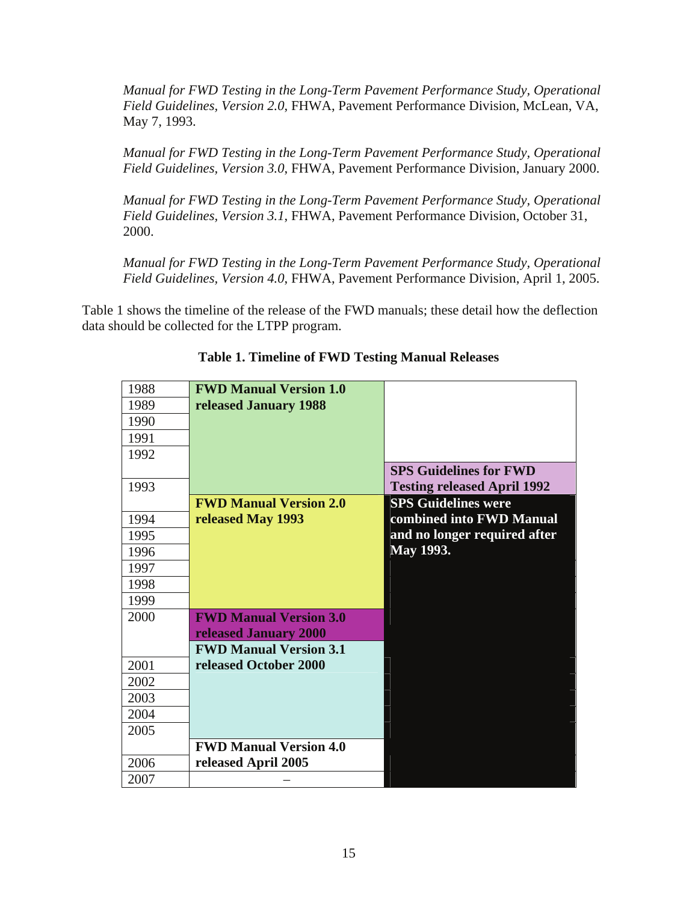*Manual for FWD Testing in the Long-Term Pavement Performance Study, Operational Field Guidelines, Version 2.0*, FHWA, Pavement Performance Division, McLean, VA, May 7, 1993.

*Manual for FWD Testing in the Long-Term Pavement Performance Study, Operational Field Guidelines, Version 3.0*, FHWA, Pavement Performance Division, January 2000.

*Manual for FWD Testing in the Long-Term Pavement Performance Study, Operational Field Guidelines, Version 3.1*, FHWA, Pavement Performance Division, October 31, 2000.

*Manual for FWD Testing in the Long-Term Pavement Performance Study, Operational Field Guidelines, Version 4.0*, FHWA, Pavement Performance Division, April 1, 2005.

Table 1 shows the timeline of the release of the FWD manuals; these detail how the deflection data should be collected for the LTPP program.

**Table 1. Timeline of FWD Testing Manual Releases**

| Year | FWD Manual | SPS Guidelines |
|---|---|---|
| 1988 | **FWD Manual Version 1.0 released January 1988** | |
| 1989 | | |
| 1990 | | |
| 1991 | | |
| 1992 | | **SPS Guidelines for FWD Testing released April 1992** |
| 1993 | **FWD Manual Version 2.0 released May 1993** | **SPS Guidelines were combined into FWD Manual and no longer required after May 1993.** |
| 1994 | | |
| 1995 | | |
| 1996 | | |
| 1997 | | |
| 1998 | | |
| 1999 | | |
| 2000 | **FWD Manual Version 3.0 released January 2000**; **FWD Manual Version 3.1 released October 2000** | |
| 2001 | | |
| 2002 | | |
| 2003 | | |
| 2004 | | |
| 2005 | **FWD Manual Version 4.0 released April 2005** | |
| 2006 | | |
| 2007 | – | |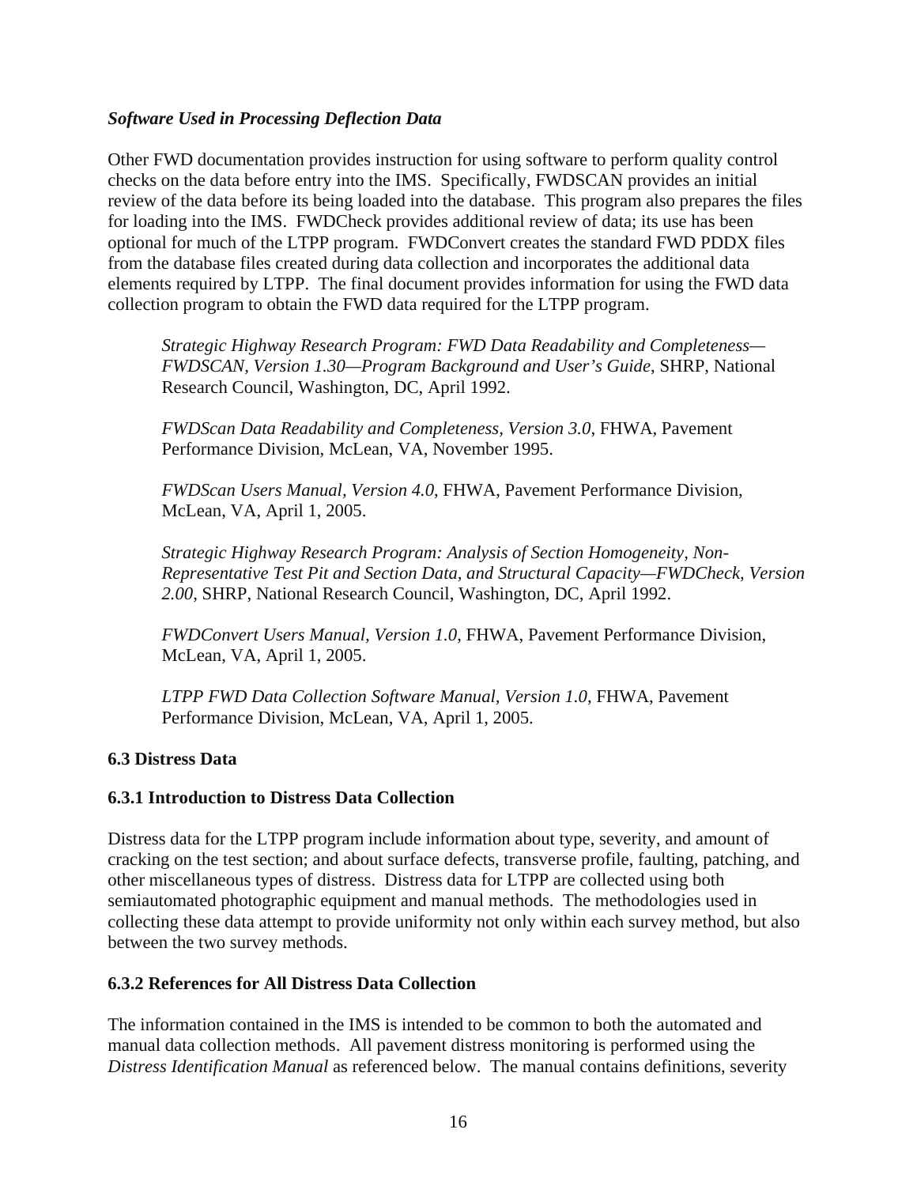***Software Used in Processing Deflection Data***

Other FWD documentation provides instruction for using software to perform quality control checks on the data before entry into the IMS. Specifically, FWDSCAN provides an initial review of the data before its being loaded into the database. This program also prepares the files for loading into the IMS. FWDCheck provides additional review of data; its use has been optional for much of the LTPP program. FWDConvert creates the standard FWD PDDX files from the database files created during data collection and incorporates the additional data elements required by LTPP. The final document provides information for using the FWD data collection program to obtain the FWD data required for the LTPP program.

> *Strategic Highway Research Program: FWD Data Readability and Completeness—FWDSCAN, Version 1.30—Program Background and User's Guide*, SHRP, National Research Council, Washington, DC, April 1992.
>
> *FWDScan Data Readability and Completeness, Version 3.0*, FHWA, Pavement Performance Division, McLean, VA, November 1995.
>
> *FWDScan Users Manual, Version 4.0*, FHWA, Pavement Performance Division, McLean, VA, April 1, 2005.
>
> *Strategic Highway Research Program: Analysis of Section Homogeneity, Non-Representative Test Pit and Section Data, and Structural Capacity—FWDCheck, Version 2.00*, SHRP, National Research Council, Washington, DC, April 1992.
>
> *FWDConvert Users Manual, Version 1.0*, FHWA, Pavement Performance Division, McLean, VA, April 1, 2005.
>
> *LTPP FWD Data Collection Software Manual, Version 1.0*, FHWA, Pavement Performance Division, McLean, VA, April 1, 2005.

### 6.3 Distress Data

#### 6.3.1 Introduction to Distress Data Collection

Distress data for the LTPP program include information about type, severity, and amount of cracking on the test section; and about surface defects, transverse profile, faulting, patching, and other miscellaneous types of distress. Distress data for LTPP are collected using both semiautomated photographic equipment and manual methods. The methodologies used in collecting these data attempt to provide uniformity not only within each survey method, but also between the two survey methods.

#### 6.3.2 References for All Distress Data Collection

The information contained in the IMS is intended to be common to both the automated and manual data collection methods. All pavement distress monitoring is performed using the *Distress Identification Manual* as referenced below. The manual contains definitions, severity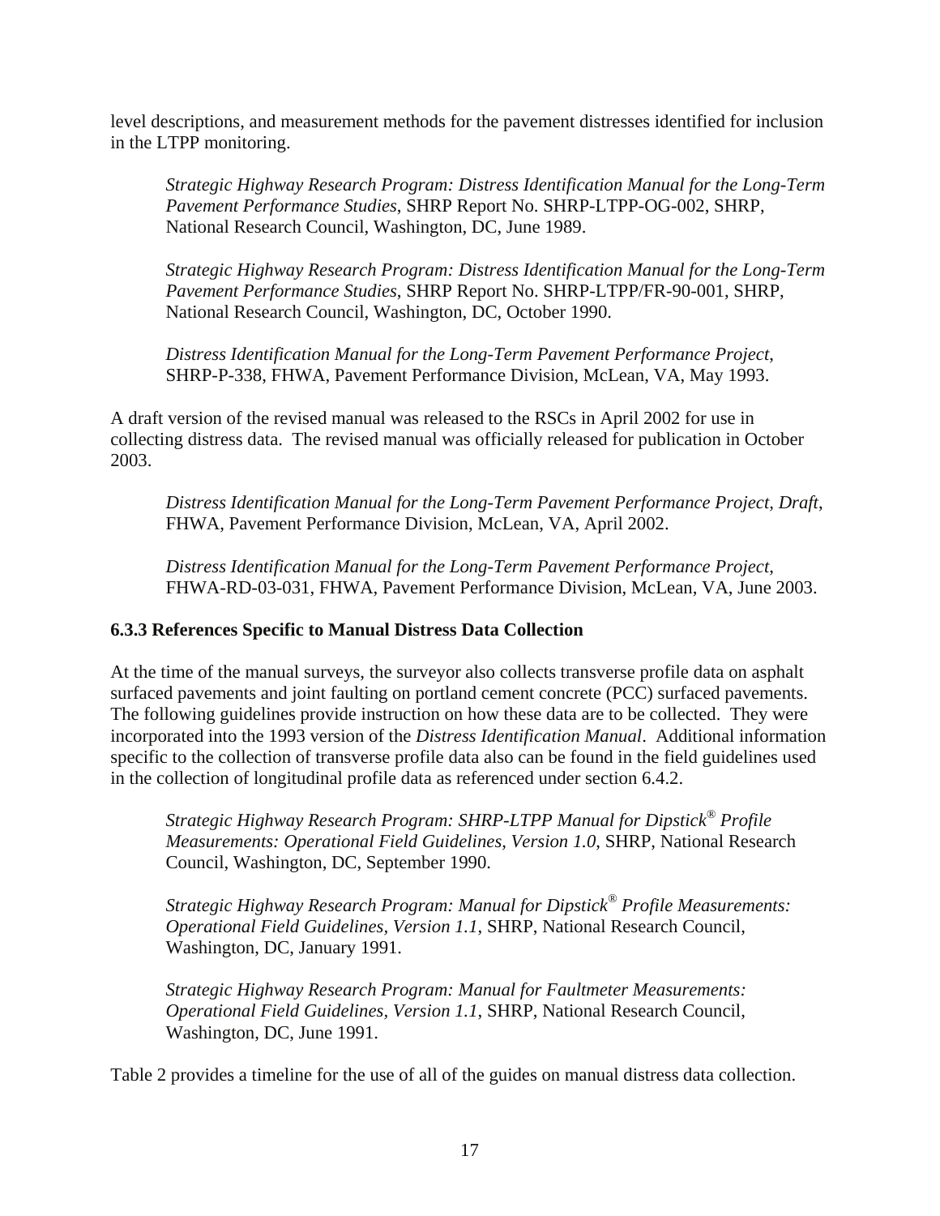level descriptions, and measurement methods for the pavement distresses identified for inclusion in the LTPP monitoring.

> *Strategic Highway Research Program: Distress Identification Manual for the Long-Term Pavement Performance Studies*, SHRP Report No. SHRP-LTPP-OG-002, SHRP, National Research Council, Washington, DC, June 1989.
>
> *Strategic Highway Research Program: Distress Identification Manual for the Long-Term Pavement Performance Studies*, SHRP Report No. SHRP-LTPP/FR-90-001, SHRP, National Research Council, Washington, DC, October 1990.
>
> *Distress Identification Manual for the Long-Term Pavement Performance Project*, SHRP-P-338, FHWA, Pavement Performance Division, McLean, VA, May 1993.

A draft version of the revised manual was released to the RSCs in April 2002 for use in collecting distress data. The revised manual was officially released for publication in October 2003.

> *Distress Identification Manual for the Long-Term Pavement Performance Project, Draft*, FHWA, Pavement Performance Division, McLean, VA, April 2002.
>
> *Distress Identification Manual for the Long-Term Pavement Performance Project*, FHWA-RD-03-031, FHWA, Pavement Performance Division, McLean, VA, June 2003.

### 6.3.3 References Specific to Manual Distress Data Collection

At the time of the manual surveys, the surveyor also collects transverse profile data on asphalt surfaced pavements and joint faulting on portland cement concrete (PCC) surfaced pavements. The following guidelines provide instruction on how these data are to be collected. They were incorporated into the 1993 version of the *Distress Identification Manual*. Additional information specific to the collection of transverse profile data also can be found in the field guidelines used in the collection of longitudinal profile data as referenced under section 6.4.2.

> *Strategic Highway Research Program: SHRP-LTPP Manual for Dipstick® Profile Measurements: Operational Field Guidelines, Version 1.0*, SHRP, National Research Council, Washington, DC, September 1990.
>
> *Strategic Highway Research Program: Manual for Dipstick® Profile Measurements: Operational Field Guidelines, Version 1.1*, SHRP, National Research Council, Washington, DC, January 1991.
>
> *Strategic Highway Research Program: Manual for Faultmeter Measurements: Operational Field Guidelines, Version 1.1*, SHRP, National Research Council, Washington, DC, June 1991.

Table 2 provides a timeline for the use of all of the guides on manual distress data collection.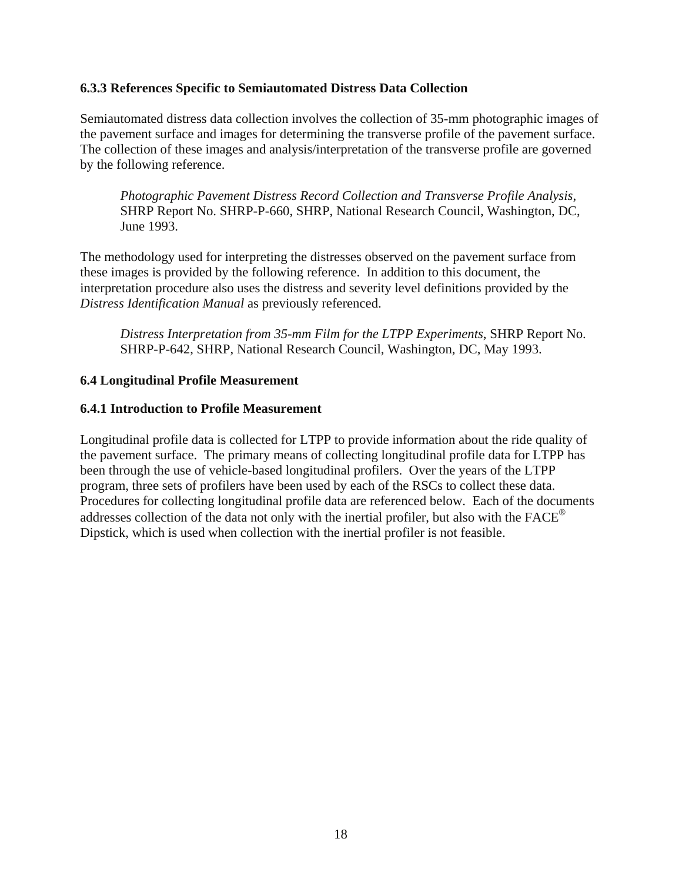### 6.3.3 References Specific to Semiautomated Distress Data Collection

Semiautomated distress data collection involves the collection of 35-mm photographic images of the pavement surface and images for determining the transverse profile of the pavement surface. The collection of these images and analysis/interpretation of the transverse profile are governed by the following reference.

> *Photographic Pavement Distress Record Collection and Transverse Profile Analysis*, SHRP Report No. SHRP-P-660, SHRP, National Research Council, Washington, DC, June 1993.

The methodology used for interpreting the distresses observed on the pavement surface from these images is provided by the following reference. In addition to this document, the interpretation procedure also uses the distress and severity level definitions provided by the *Distress Identification Manual* as previously referenced.

> *Distress Interpretation from 35-mm Film for the LTPP Experiments*, SHRP Report No. SHRP-P-642, SHRP, National Research Council, Washington, DC, May 1993.

## 6.4 Longitudinal Profile Measurement

### 6.4.1 Introduction to Profile Measurement

Longitudinal profile data is collected for LTPP to provide information about the ride quality of the pavement surface. The primary means of collecting longitudinal profile data for LTPP has been through the use of vehicle-based longitudinal profilers. Over the years of the LTPP program, three sets of profilers have been used by each of the RSCs to collect these data. Procedures for collecting longitudinal profile data are referenced below. Each of the documents addresses collection of the data not only with the inertial profiler, but also with the FACE® Dipstick, which is used when collection with the inertial profiler is not feasible.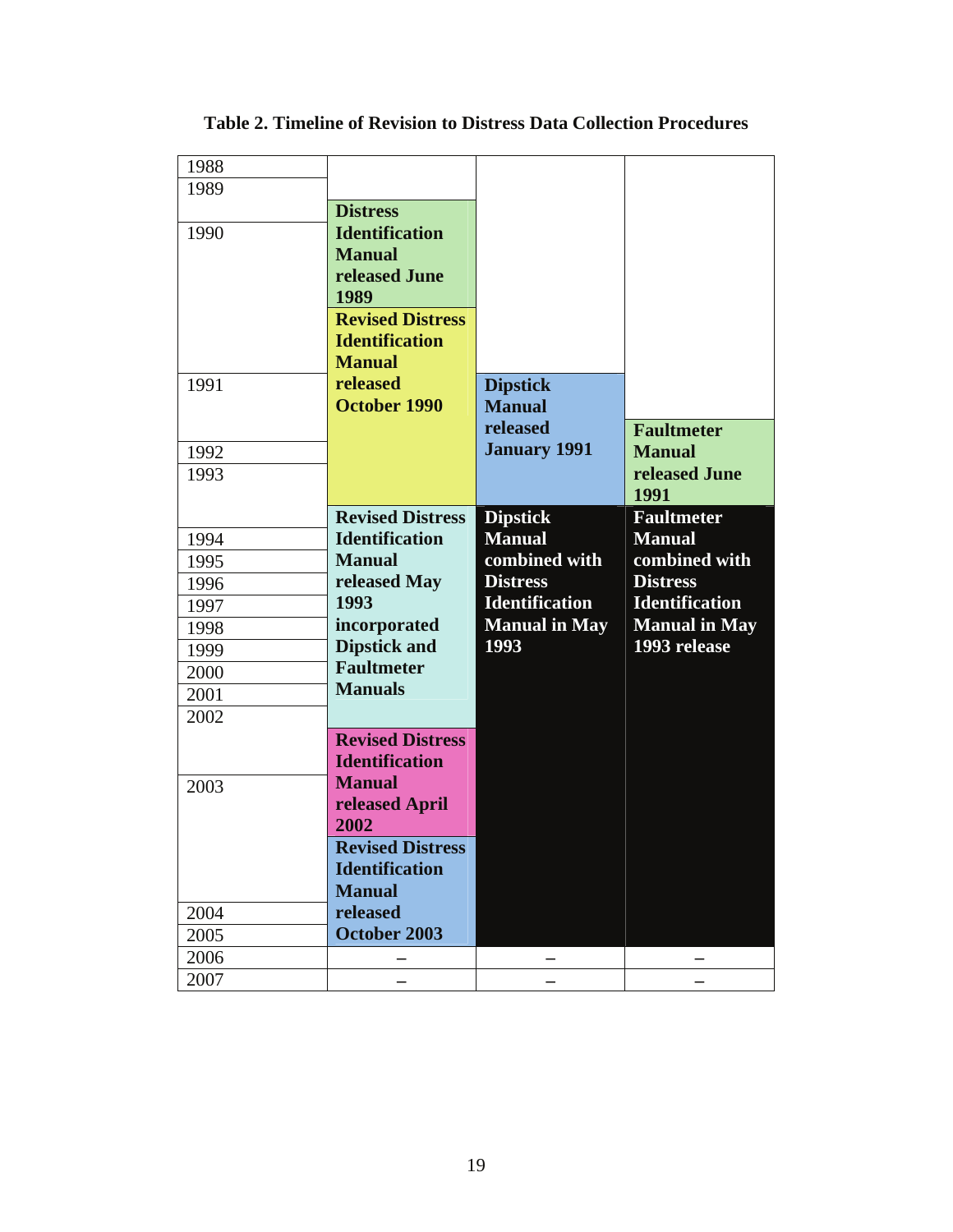**Table 2. Timeline of Revision to Distress Data Collection Procedures**

| Year | | | |
|---|---|---|---|
| 1988 | | | |
| 1989 | Distress Identification Manual released June 1989 | | |
| 1990 | Revised Distress Identification Manual released October 1990 | | |
| 1991 | | Dipstick Manual released January 1991 | Faultmeter Manual released June 1991 |
| 1992 | | | |
| 1993 | Revised Distress Identification Manual released May 1993 incorporated Dipstick and Faultmeter Manuals | Dipstick Manual combined with Distress Identification Manual in May 1993 | Faultmeter Manual combined with Distress Identification Manual in May 1993 release |
| 1994 | | | |
| 1995 | | | |
| 1996 | | | |
| 1997 | | | |
| 1998 | | | |
| 1999 | | | |
| 2000 | | | |
| 2001 | | | |
| 2002 | Revised Distress Identification Manual released April 2002 | | |
| 2003 | Revised Distress Identification Manual released October 2003 | | |
| 2004 | | | |
| 2005 | | | |
| 2006 | – | – | – |
| 2007 | – | – | – |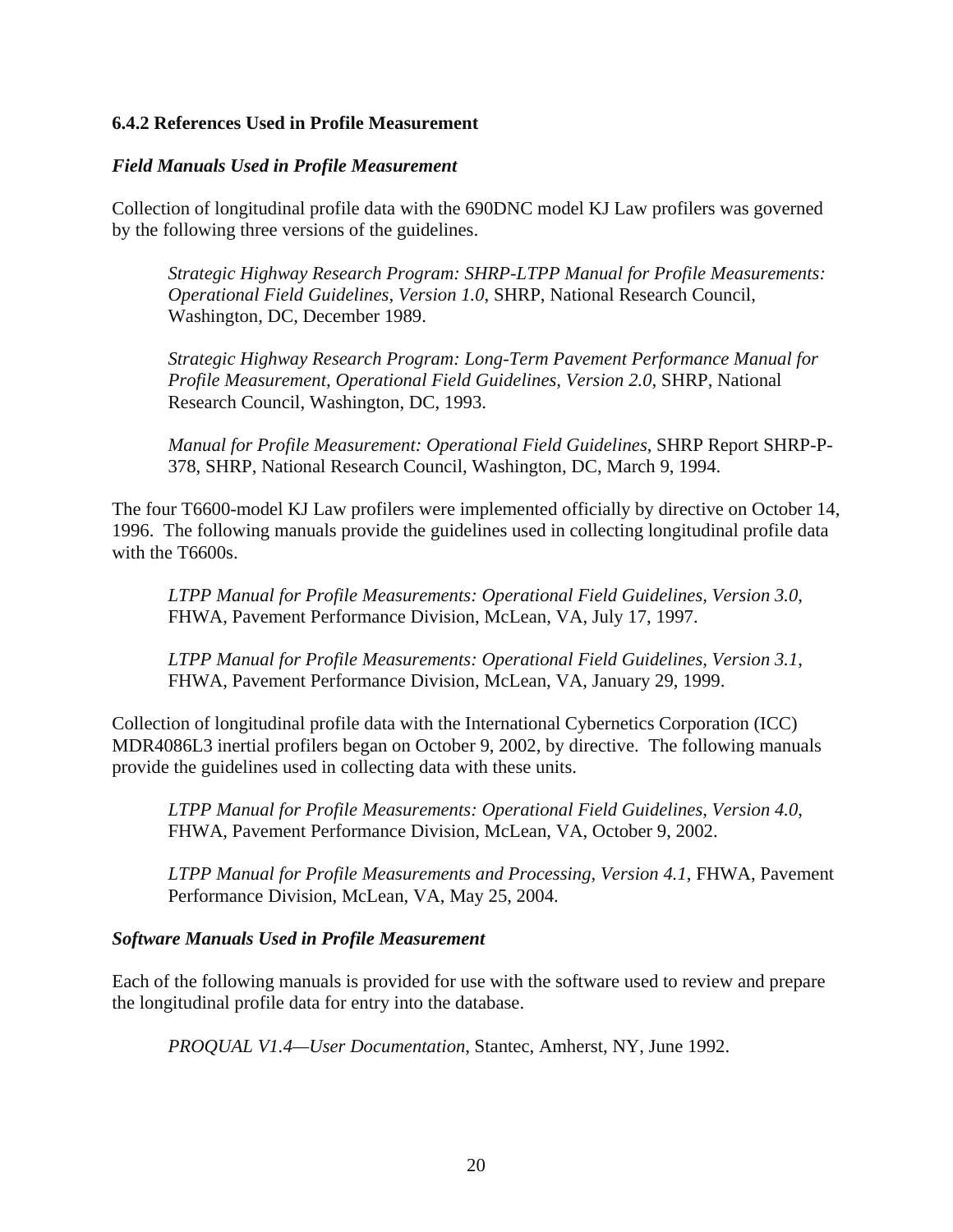### 6.4.2 References Used in Profile Measurement

***Field Manuals Used in Profile Measurement***

Collection of longitudinal profile data with the 690DNC model KJ Law profilers was governed by the following three versions of the guidelines.

> *Strategic Highway Research Program: SHRP-LTPP Manual for Profile Measurements: Operational Field Guidelines, Version 1.0*, SHRP, National Research Council, Washington, DC, December 1989.
>
> *Strategic Highway Research Program: Long-Term Pavement Performance Manual for Profile Measurement, Operational Field Guidelines, Version 2.0*, SHRP, National Research Council, Washington, DC, 1993.
>
> *Manual for Profile Measurement: Operational Field Guidelines*, SHRP Report SHRP-P-378, SHRP, National Research Council, Washington, DC, March 9, 1994.

The four T6600-model KJ Law profilers were implemented officially by directive on October 14, 1996. The following manuals provide the guidelines used in collecting longitudinal profile data with the T6600s.

> *LTPP Manual for Profile Measurements: Operational Field Guidelines, Version 3.0*, FHWA, Pavement Performance Division, McLean, VA, July 17, 1997.
>
> *LTPP Manual for Profile Measurements: Operational Field Guidelines, Version 3.1*, FHWA, Pavement Performance Division, McLean, VA, January 29, 1999.

Collection of longitudinal profile data with the International Cybernetics Corporation (ICC) MDR4086L3 inertial profilers began on October 9, 2002, by directive. The following manuals provide the guidelines used in collecting data with these units.

> *LTPP Manual for Profile Measurements: Operational Field Guidelines, Version 4.0*, FHWA, Pavement Performance Division, McLean, VA, October 9, 2002.
>
> *LTPP Manual for Profile Measurements and Processing, Version 4.1*, FHWA, Pavement Performance Division, McLean, VA, May 25, 2004.

***Software Manuals Used in Profile Measurement***

Each of the following manuals is provided for use with the software used to review and prepare the longitudinal profile data for entry into the database.

> *PROQUAL V1.4—User Documentation*, Stantec, Amherst, NY, June 1992.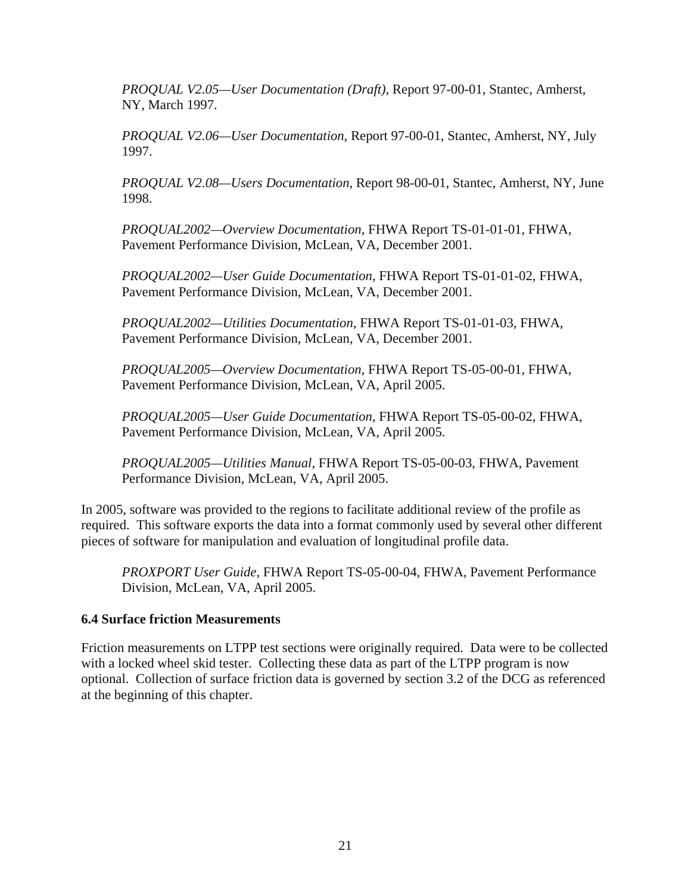*PROQUAL V2.05—User Documentation (Draft)*, Report 97-00-01, Stantec, Amherst, NY, March 1997.

*PROQUAL V2.06—User Documentation*, Report 97-00-01, Stantec, Amherst, NY, July 1997.

*PROQUAL V2.08—Users Documentation*, Report 98-00-01, Stantec, Amherst, NY, June 1998.

*PROQUAL2002—Overview Documentation*, FHWA Report TS-01-01-01, FHWA, Pavement Performance Division, McLean, VA, December 2001.

*PROQUAL2002—User Guide Documentation*, FHWA Report TS-01-01-02, FHWA, Pavement Performance Division, McLean, VA, December 2001.

*PROQUAL2002—Utilities Documentation*, FHWA Report TS-01-01-03, FHWA, Pavement Performance Division, McLean, VA, December 2001.

*PROQUAL2005—Overview Documentation*, FHWA Report TS-05-00-01, FHWA, Pavement Performance Division, McLean, VA, April 2005.

*PROQUAL2005—User Guide Documentation*, FHWA Report TS-05-00-02, FHWA, Pavement Performance Division, McLean, VA, April 2005.

*PROQUAL2005—Utilities Manual*, FHWA Report TS-05-00-03, FHWA, Pavement Performance Division, McLean, VA, April 2005.

In 2005, software was provided to the regions to facilitate additional review of the profile as required. This software exports the data into a format commonly used by several other different pieces of software for manipulation and evaluation of longitudinal profile data.

*PROXPORT User Guide*, FHWA Report TS-05-00-04, FHWA, Pavement Performance Division, McLean, VA, April 2005.

### 6.4 Surface friction Measurements

Friction measurements on LTPP test sections were originally required. Data were to be collected with a locked wheel skid tester. Collecting these data as part of the LTPP program is now optional. Collection of surface friction data is governed by section 3.2 of the DCG as referenced at the beginning of this chapter.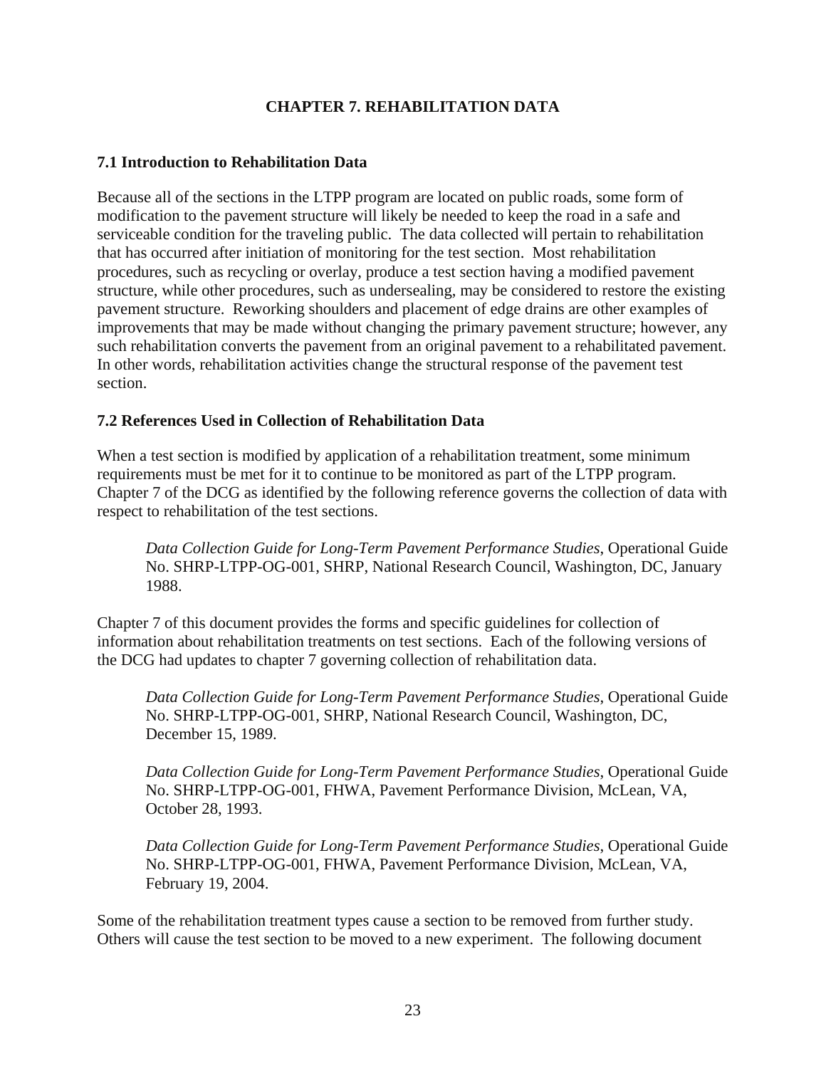# CHAPTER 7. REHABILITATION DATA

## 7.1 Introduction to Rehabilitation Data

Because all of the sections in the LTPP program are located on public roads, some form of modification to the pavement structure will likely be needed to keep the road in a safe and serviceable condition for the traveling public. The data collected will pertain to rehabilitation that has occurred after initiation of monitoring for the test section. Most rehabilitation procedures, such as recycling or overlay, produce a test section having a modified pavement structure, while other procedures, such as undersealing, may be considered to restore the existing pavement structure. Reworking shoulders and placement of edge drains are other examples of improvements that may be made without changing the primary pavement structure; however, any such rehabilitation converts the pavement from an original pavement to a rehabilitated pavement. In other words, rehabilitation activities change the structural response of the pavement test section.

## 7.2 References Used in Collection of Rehabilitation Data

When a test section is modified by application of a rehabilitation treatment, some minimum requirements must be met for it to continue to be monitored as part of the LTPP program. Chapter 7 of the DCG as identified by the following reference governs the collection of data with respect to rehabilitation of the test sections.

> *Data Collection Guide for Long-Term Pavement Performance Studies*, Operational Guide No. SHRP-LTPP-OG-001, SHRP, National Research Council, Washington, DC, January 1988.

Chapter 7 of this document provides the forms and specific guidelines for collection of information about rehabilitation treatments on test sections. Each of the following versions of the DCG had updates to chapter 7 governing collection of rehabilitation data.

> *Data Collection Guide for Long-Term Pavement Performance Studies*, Operational Guide No. SHRP-LTPP-OG-001, SHRP, National Research Council, Washington, DC, December 15, 1989.

> *Data Collection Guide for Long-Term Pavement Performance Studies*, Operational Guide No. SHRP-LTPP-OG-001, FHWA, Pavement Performance Division, McLean, VA, October 28, 1993.

> *Data Collection Guide for Long-Term Pavement Performance Studies*, Operational Guide No. SHRP-LTPP-OG-001, FHWA, Pavement Performance Division, McLean, VA, February 19, 2004.

Some of the rehabilitation treatment types cause a section to be removed from further study. Others will cause the test section to be moved to a new experiment. The following document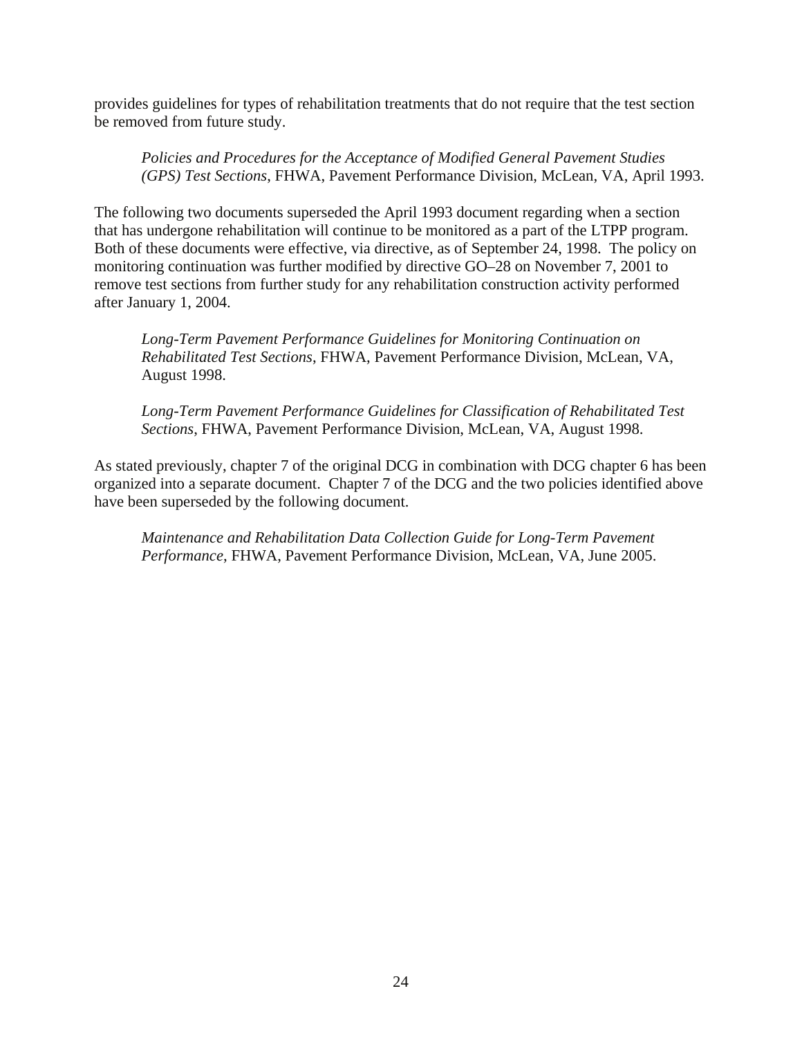provides guidelines for types of rehabilitation treatments that do not require that the test section be removed from future study.

> *Policies and Procedures for the Acceptance of Modified General Pavement Studies (GPS) Test Sections*, FHWA, Pavement Performance Division, McLean, VA, April 1993.

The following two documents superseded the April 1993 document regarding when a section that has undergone rehabilitation will continue to be monitored as a part of the LTPP program. Both of these documents were effective, via directive, as of September 24, 1998. The policy on monitoring continuation was further modified by directive GO–28 on November 7, 2001 to remove test sections from further study for any rehabilitation construction activity performed after January 1, 2004.

> *Long-Term Pavement Performance Guidelines for Monitoring Continuation on Rehabilitated Test Sections*, FHWA, Pavement Performance Division, McLean, VA, August 1998.

> *Long-Term Pavement Performance Guidelines for Classification of Rehabilitated Test Sections*, FHWA, Pavement Performance Division, McLean, VA, August 1998.

As stated previously, chapter 7 of the original DCG in combination with DCG chapter 6 has been organized into a separate document. Chapter 7 of the DCG and the two policies identified above have been superseded by the following document.

> *Maintenance and Rehabilitation Data Collection Guide for Long-Term Pavement Performance*, FHWA, Pavement Performance Division, McLean, VA, June 2005.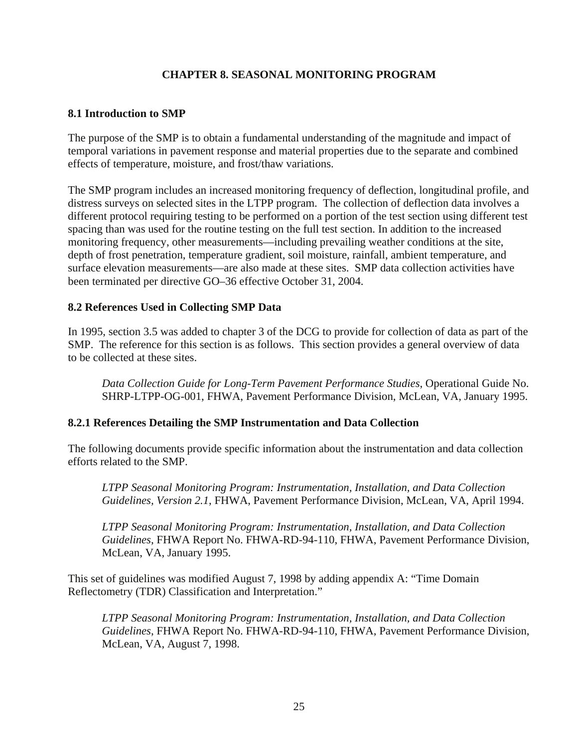# CHAPTER 8. SEASONAL MONITORING PROGRAM

## 8.1 Introduction to SMP

The purpose of the SMP is to obtain a fundamental understanding of the magnitude and impact of temporal variations in pavement response and material properties due to the separate and combined effects of temperature, moisture, and frost/thaw variations.

The SMP program includes an increased monitoring frequency of deflection, longitudinal profile, and distress surveys on selected sites in the LTPP program. The collection of deflection data involves a different protocol requiring testing to be performed on a portion of the test section using different test spacing than was used for the routine testing on the full test section. In addition to the increased monitoring frequency, other measurements—including prevailing weather conditions at the site, depth of frost penetration, temperature gradient, soil moisture, rainfall, ambient temperature, and surface elevation measurements—are also made at these sites. SMP data collection activities have been terminated per directive GO–36 effective October 31, 2004.

## 8.2 References Used in Collecting SMP Data

In 1995, section 3.5 was added to chapter 3 of the DCG to provide for collection of data as part of the SMP. The reference for this section is as follows. This section provides a general overview of data to be collected at these sites.

> *Data Collection Guide for Long-Term Pavement Performance Studies*, Operational Guide No. SHRP-LTPP-OG-001, FHWA, Pavement Performance Division, McLean, VA, January 1995.

### 8.2.1 References Detailing the SMP Instrumentation and Data Collection

The following documents provide specific information about the instrumentation and data collection efforts related to the SMP.

> *LTPP Seasonal Monitoring Program: Instrumentation, Installation, and Data Collection Guidelines, Version 2.1*, FHWA, Pavement Performance Division, McLean, VA, April 1994.

> *LTPP Seasonal Monitoring Program: Instrumentation, Installation, and Data Collection Guidelines*, FHWA Report No. FHWA-RD-94-110, FHWA, Pavement Performance Division, McLean, VA, January 1995.

This set of guidelines was modified August 7, 1998 by adding appendix A: "Time Domain Reflectometry (TDR) Classification and Interpretation."

> *LTPP Seasonal Monitoring Program: Instrumentation, Installation, and Data Collection Guidelines*, FHWA Report No. FHWA-RD-94-110, FHWA, Pavement Performance Division, McLean, VA, August 7, 1998.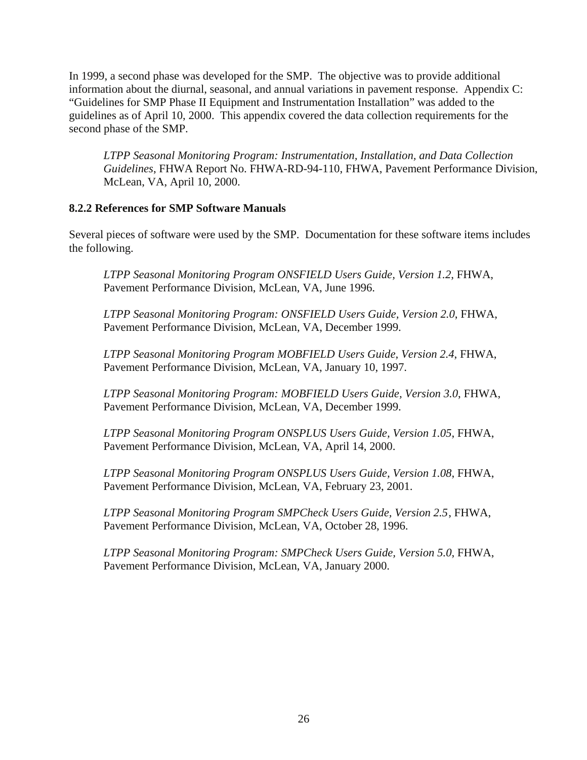In 1999, a second phase was developed for the SMP. The objective was to provide additional information about the diurnal, seasonal, and annual variations in pavement response. Appendix C: "Guidelines for SMP Phase II Equipment and Instrumentation Installation" was added to the guidelines as of April 10, 2000. This appendix covered the data collection requirements for the second phase of the SMP.

> *LTPP Seasonal Monitoring Program: Instrumentation, Installation, and Data Collection Guidelines*, FHWA Report No. FHWA-RD-94-110, FHWA, Pavement Performance Division, McLean, VA, April 10, 2000.

### 8.2.2 References for SMP Software Manuals

Several pieces of software were used by the SMP. Documentation for these software items includes the following.

> *LTPP Seasonal Monitoring Program ONSFIELD Users Guide, Version 1.2*, FHWA, Pavement Performance Division, McLean, VA, June 1996.
>
> *LTPP Seasonal Monitoring Program: ONSFIELD Users Guide, Version 2.0*, FHWA, Pavement Performance Division, McLean, VA, December 1999.
>
> *LTPP Seasonal Monitoring Program MOBFIELD Users Guide, Version 2.4*, FHWA, Pavement Performance Division, McLean, VA, January 10, 1997.
>
> *LTPP Seasonal Monitoring Program: MOBFIELD Users Guide, Version 3.0*, FHWA, Pavement Performance Division, McLean, VA, December 1999.
>
> *LTPP Seasonal Monitoring Program ONSPLUS Users Guide, Version 1.05*, FHWA, Pavement Performance Division, McLean, VA, April 14, 2000.
>
> *LTPP Seasonal Monitoring Program ONSPLUS Users Guide, Version 1.08*, FHWA, Pavement Performance Division, McLean, VA, February 23, 2001.
>
> *LTPP Seasonal Monitoring Program SMPCheck Users Guide, Version 2.5*, FHWA, Pavement Performance Division, McLean, VA, October 28, 1996.
>
> *LTPP Seasonal Monitoring Program: SMPCheck Users Guide, Version 5.0*, FHWA, Pavement Performance Division, McLean, VA, January 2000.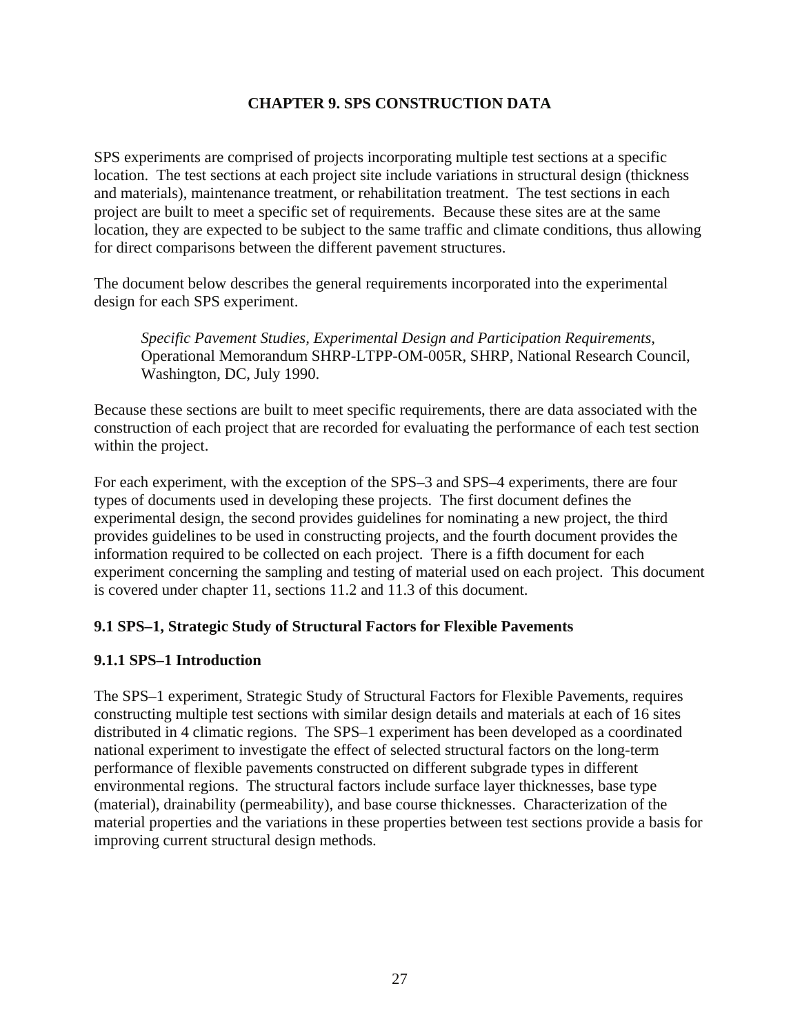# CHAPTER 9. SPS CONSTRUCTION DATA

SPS experiments are comprised of projects incorporating multiple test sections at a specific location. The test sections at each project site include variations in structural design (thickness and materials), maintenance treatment, or rehabilitation treatment. The test sections in each project are built to meet a specific set of requirements. Because these sites are at the same location, they are expected to be subject to the same traffic and climate conditions, thus allowing for direct comparisons between the different pavement structures.

The document below describes the general requirements incorporated into the experimental design for each SPS experiment.

> *Specific Pavement Studies, Experimental Design and Participation Requirements*, Operational Memorandum SHRP-LTPP-OM-005R, SHRP, National Research Council, Washington, DC, July 1990.

Because these sections are built to meet specific requirements, there are data associated with the construction of each project that are recorded for evaluating the performance of each test section within the project.

For each experiment, with the exception of the SPS–3 and SPS–4 experiments, there are four types of documents used in developing these projects. The first document defines the experimental design, the second provides guidelines for nominating a new project, the third provides guidelines to be used in constructing projects, and the fourth document provides the information required to be collected on each project. There is a fifth document for each experiment concerning the sampling and testing of material used on each project. This document is covered under chapter 11, sections 11.2 and 11.3 of this document.

## 9.1 SPS–1, Strategic Study of Structural Factors for Flexible Pavements

### 9.1.1 SPS–1 Introduction

The SPS–1 experiment, Strategic Study of Structural Factors for Flexible Pavements, requires constructing multiple test sections with similar design details and materials at each of 16 sites distributed in 4 climatic regions. The SPS–1 experiment has been developed as a coordinated national experiment to investigate the effect of selected structural factors on the long-term performance of flexible pavements constructed on different subgrade types in different environmental regions. The structural factors include surface layer thicknesses, base type (material), drainability (permeability), and base course thicknesses. Characterization of the material properties and the variations in these properties between test sections provide a basis for improving current structural design methods.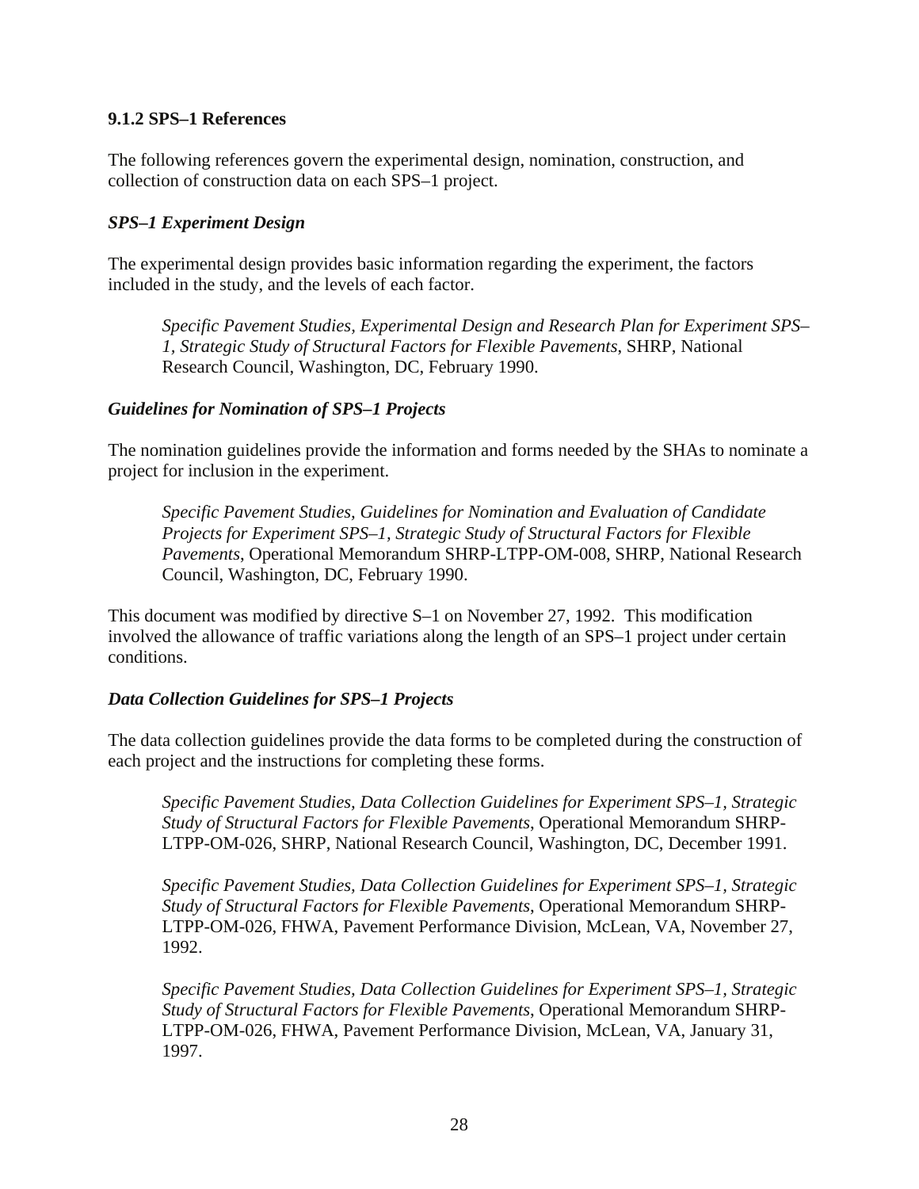### 9.1.2 SPS–1 References

The following references govern the experimental design, nomination, construction, and collection of construction data on each SPS–1 project.

#### *SPS–1 Experiment Design*

The experimental design provides basic information regarding the experiment, the factors included in the study, and the levels of each factor.

> *Specific Pavement Studies, Experimental Design and Research Plan for Experiment SPS–1, Strategic Study of Structural Factors for Flexible Pavements*, SHRP, National Research Council, Washington, DC, February 1990.

#### *Guidelines for Nomination of SPS–1 Projects*

The nomination guidelines provide the information and forms needed by the SHAs to nominate a project for inclusion in the experiment.

> *Specific Pavement Studies, Guidelines for Nomination and Evaluation of Candidate Projects for Experiment SPS–1, Strategic Study of Structural Factors for Flexible Pavements*, Operational Memorandum SHRP-LTPP-OM-008, SHRP, National Research Council, Washington, DC, February 1990.

This document was modified by directive S–1 on November 27, 1992. This modification involved the allowance of traffic variations along the length of an SPS–1 project under certain conditions.

#### *Data Collection Guidelines for SPS–1 Projects*

The data collection guidelines provide the data forms to be completed during the construction of each project and the instructions for completing these forms.

> *Specific Pavement Studies, Data Collection Guidelines for Experiment SPS–1, Strategic Study of Structural Factors for Flexible Pavements*, Operational Memorandum SHRP-LTPP-OM-026, SHRP, National Research Council, Washington, DC, December 1991.

> *Specific Pavement Studies, Data Collection Guidelines for Experiment SPS–1, Strategic Study of Structural Factors for Flexible Pavements*, Operational Memorandum SHRP-LTPP-OM-026, FHWA, Pavement Performance Division, McLean, VA, November 27, 1992.

> *Specific Pavement Studies, Data Collection Guidelines for Experiment SPS–1, Strategic Study of Structural Factors for Flexible Pavements*, Operational Memorandum SHRP-LTPP-OM-026, FHWA, Pavement Performance Division, McLean, VA, January 31, 1997.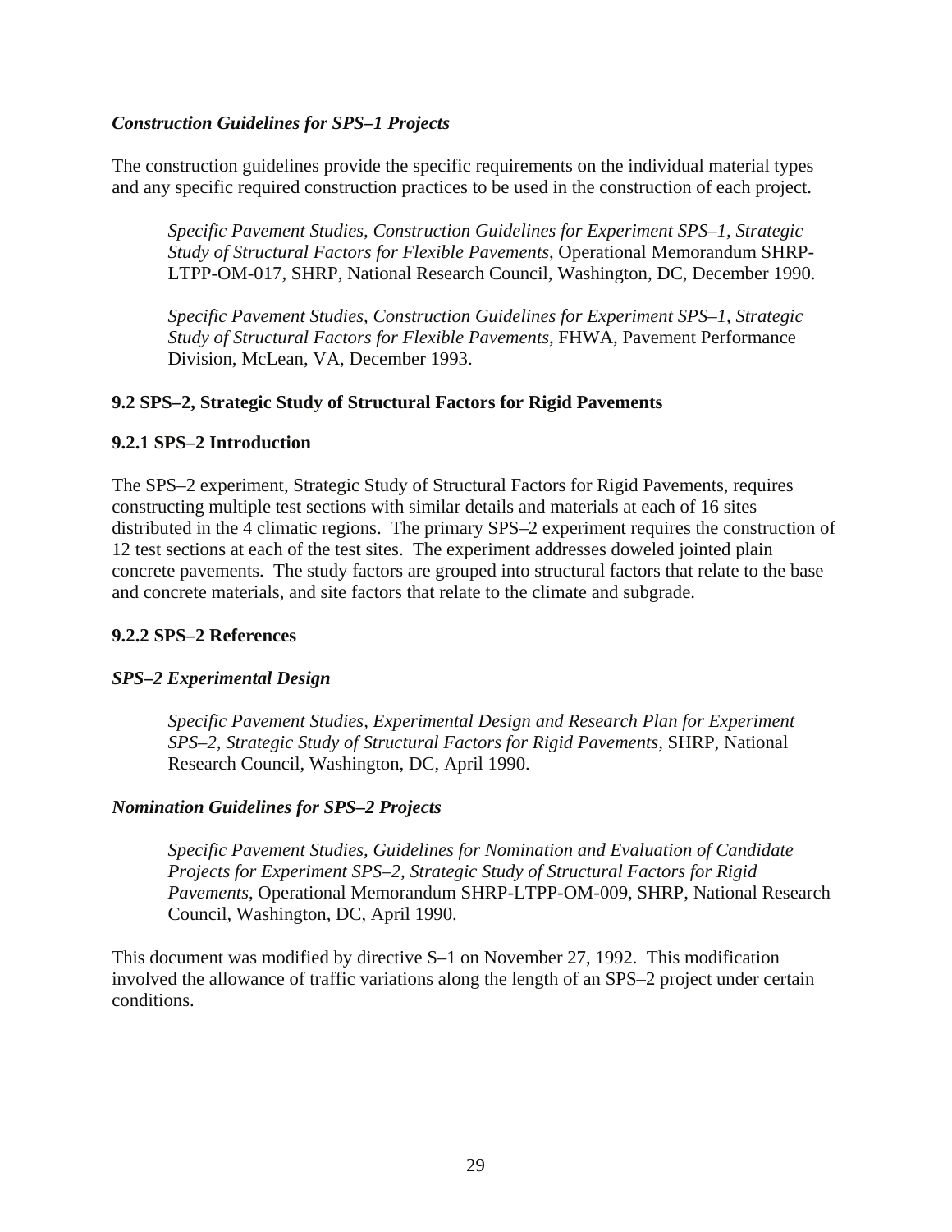***Construction Guidelines for SPS–1 Projects***

The construction guidelines provide the specific requirements on the individual material types and any specific required construction practices to be used in the construction of each project.

> *Specific Pavement Studies, Construction Guidelines for Experiment SPS–1, Strategic Study of Structural Factors for Flexible Pavements*, Operational Memorandum SHRP-LTPP-OM-017, SHRP, National Research Council, Washington, DC, December 1990.
>
> *Specific Pavement Studies, Construction Guidelines for Experiment SPS–1, Strategic Study of Structural Factors for Flexible Pavements*, FHWA, Pavement Performance Division, McLean, VA, December 1993.

## 9.2 SPS–2, Strategic Study of Structural Factors for Rigid Pavements

### 9.2.1 SPS–2 Introduction

The SPS–2 experiment, Strategic Study of Structural Factors for Rigid Pavements, requires constructing multiple test sections with similar details and materials at each of 16 sites distributed in the 4 climatic regions. The primary SPS–2 experiment requires the construction of 12 test sections at each of the test sites. The experiment addresses doweled jointed plain concrete pavements. The study factors are grouped into structural factors that relate to the base and concrete materials, and site factors that relate to the climate and subgrade.

### 9.2.2 SPS–2 References

***SPS–2 Experimental Design***

> *Specific Pavement Studies, Experimental Design and Research Plan for Experiment SPS–2, Strategic Study of Structural Factors for Rigid Pavements*, SHRP, National Research Council, Washington, DC, April 1990.

***Nomination Guidelines for SPS–2 Projects***

> *Specific Pavement Studies, Guidelines for Nomination and Evaluation of Candidate Projects for Experiment SPS–2, Strategic Study of Structural Factors for Rigid Pavements*, Operational Memorandum SHRP-LTPP-OM-009, SHRP, National Research Council, Washington, DC, April 1990.

This document was modified by directive S–1 on November 27, 1992. This modification involved the allowance of traffic variations along the length of an SPS–2 project under certain conditions.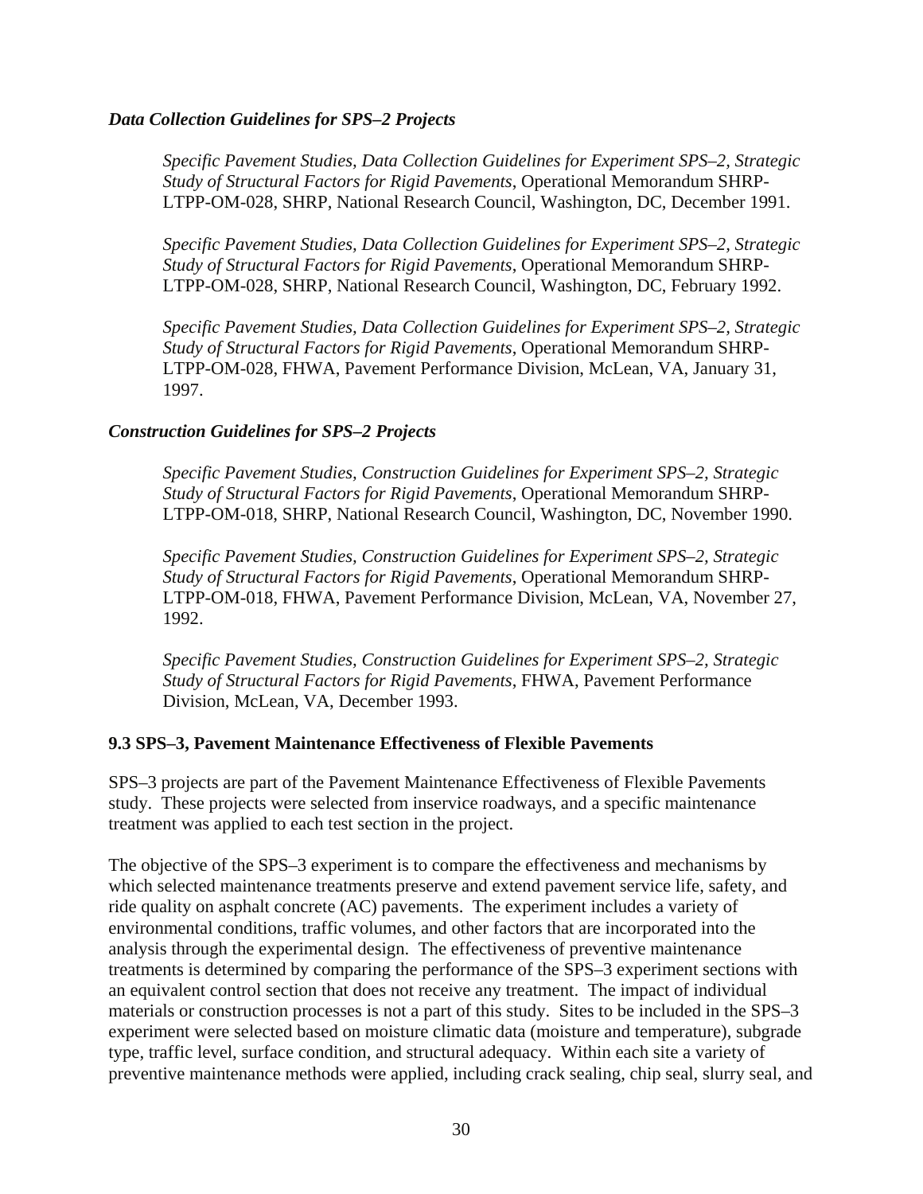### *Data Collection Guidelines for SPS–2 Projects*

*Specific Pavement Studies, Data Collection Guidelines for Experiment SPS–2, Strategic Study of Structural Factors for Rigid Pavements*, Operational Memorandum SHRP-LTPP-OM-028, SHRP, National Research Council, Washington, DC, December 1991.

*Specific Pavement Studies, Data Collection Guidelines for Experiment SPS–2, Strategic Study of Structural Factors for Rigid Pavements*, Operational Memorandum SHRP-LTPP-OM-028, SHRP, National Research Council, Washington, DC, February 1992.

*Specific Pavement Studies, Data Collection Guidelines for Experiment SPS–2, Strategic Study of Structural Factors for Rigid Pavements*, Operational Memorandum SHRP-LTPP-OM-028, FHWA, Pavement Performance Division, McLean, VA, January 31, 1997.

### *Construction Guidelines for SPS–2 Projects*

*Specific Pavement Studies, Construction Guidelines for Experiment SPS–2, Strategic Study of Structural Factors for Rigid Pavements*, Operational Memorandum SHRP-LTPP-OM-018, SHRP, National Research Council, Washington, DC, November 1990.

*Specific Pavement Studies, Construction Guidelines for Experiment SPS–2, Strategic Study of Structural Factors for Rigid Pavements*, Operational Memorandum SHRP-LTPP-OM-018, FHWA, Pavement Performance Division, McLean, VA, November 27, 1992.

*Specific Pavement Studies, Construction Guidelines for Experiment SPS–2, Strategic Study of Structural Factors for Rigid Pavements*, FHWA, Pavement Performance Division, McLean, VA, December 1993.

## 9.3 SPS–3, Pavement Maintenance Effectiveness of Flexible Pavements

SPS–3 projects are part of the Pavement Maintenance Effectiveness of Flexible Pavements study. These projects were selected from inservice roadways, and a specific maintenance treatment was applied to each test section in the project.

The objective of the SPS–3 experiment is to compare the effectiveness and mechanisms by which selected maintenance treatments preserve and extend pavement service life, safety, and ride quality on asphalt concrete (AC) pavements. The experiment includes a variety of environmental conditions, traffic volumes, and other factors that are incorporated into the analysis through the experimental design. The effectiveness of preventive maintenance treatments is determined by comparing the performance of the SPS–3 experiment sections with an equivalent control section that does not receive any treatment. The impact of individual materials or construction processes is not a part of this study. Sites to be included in the SPS–3 experiment were selected based on moisture climatic data (moisture and temperature), subgrade type, traffic level, surface condition, and structural adequacy. Within each site a variety of preventive maintenance methods were applied, including crack sealing, chip seal, slurry seal, and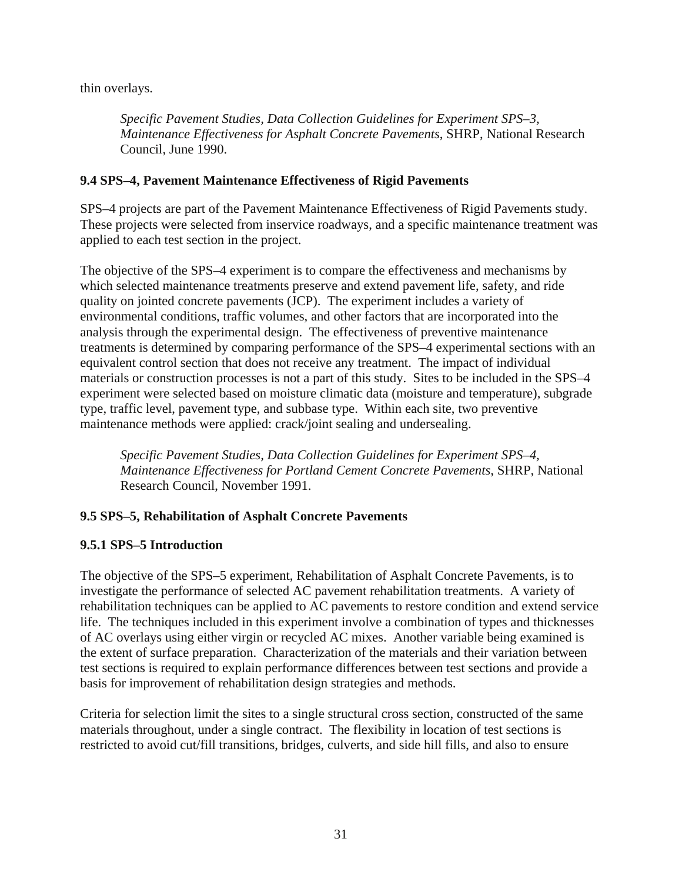thin overlays.

> *Specific Pavement Studies, Data Collection Guidelines for Experiment SPS–3, Maintenance Effectiveness for Asphalt Concrete Pavements*, SHRP, National Research Council, June 1990.

### 9.4 SPS–4, Pavement Maintenance Effectiveness of Rigid Pavements

SPS–4 projects are part of the Pavement Maintenance Effectiveness of Rigid Pavements study. These projects were selected from inservice roadways, and a specific maintenance treatment was applied to each test section in the project.

The objective of the SPS–4 experiment is to compare the effectiveness and mechanisms by which selected maintenance treatments preserve and extend pavement life, safety, and ride quality on jointed concrete pavements (JCP). The experiment includes a variety of environmental conditions, traffic volumes, and other factors that are incorporated into the analysis through the experimental design. The effectiveness of preventive maintenance treatments is determined by comparing performance of the SPS–4 experimental sections with an equivalent control section that does not receive any treatment. The impact of individual materials or construction processes is not a part of this study. Sites to be included in the SPS–4 experiment were selected based on moisture climatic data (moisture and temperature), subgrade type, traffic level, pavement type, and subbase type. Within each site, two preventive maintenance methods were applied: crack/joint sealing and undersealing.

> *Specific Pavement Studies, Data Collection Guidelines for Experiment SPS–4, Maintenance Effectiveness for Portland Cement Concrete Pavements*, SHRP, National Research Council, November 1991.

### 9.5 SPS–5, Rehabilitation of Asphalt Concrete Pavements

#### 9.5.1 SPS–5 Introduction

The objective of the SPS–5 experiment, Rehabilitation of Asphalt Concrete Pavements, is to investigate the performance of selected AC pavement rehabilitation treatments. A variety of rehabilitation techniques can be applied to AC pavements to restore condition and extend service life. The techniques included in this experiment involve a combination of types and thicknesses of AC overlays using either virgin or recycled AC mixes. Another variable being examined is the extent of surface preparation. Characterization of the materials and their variation between test sections is required to explain performance differences between test sections and provide a basis for improvement of rehabilitation design strategies and methods.

Criteria for selection limit the sites to a single structural cross section, constructed of the same materials throughout, under a single contract. The flexibility in location of test sections is restricted to avoid cut/fill transitions, bridges, culverts, and side hill fills, and also to ensure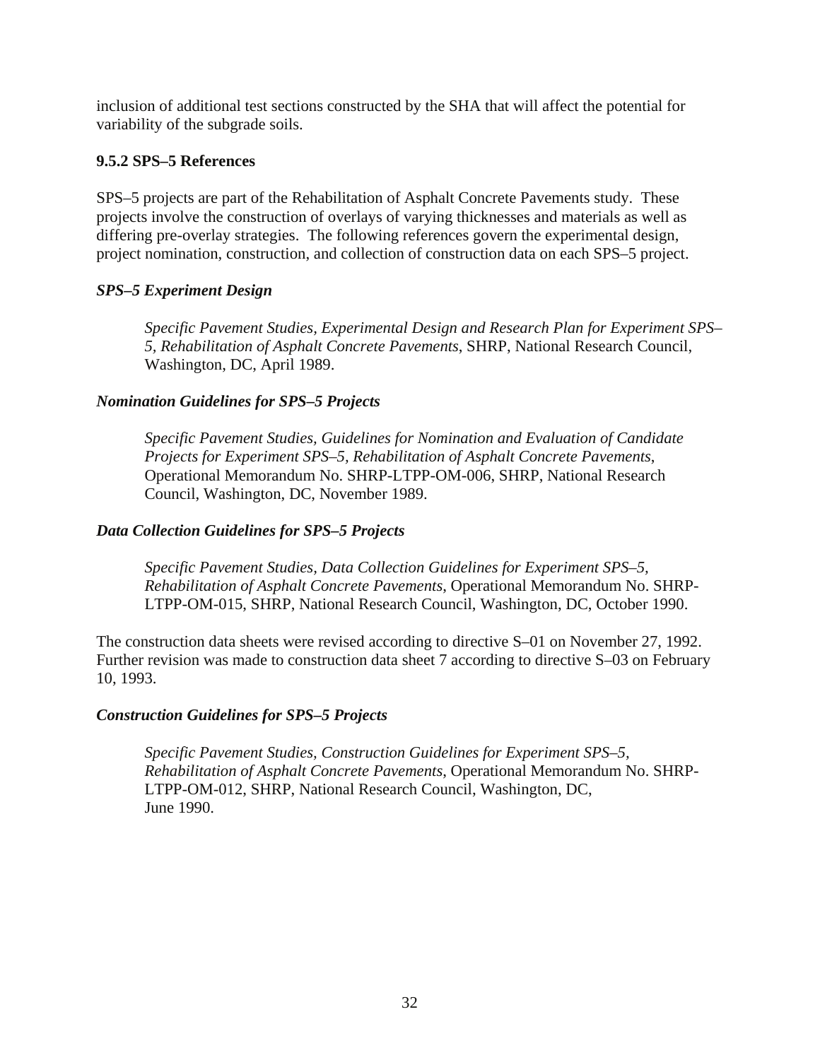inclusion of additional test sections constructed by the SHA that will affect the potential for variability of the subgrade soils.

### 9.5.2 SPS–5 References

SPS–5 projects are part of the Rehabilitation of Asphalt Concrete Pavements study. These projects involve the construction of overlays of varying thicknesses and materials as well as differing pre-overlay strategies. The following references govern the experimental design, project nomination, construction, and collection of construction data on each SPS–5 project.

***SPS–5 Experiment Design***

> *Specific Pavement Studies, Experimental Design and Research Plan for Experiment SPS–5, Rehabilitation of Asphalt Concrete Pavements*, SHRP, National Research Council, Washington, DC, April 1989.

***Nomination Guidelines for SPS–5 Projects***

> *Specific Pavement Studies, Guidelines for Nomination and Evaluation of Candidate Projects for Experiment SPS–5, Rehabilitation of Asphalt Concrete Pavements*, Operational Memorandum No. SHRP-LTPP-OM-006, SHRP, National Research Council, Washington, DC, November 1989.

***Data Collection Guidelines for SPS–5 Projects***

> *Specific Pavement Studies, Data Collection Guidelines for Experiment SPS–5, Rehabilitation of Asphalt Concrete Pavements*, Operational Memorandum No. SHRP-LTPP-OM-015, SHRP, National Research Council, Washington, DC, October 1990.

The construction data sheets were revised according to directive S–01 on November 27, 1992. Further revision was made to construction data sheet 7 according to directive S–03 on February 10, 1993.

***Construction Guidelines for SPS–5 Projects***

> *Specific Pavement Studies, Construction Guidelines for Experiment SPS–5, Rehabilitation of Asphalt Concrete Pavements*, Operational Memorandum No. SHRP-LTPP-OM-012, SHRP, National Research Council, Washington, DC, June 1990.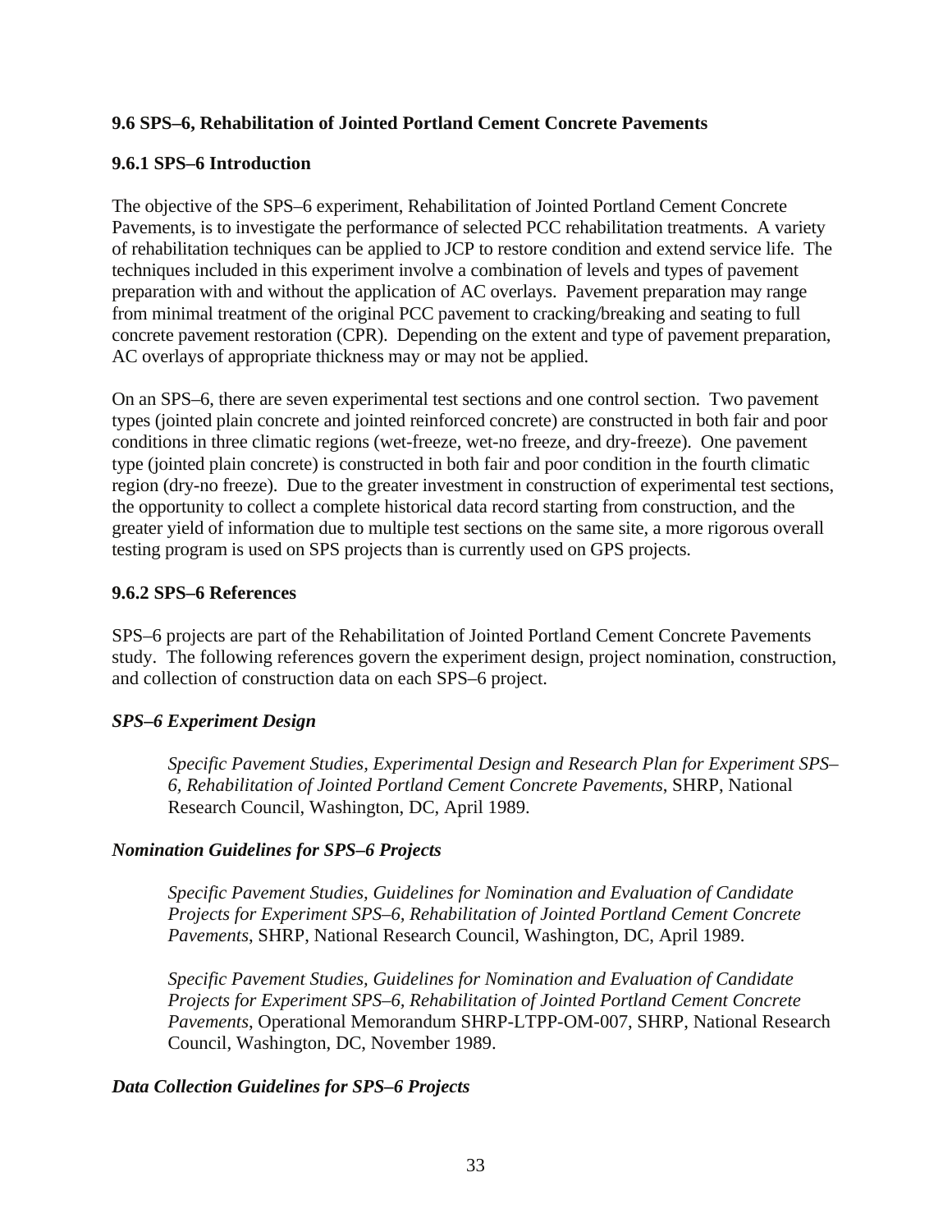### 9.6 SPS–6, Rehabilitation of Jointed Portland Cement Concrete Pavements

#### 9.6.1 SPS–6 Introduction

The objective of the SPS–6 experiment, Rehabilitation of Jointed Portland Cement Concrete Pavements, is to investigate the performance of selected PCC rehabilitation treatments. A variety of rehabilitation techniques can be applied to JCP to restore condition and extend service life. The techniques included in this experiment involve a combination of levels and types of pavement preparation with and without the application of AC overlays. Pavement preparation may range from minimal treatment of the original PCC pavement to cracking/breaking and seating to full concrete pavement restoration (CPR). Depending on the extent and type of pavement preparation, AC overlays of appropriate thickness may or may not be applied.

On an SPS–6, there are seven experimental test sections and one control section. Two pavement types (jointed plain concrete and jointed reinforced concrete) are constructed in both fair and poor conditions in three climatic regions (wet-freeze, wet-no freeze, and dry-freeze). One pavement type (jointed plain concrete) is constructed in both fair and poor condition in the fourth climatic region (dry-no freeze). Due to the greater investment in construction of experimental test sections, the opportunity to collect a complete historical data record starting from construction, and the greater yield of information due to multiple test sections on the same site, a more rigorous overall testing program is used on SPS projects than is currently used on GPS projects.

#### 9.6.2 SPS–6 References

SPS–6 projects are part of the Rehabilitation of Jointed Portland Cement Concrete Pavements study. The following references govern the experiment design, project nomination, construction, and collection of construction data on each SPS–6 project.

***SPS–6 Experiment Design***

> *Specific Pavement Studies, Experimental Design and Research Plan for Experiment SPS–6, Rehabilitation of Jointed Portland Cement Concrete Pavements*, SHRP, National Research Council, Washington, DC, April 1989.

***Nomination Guidelines for SPS–6 Projects***

> *Specific Pavement Studies, Guidelines for Nomination and Evaluation of Candidate Projects for Experiment SPS–6, Rehabilitation of Jointed Portland Cement Concrete Pavements*, SHRP, National Research Council, Washington, DC, April 1989.

> *Specific Pavement Studies, Guidelines for Nomination and Evaluation of Candidate Projects for Experiment SPS–6, Rehabilitation of Jointed Portland Cement Concrete Pavements*, Operational Memorandum SHRP-LTPP-OM-007, SHRP, National Research Council, Washington, DC, November 1989.

***Data Collection Guidelines for SPS–6 Projects***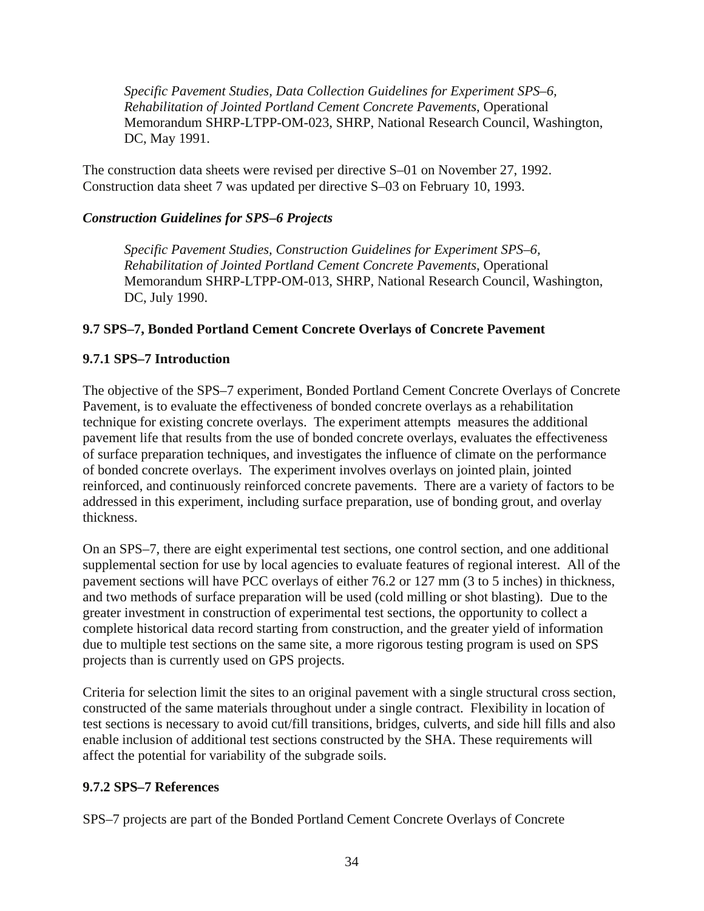*Specific Pavement Studies, Data Collection Guidelines for Experiment SPS–6, Rehabilitation of Jointed Portland Cement Concrete Pavements*, Operational Memorandum SHRP-LTPP-OM-023, SHRP, National Research Council, Washington, DC, May 1991.

The construction data sheets were revised per directive S–01 on November 27, 1992. Construction data sheet 7 was updated per directive S–03 on February 10, 1993.

***Construction Guidelines for SPS–6 Projects***

*Specific Pavement Studies, Construction Guidelines for Experiment SPS–6, Rehabilitation of Jointed Portland Cement Concrete Pavements*, Operational Memorandum SHRP-LTPP-OM-013, SHRP, National Research Council, Washington, DC, July 1990.

### 9.7 SPS–7, Bonded Portland Cement Concrete Overlays of Concrete Pavement

#### 9.7.1 SPS–7 Introduction

The objective of the SPS–7 experiment, Bonded Portland Cement Concrete Overlays of Concrete Pavement, is to evaluate the effectiveness of bonded concrete overlays as a rehabilitation technique for existing concrete overlays. The experiment attempts measures the additional pavement life that results from the use of bonded concrete overlays, evaluates the effectiveness of surface preparation techniques, and investigates the influence of climate on the performance of bonded concrete overlays. The experiment involves overlays on jointed plain, jointed reinforced, and continuously reinforced concrete pavements. There are a variety of factors to be addressed in this experiment, including surface preparation, use of bonding grout, and overlay thickness.

On an SPS–7, there are eight experimental test sections, one control section, and one additional supplemental section for use by local agencies to evaluate features of regional interest. All of the pavement sections will have PCC overlays of either 76.2 or 127 mm (3 to 5 inches) in thickness, and two methods of surface preparation will be used (cold milling or shot blasting). Due to the greater investment in construction of experimental test sections, the opportunity to collect a complete historical data record starting from construction, and the greater yield of information due to multiple test sections on the same site, a more rigorous testing program is used on SPS projects than is currently used on GPS projects.

Criteria for selection limit the sites to an original pavement with a single structural cross section, constructed of the same materials throughout under a single contract. Flexibility in location of test sections is necessary to avoid cut/fill transitions, bridges, culverts, and side hill fills and also enable inclusion of additional test sections constructed by the SHA. These requirements will affect the potential for variability of the subgrade soils.

#### 9.7.2 SPS–7 References

SPS–7 projects are part of the Bonded Portland Cement Concrete Overlays of Concrete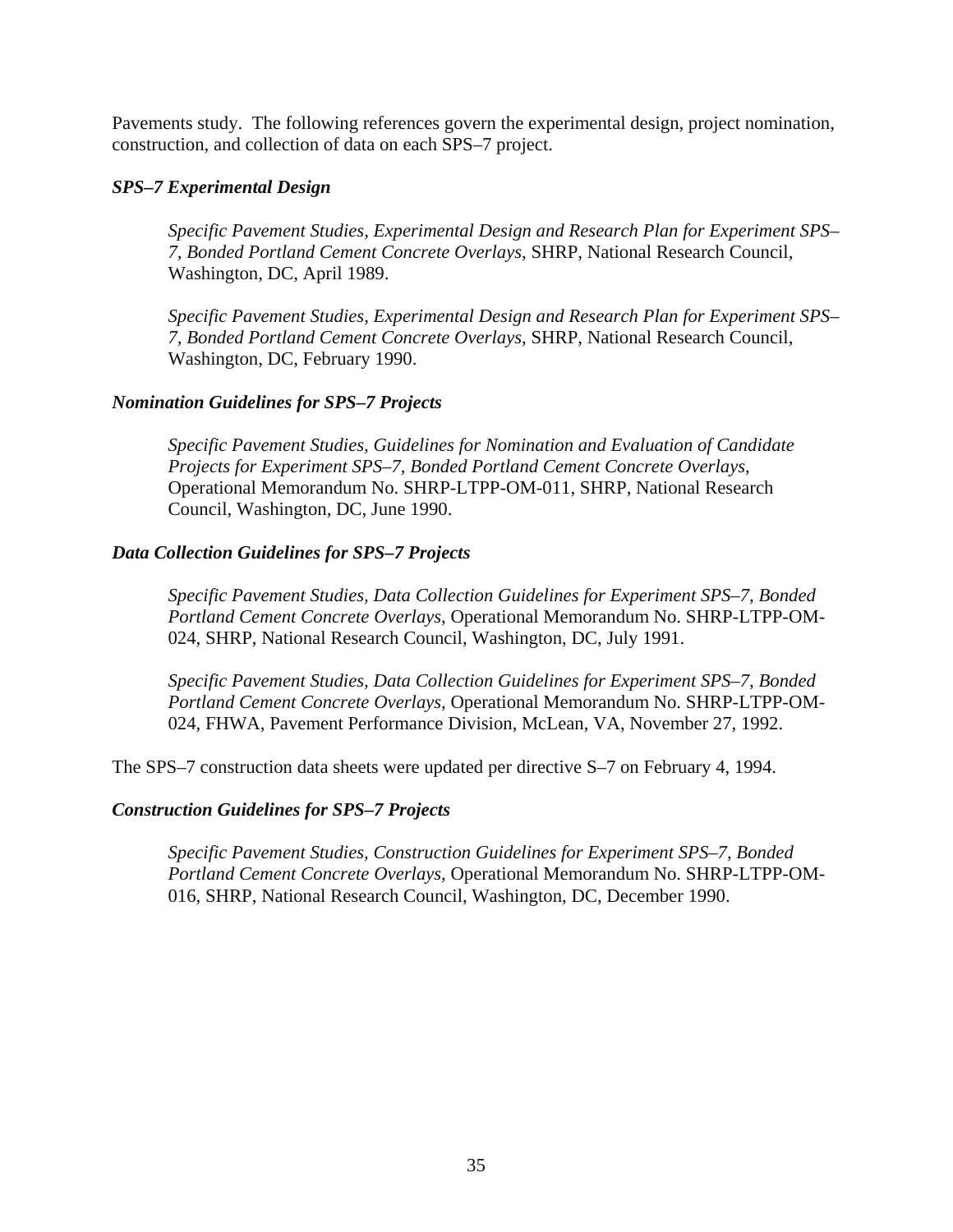Pavements study. The following references govern the experimental design, project nomination, construction, and collection of data on each SPS–7 project.

***SPS–7 Experimental Design***

> *Specific Pavement Studies, Experimental Design and Research Plan for Experiment SPS–7, Bonded Portland Cement Concrete Overlays*, SHRP, National Research Council, Washington, DC, April 1989.
>
> *Specific Pavement Studies, Experimental Design and Research Plan for Experiment SPS–7, Bonded Portland Cement Concrete Overlays*, SHRP, National Research Council, Washington, DC, February 1990.

***Nomination Guidelines for SPS–7 Projects***

> *Specific Pavement Studies, Guidelines for Nomination and Evaluation of Candidate Projects for Experiment SPS–7, Bonded Portland Cement Concrete Overlays*, Operational Memorandum No. SHRP-LTPP-OM-011, SHRP, National Research Council, Washington, DC, June 1990.

***Data Collection Guidelines for SPS–7 Projects***

> *Specific Pavement Studies, Data Collection Guidelines for Experiment SPS–7, Bonded Portland Cement Concrete Overlays*, Operational Memorandum No. SHRP-LTPP-OM-024, SHRP, National Research Council, Washington, DC, July 1991.
>
> *Specific Pavement Studies, Data Collection Guidelines for Experiment SPS–7, Bonded Portland Cement Concrete Overlays*, Operational Memorandum No. SHRP-LTPP-OM-024, FHWA, Pavement Performance Division, McLean, VA, November 27, 1992.

The SPS–7 construction data sheets were updated per directive S–7 on February 4, 1994.

***Construction Guidelines for SPS–7 Projects***

> *Specific Pavement Studies, Construction Guidelines for Experiment SPS–7, Bonded Portland Cement Concrete Overlays*, Operational Memorandum No. SHRP-LTPP-OM-016, SHRP, National Research Council, Washington, DC, December 1990.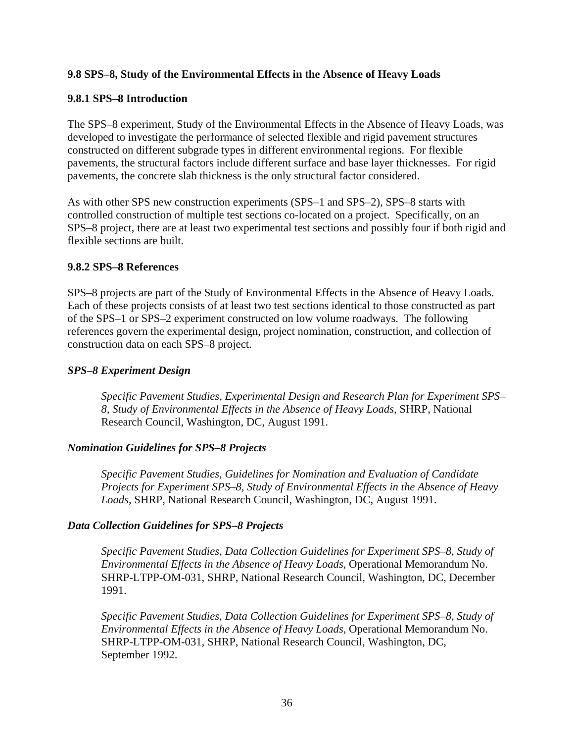## 9.8 SPS–8, Study of the Environmental Effects in the Absence of Heavy Loads

### 9.8.1 SPS–8 Introduction

The SPS–8 experiment, Study of the Environmental Effects in the Absence of Heavy Loads, was developed to investigate the performance of selected flexible and rigid pavement structures constructed on different subgrade types in different environmental regions. For flexible pavements, the structural factors include different surface and base layer thicknesses. For rigid pavements, the concrete slab thickness is the only structural factor considered.

As with other SPS new construction experiments (SPS–1 and SPS–2), SPS–8 starts with controlled construction of multiple test sections co-located on a project. Specifically, on an SPS–8 project, there are at least two experimental test sections and possibly four if both rigid and flexible sections are built.

### 9.8.2 SPS–8 References

SPS–8 projects are part of the Study of Environmental Effects in the Absence of Heavy Loads. Each of these projects consists of at least two test sections identical to those constructed as part of the SPS–1 or SPS–2 experiment constructed on low volume roadways. The following references govern the experimental design, project nomination, construction, and collection of construction data on each SPS–8 project.

***SPS–8 Experiment Design***

> *Specific Pavement Studies, Experimental Design and Research Plan for Experiment SPS–8, Study of Environmental Effects in the Absence of Heavy Loads*, SHRP, National Research Council, Washington, DC, August 1991.

***Nomination Guidelines for SPS–8 Projects***

> *Specific Pavement Studies, Guidelines for Nomination and Evaluation of Candidate Projects for Experiment SPS–8, Study of Environmental Effects in the Absence of Heavy Loads*, SHRP, National Research Council, Washington, DC, August 1991.

***Data Collection Guidelines for SPS–8 Projects***

> *Specific Pavement Studies, Data Collection Guidelines for Experiment SPS–8, Study of Environmental Effects in the Absence of Heavy Loads*, Operational Memorandum No. SHRP-LTPP-OM-031, SHRP, National Research Council, Washington, DC, December 1991.

> *Specific Pavement Studies, Data Collection Guidelines for Experiment SPS–8, Study of Environmental Effects in the Absence of Heavy Loads*, Operational Memorandum No. SHRP-LTPP-OM-031, SHRP, National Research Council, Washington, DC, September 1992.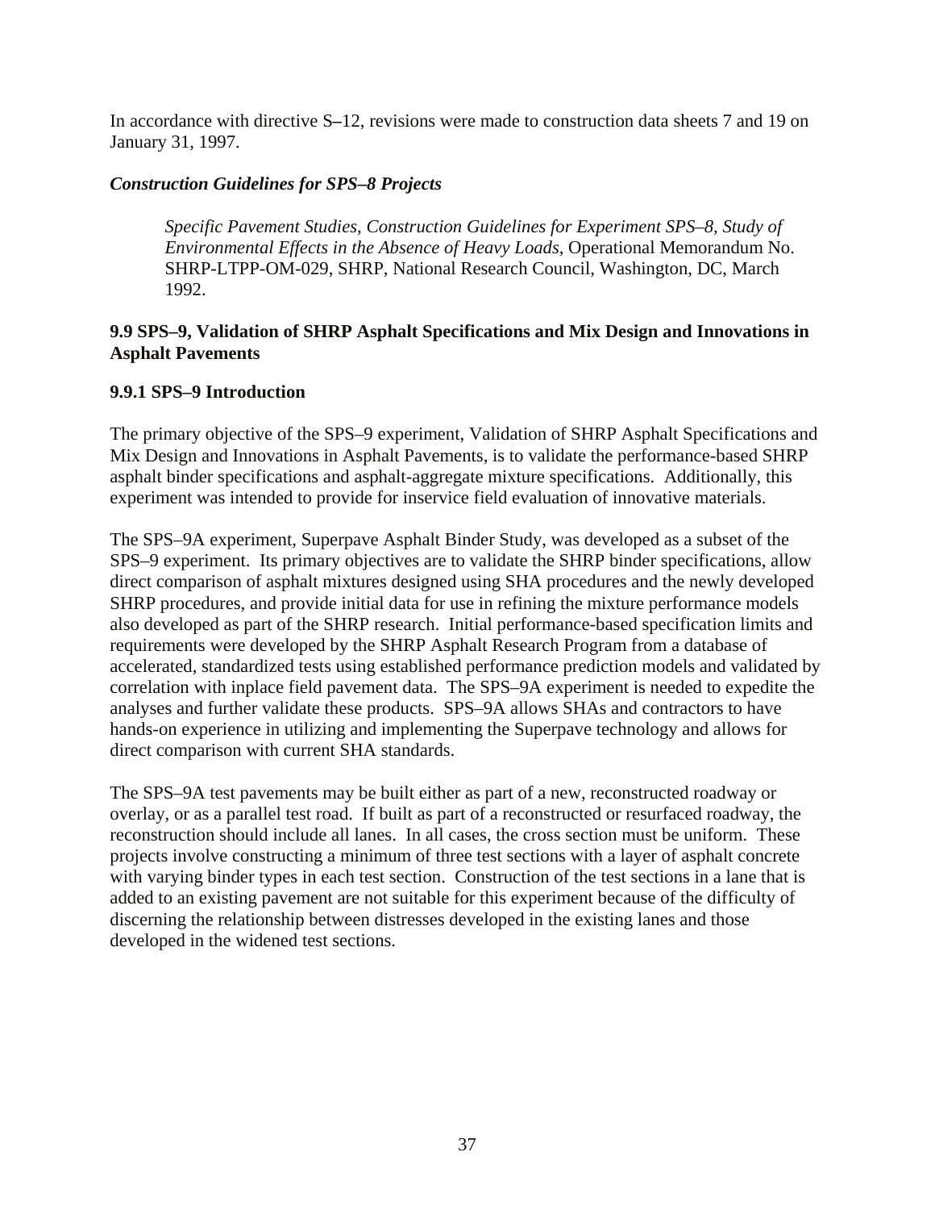In accordance with directive S–12, revisions were made to construction data sheets 7 and 19 on January 31, 1997.

***Construction Guidelines for SPS–8 Projects***

> *Specific Pavement Studies, Construction Guidelines for Experiment SPS–8, Study of Environmental Effects in the Absence of Heavy Loads*, Operational Memorandum No. SHRP-LTPP-OM-029, SHRP, National Research Council, Washington, DC, March 1992.

### 9.9 SPS–9, Validation of SHRP Asphalt Specifications and Mix Design and Innovations in Asphalt Pavements

#### 9.9.1 SPS–9 Introduction

The primary objective of the SPS–9 experiment, Validation of SHRP Asphalt Specifications and Mix Design and Innovations in Asphalt Pavements, is to validate the performance-based SHRP asphalt binder specifications and asphalt-aggregate mixture specifications. Additionally, this experiment was intended to provide for inservice field evaluation of innovative materials.

The SPS–9A experiment, Superpave Asphalt Binder Study, was developed as a subset of the SPS–9 experiment. Its primary objectives are to validate the SHRP binder specifications, allow direct comparison of asphalt mixtures designed using SHA procedures and the newly developed SHRP procedures, and provide initial data for use in refining the mixture performance models also developed as part of the SHRP research. Initial performance-based specification limits and requirements were developed by the SHRP Asphalt Research Program from a database of accelerated, standardized tests using established performance prediction models and validated by correlation with inplace field pavement data. The SPS–9A experiment is needed to expedite the analyses and further validate these products. SPS–9A allows SHAs and contractors to have hands-on experience in utilizing and implementing the Superpave technology and allows for direct comparison with current SHA standards.

The SPS–9A test pavements may be built either as part of a new, reconstructed roadway or overlay, or as a parallel test road. If built as part of a reconstructed or resurfaced roadway, the reconstruction should include all lanes. In all cases, the cross section must be uniform. These projects involve constructing a minimum of three test sections with a layer of asphalt concrete with varying binder types in each test section. Construction of the test sections in a lane that is added to an existing pavement are not suitable for this experiment because of the difficulty of discerning the relationship between distresses developed in the existing lanes and those developed in the widened test sections.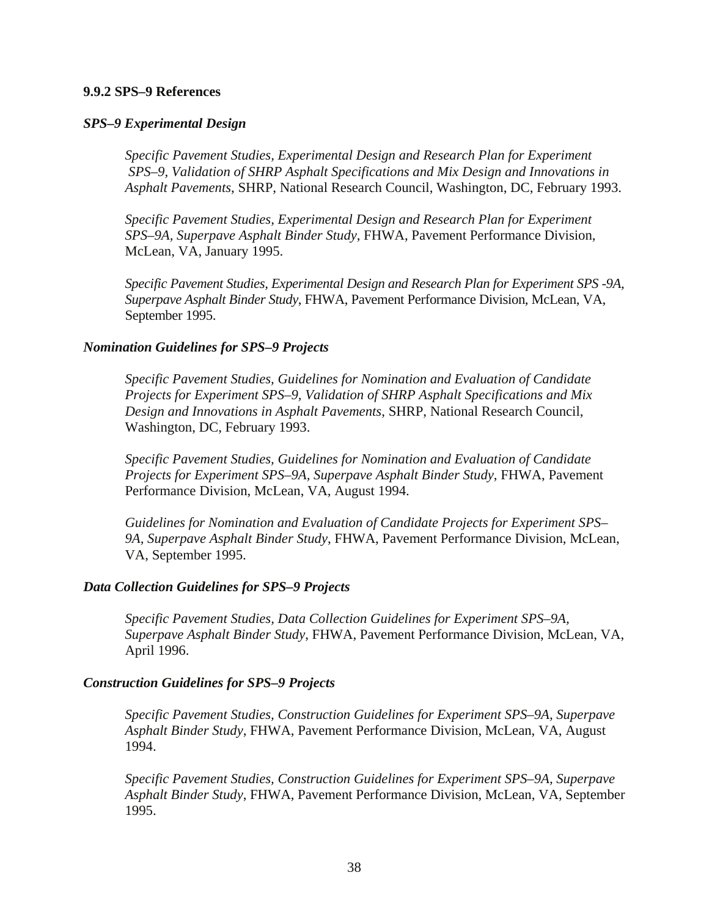### 9.9.2 SPS–9 References

***SPS–9 Experimental Design***

*Specific Pavement Studies, Experimental Design and Research Plan for Experiment SPS–9, Validation of SHRP Asphalt Specifications and Mix Design and Innovations in Asphalt Pavements*, SHRP, National Research Council, Washington, DC, February 1993.

*Specific Pavement Studies, Experimental Design and Research Plan for Experiment SPS–9A, Superpave Asphalt Binder Study*, FHWA, Pavement Performance Division, McLean, VA, January 1995.

*Specific Pavement Studies, Experimental Design and Research Plan for Experiment SPS -9A, Superpave Asphalt Binder Study*, FHWA, Pavement Performance Division, McLean, VA, September 1995.

***Nomination Guidelines for SPS–9 Projects***

*Specific Pavement Studies, Guidelines for Nomination and Evaluation of Candidate Projects for Experiment SPS–9, Validation of SHRP Asphalt Specifications and Mix Design and Innovations in Asphalt Pavements*, SHRP, National Research Council, Washington, DC, February 1993.

*Specific Pavement Studies, Guidelines for Nomination and Evaluation of Candidate Projects for Experiment SPS–9A, Superpave Asphalt Binder Study*, FHWA, Pavement Performance Division, McLean, VA, August 1994.

*Guidelines for Nomination and Evaluation of Candidate Projects for Experiment SPS–9A, Superpave Asphalt Binder Study*, FHWA, Pavement Performance Division, McLean, VA, September 1995.

***Data Collection Guidelines for SPS–9 Projects***

*Specific Pavement Studies, Data Collection Guidelines for Experiment SPS–9A, Superpave Asphalt Binder Study*, FHWA, Pavement Performance Division, McLean, VA, April 1996.

***Construction Guidelines for SPS–9 Projects***

*Specific Pavement Studies, Construction Guidelines for Experiment SPS–9A, Superpave Asphalt Binder Study*, FHWA, Pavement Performance Division, McLean, VA, August 1994.

*Specific Pavement Studies, Construction Guidelines for Experiment SPS–9A, Superpave Asphalt Binder Study*, FHWA, Pavement Performance Division, McLean, VA, September 1995.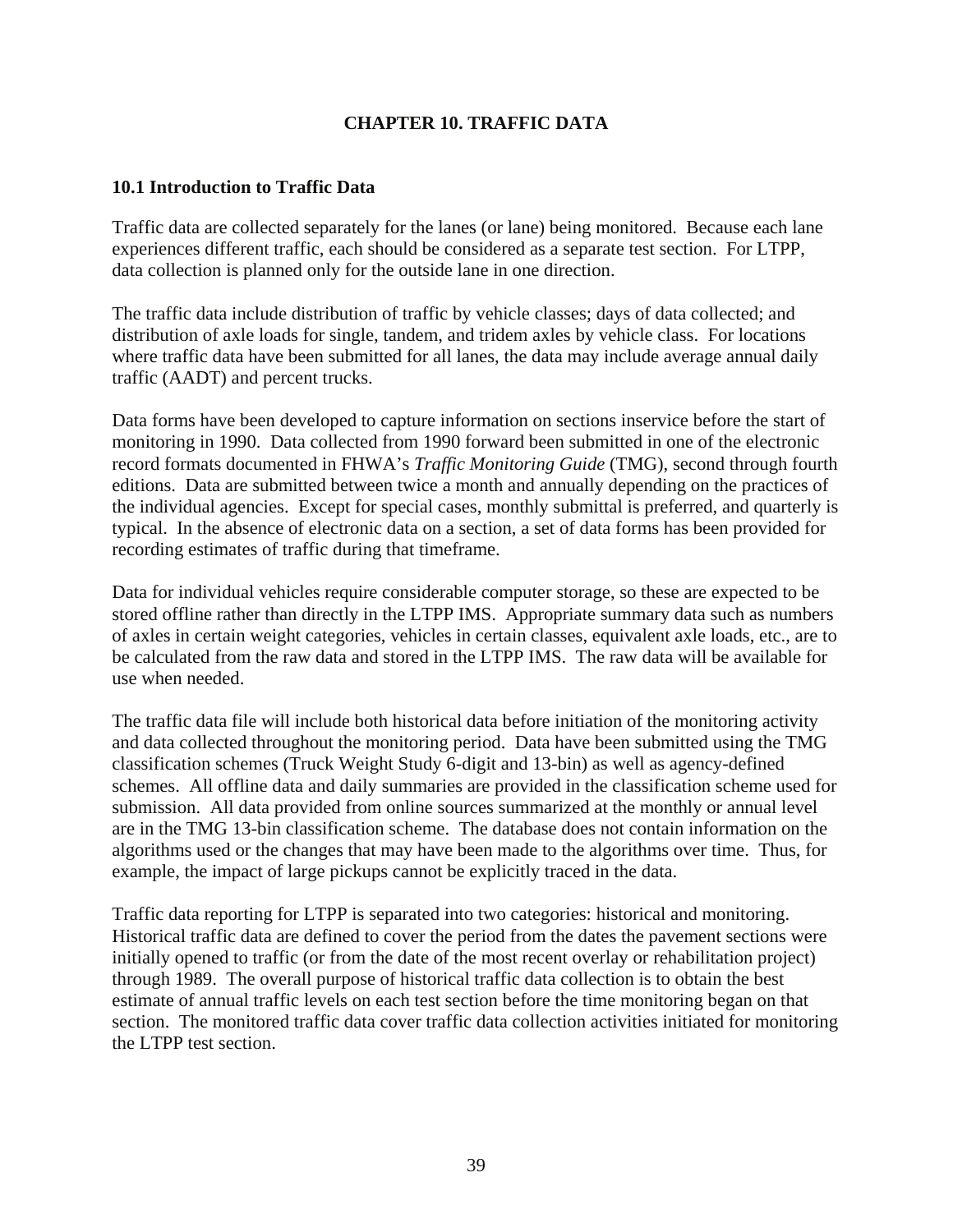# CHAPTER 10. TRAFFIC DATA

## 10.1 Introduction to Traffic Data

Traffic data are collected separately for the lanes (or lane) being monitored. Because each lane experiences different traffic, each should be considered as a separate test section. For LTPP, data collection is planned only for the outside lane in one direction.

The traffic data include distribution of traffic by vehicle classes; days of data collected; and distribution of axle loads for single, tandem, and tridem axles by vehicle class. For locations where traffic data have been submitted for all lanes, the data may include average annual daily traffic (AADT) and percent trucks.

Data forms have been developed to capture information on sections inservice before the start of monitoring in 1990. Data collected from 1990 forward been submitted in one of the electronic record formats documented in FHWA's *Traffic Monitoring Guide* (TMG), second through fourth editions. Data are submitted between twice a month and annually depending on the practices of the individual agencies. Except for special cases, monthly submittal is preferred, and quarterly is typical. In the absence of electronic data on a section, a set of data forms has been provided for recording estimates of traffic during that timeframe.

Data for individual vehicles require considerable computer storage, so these are expected to be stored offline rather than directly in the LTPP IMS. Appropriate summary data such as numbers of axles in certain weight categories, vehicles in certain classes, equivalent axle loads, etc., are to be calculated from the raw data and stored in the LTPP IMS. The raw data will be available for use when needed.

The traffic data file will include both historical data before initiation of the monitoring activity and data collected throughout the monitoring period. Data have been submitted using the TMG classification schemes (Truck Weight Study 6-digit and 13-bin) as well as agency-defined schemes. All offline data and daily summaries are provided in the classification scheme used for submission. All data provided from online sources summarized at the monthly or annual level are in the TMG 13-bin classification scheme. The database does not contain information on the algorithms used or the changes that may have been made to the algorithms over time. Thus, for example, the impact of large pickups cannot be explicitly traced in the data.

Traffic data reporting for LTPP is separated into two categories: historical and monitoring. Historical traffic data are defined to cover the period from the dates the pavement sections were initially opened to traffic (or from the date of the most recent overlay or rehabilitation project) through 1989. The overall purpose of historical traffic data collection is to obtain the best estimate of annual traffic levels on each test section before the time monitoring began on that section. The monitored traffic data cover traffic data collection activities initiated for monitoring the LTPP test section.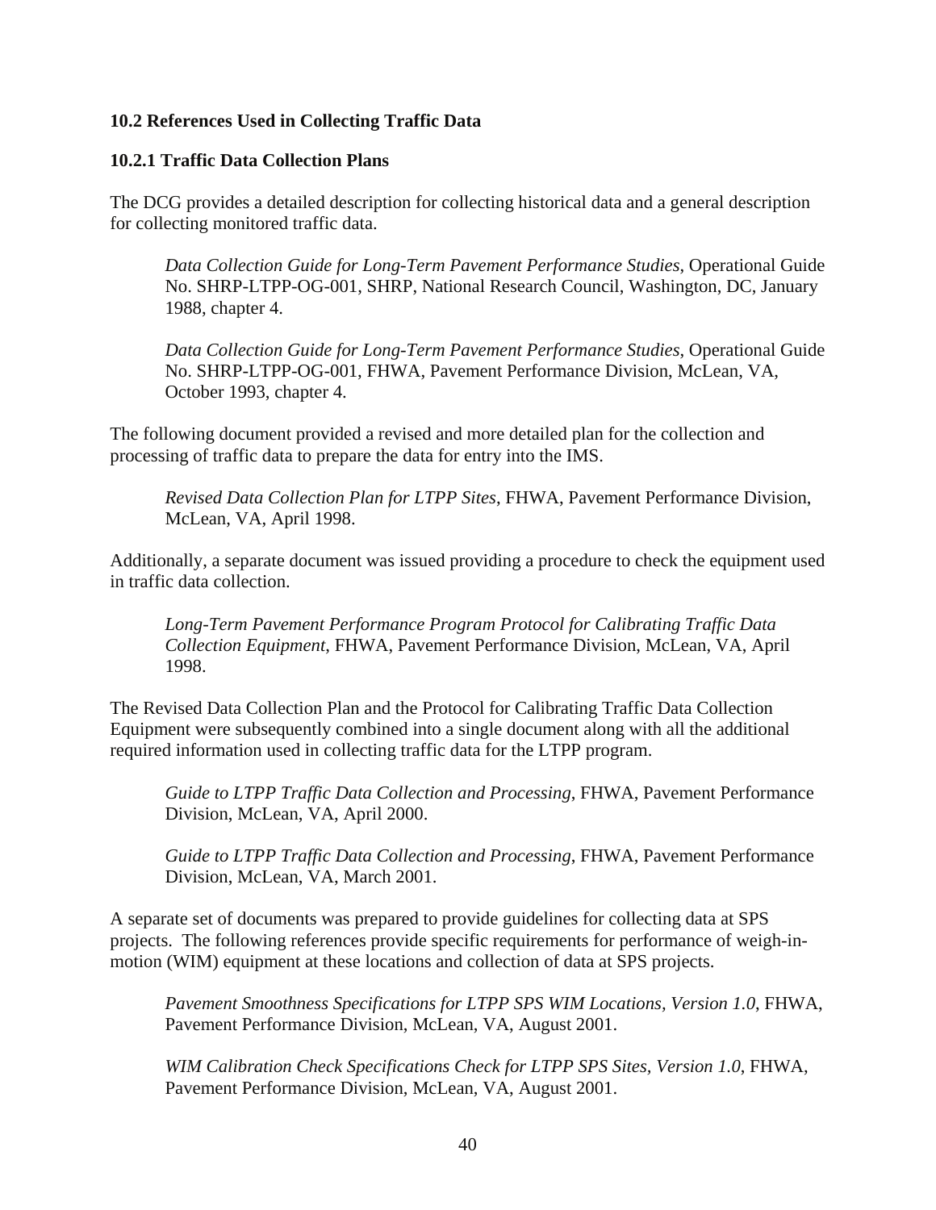### 10.2 References Used in Collecting Traffic Data

#### 10.2.1 Traffic Data Collection Plans

The DCG provides a detailed description for collecting historical data and a general description for collecting monitored traffic data.

> *Data Collection Guide for Long-Term Pavement Performance Studies*, Operational Guide No. SHRP-LTPP-OG-001, SHRP, National Research Council, Washington, DC, January 1988, chapter 4.
>
> *Data Collection Guide for Long-Term Pavement Performance Studies*, Operational Guide No. SHRP-LTPP-OG-001, FHWA, Pavement Performance Division, McLean, VA, October 1993, chapter 4.

The following document provided a revised and more detailed plan for the collection and processing of traffic data to prepare the data for entry into the IMS.

> *Revised Data Collection Plan for LTPP Sites*, FHWA, Pavement Performance Division, McLean, VA, April 1998.

Additionally, a separate document was issued providing a procedure to check the equipment used in traffic data collection.

> *Long-Term Pavement Performance Program Protocol for Calibrating Traffic Data Collection Equipment*, FHWA, Pavement Performance Division, McLean, VA, April 1998.

The Revised Data Collection Plan and the Protocol for Calibrating Traffic Data Collection Equipment were subsequently combined into a single document along with all the additional required information used in collecting traffic data for the LTPP program.

> *Guide to LTPP Traffic Data Collection and Processing*, FHWA, Pavement Performance Division, McLean, VA, April 2000.
>
> *Guide to LTPP Traffic Data Collection and Processing*, FHWA, Pavement Performance Division, McLean, VA, March 2001.

A separate set of documents was prepared to provide guidelines for collecting data at SPS projects. The following references provide specific requirements for performance of weigh-in-motion (WIM) equipment at these locations and collection of data at SPS projects.

> *Pavement Smoothness Specifications for LTPP SPS WIM Locations, Version 1.0*, FHWA, Pavement Performance Division, McLean, VA, August 2001.
>
> *WIM Calibration Check Specifications Check for LTPP SPS Sites, Version 1.0*, FHWA, Pavement Performance Division, McLean, VA, August 2001.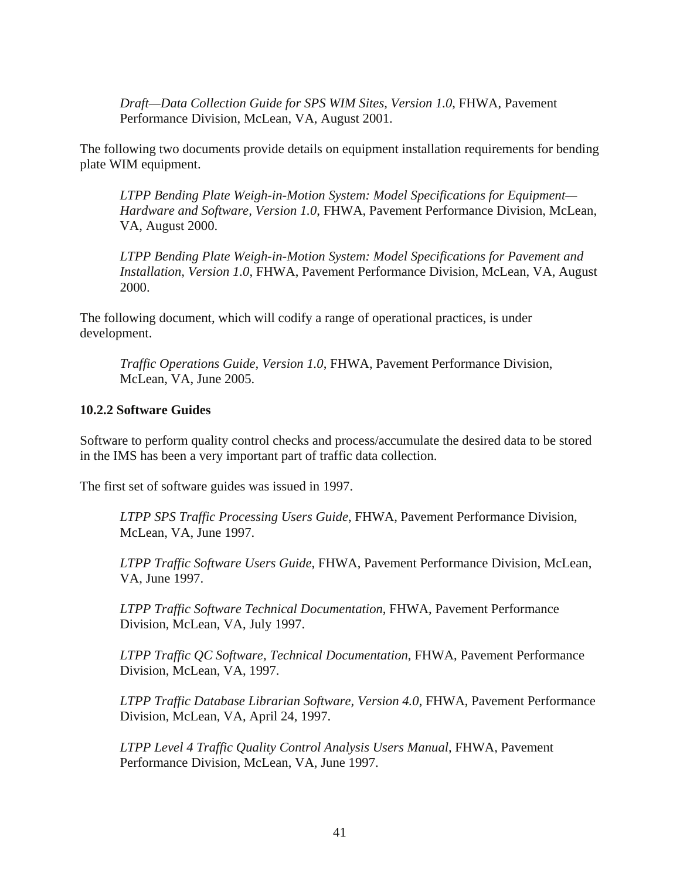*Draft—Data Collection Guide for SPS WIM Sites, Version 1.0*, FHWA, Pavement Performance Division, McLean, VA, August 2001.

The following two documents provide details on equipment installation requirements for bending plate WIM equipment.

*LTPP Bending Plate Weigh-in-Motion System: Model Specifications for Equipment—Hardware and Software, Version 1.0*, FHWA, Pavement Performance Division, McLean, VA, August 2000.

*LTPP Bending Plate Weigh-in-Motion System: Model Specifications for Pavement and Installation, Version 1.0*, FHWA, Pavement Performance Division, McLean, VA, August 2000.

The following document, which will codify a range of operational practices, is under development.

*Traffic Operations Guide, Version 1.0*, FHWA, Pavement Performance Division, McLean, VA, June 2005.

### 10.2.2 Software Guides

Software to perform quality control checks and process/accumulate the desired data to be stored in the IMS has been a very important part of traffic data collection.

The first set of software guides was issued in 1997.

*LTPP SPS Traffic Processing Users Guide*, FHWA, Pavement Performance Division, McLean, VA, June 1997.

*LTPP Traffic Software Users Guide*, FHWA, Pavement Performance Division, McLean, VA, June 1997.

*LTPP Traffic Software Technical Documentation*, FHWA, Pavement Performance Division, McLean, VA, July 1997.

*LTPP Traffic QC Software, Technical Documentation*, FHWA, Pavement Performance Division, McLean, VA, 1997.

*LTPP Traffic Database Librarian Software, Version 4.0*, FHWA, Pavement Performance Division, McLean, VA, April 24, 1997.

*LTPP Level 4 Traffic Quality Control Analysis Users Manual*, FHWA, Pavement Performance Division, McLean, VA, June 1997.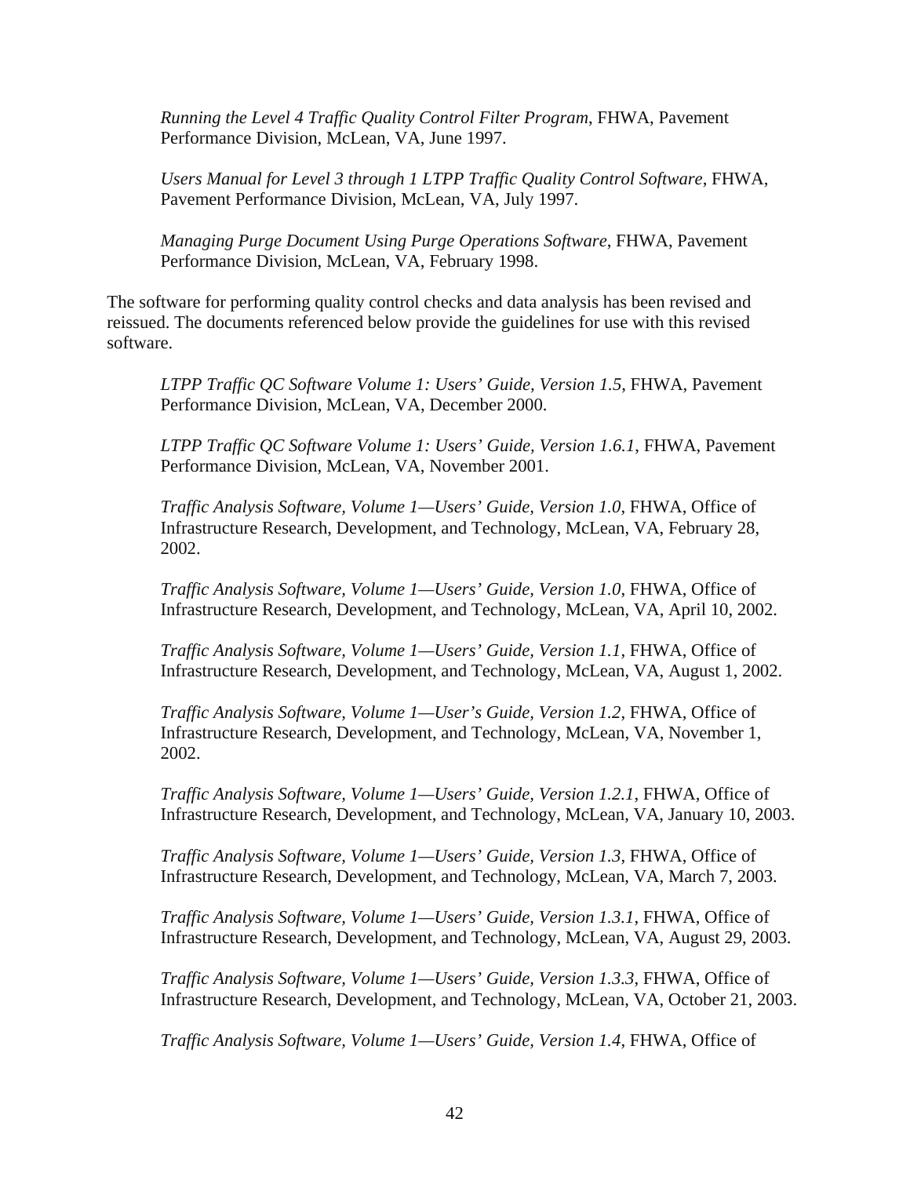*Running the Level 4 Traffic Quality Control Filter Program*, FHWA, Pavement Performance Division, McLean, VA, June 1997.

*Users Manual for Level 3 through 1 LTPP Traffic Quality Control Software*, FHWA, Pavement Performance Division, McLean, VA, July 1997.

*Managing Purge Document Using Purge Operations Software*, FHWA, Pavement Performance Division, McLean, VA, February 1998.

The software for performing quality control checks and data analysis has been revised and reissued. The documents referenced below provide the guidelines for use with this revised software.

*LTPP Traffic QC Software Volume 1: Users' Guide, Version 1.5*, FHWA, Pavement Performance Division, McLean, VA, December 2000.

*LTPP Traffic QC Software Volume 1: Users' Guide, Version 1.6.1*, FHWA, Pavement Performance Division, McLean, VA, November 2001.

*Traffic Analysis Software, Volume 1—Users' Guide, Version 1.0*, FHWA, Office of Infrastructure Research, Development, and Technology, McLean, VA, February 28, 2002.

*Traffic Analysis Software, Volume 1—Users' Guide, Version 1.0*, FHWA, Office of Infrastructure Research, Development, and Technology, McLean, VA, April 10, 2002.

*Traffic Analysis Software, Volume 1—Users' Guide, Version 1.1*, FHWA, Office of Infrastructure Research, Development, and Technology, McLean, VA, August 1, 2002.

*Traffic Analysis Software, Volume 1—User's Guide, Version 1.2*, FHWA, Office of Infrastructure Research, Development, and Technology, McLean, VA, November 1, 2002.

*Traffic Analysis Software, Volume 1—Users' Guide, Version 1.2.1*, FHWA, Office of Infrastructure Research, Development, and Technology, McLean, VA, January 10, 2003.

*Traffic Analysis Software, Volume 1—Users' Guide, Version 1.3*, FHWA, Office of Infrastructure Research, Development, and Technology, McLean, VA, March 7, 2003.

*Traffic Analysis Software, Volume 1—Users' Guide, Version 1.3.1*, FHWA, Office of Infrastructure Research, Development, and Technology, McLean, VA, August 29, 2003.

*Traffic Analysis Software, Volume 1—Users' Guide, Version 1.3.3*, FHWA, Office of Infrastructure Research, Development, and Technology, McLean, VA, October 21, 2003.

*Traffic Analysis Software, Volume 1—Users' Guide, Version 1.4*, FHWA, Office of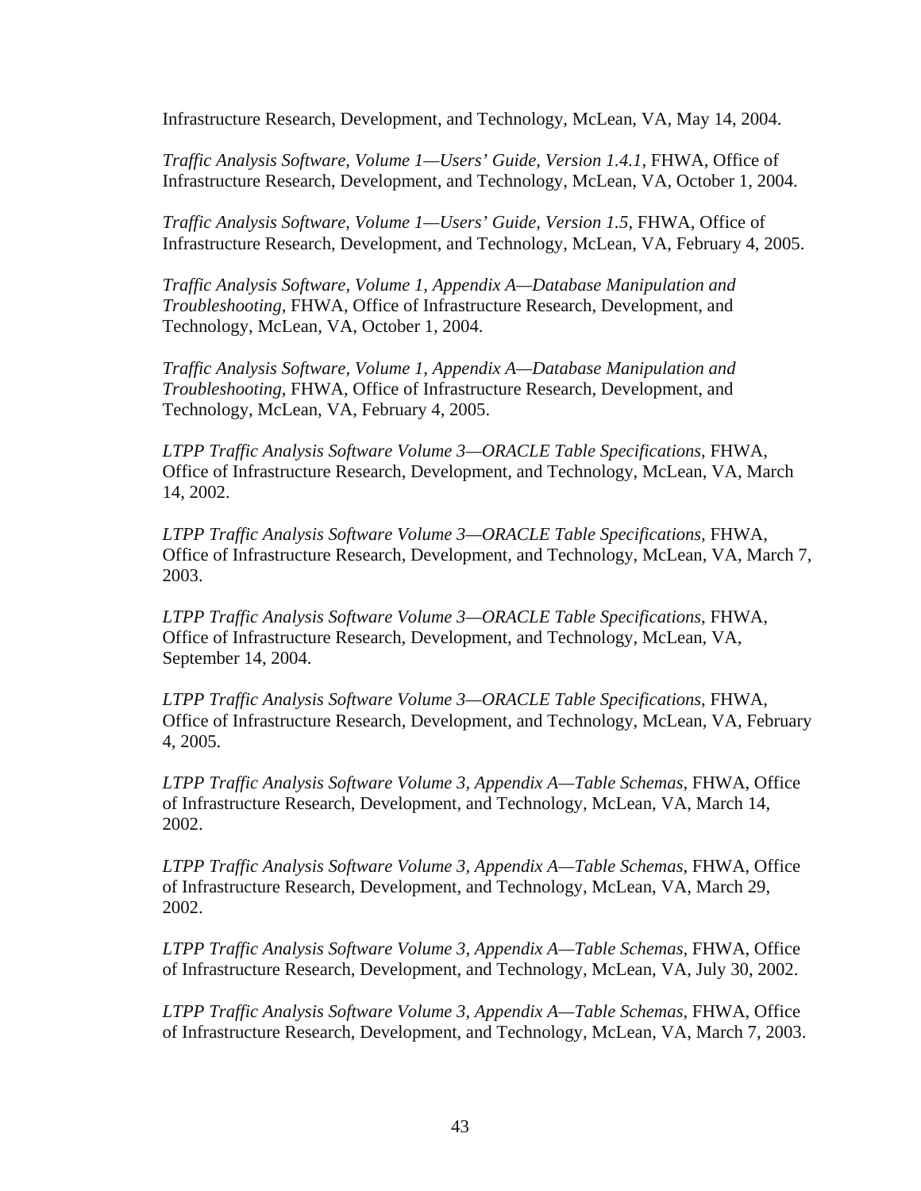Infrastructure Research, Development, and Technology, McLean, VA, May 14, 2004.

*Traffic Analysis Software, Volume 1—Users' Guide, Version 1.4.1*, FHWA, Office of Infrastructure Research, Development, and Technology, McLean, VA, October 1, 2004.

*Traffic Analysis Software, Volume 1—Users' Guide, Version 1.5*, FHWA, Office of Infrastructure Research, Development, and Technology, McLean, VA, February 4, 2005.

*Traffic Analysis Software, Volume 1, Appendix A—Database Manipulation and Troubleshooting*, FHWA, Office of Infrastructure Research, Development, and Technology, McLean, VA, October 1, 2004.

*Traffic Analysis Software, Volume 1, Appendix A—Database Manipulation and Troubleshooting*, FHWA, Office of Infrastructure Research, Development, and Technology, McLean, VA, February 4, 2005.

*LTPP Traffic Analysis Software Volume 3—ORACLE Table Specifications*, FHWA, Office of Infrastructure Research, Development, and Technology, McLean, VA, March 14, 2002.

*LTPP Traffic Analysis Software Volume 3—ORACLE Table Specifications*, FHWA, Office of Infrastructure Research, Development, and Technology, McLean, VA, March 7, 2003.

*LTPP Traffic Analysis Software Volume 3—ORACLE Table Specifications*, FHWA, Office of Infrastructure Research, Development, and Technology, McLean, VA, September 14, 2004.

*LTPP Traffic Analysis Software Volume 3—ORACLE Table Specifications*, FHWA, Office of Infrastructure Research, Development, and Technology, McLean, VA, February 4, 2005.

*LTPP Traffic Analysis Software Volume 3, Appendix A—Table Schemas*, FHWA, Office of Infrastructure Research, Development, and Technology, McLean, VA, March 14, 2002.

*LTPP Traffic Analysis Software Volume 3, Appendix A—Table Schemas*, FHWA, Office of Infrastructure Research, Development, and Technology, McLean, VA, March 29, 2002.

*LTPP Traffic Analysis Software Volume 3, Appendix A—Table Schemas*, FHWA, Office of Infrastructure Research, Development, and Technology, McLean, VA, July 30, 2002.

*LTPP Traffic Analysis Software Volume 3, Appendix A—Table Schemas*, FHWA, Office of Infrastructure Research, Development, and Technology, McLean, VA, March 7, 2003.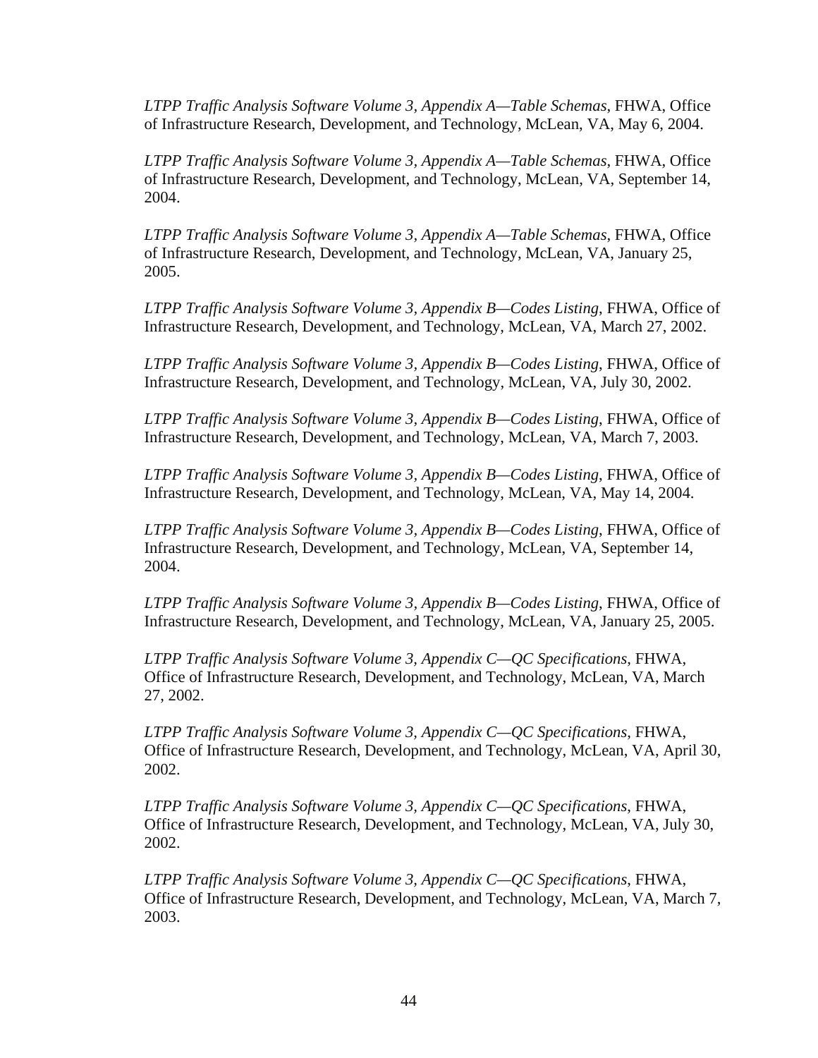*LTPP Traffic Analysis Software Volume 3, Appendix A—Table Schemas*, FHWA, Office of Infrastructure Research, Development, and Technology, McLean, VA, May 6, 2004.

*LTPP Traffic Analysis Software Volume 3, Appendix A—Table Schemas*, FHWA, Office of Infrastructure Research, Development, and Technology, McLean, VA, September 14, 2004.

*LTPP Traffic Analysis Software Volume 3, Appendix A—Table Schemas*, FHWA, Office of Infrastructure Research, Development, and Technology, McLean, VA, January 25, 2005.

*LTPP Traffic Analysis Software Volume 3, Appendix B—Codes Listing*, FHWA, Office of Infrastructure Research, Development, and Technology, McLean, VA, March 27, 2002.

*LTPP Traffic Analysis Software Volume 3, Appendix B—Codes Listing*, FHWA, Office of Infrastructure Research, Development, and Technology, McLean, VA, July 30, 2002.

*LTPP Traffic Analysis Software Volume 3, Appendix B—Codes Listing*, FHWA, Office of Infrastructure Research, Development, and Technology, McLean, VA, March 7, 2003.

*LTPP Traffic Analysis Software Volume 3, Appendix B—Codes Listing*, FHWA, Office of Infrastructure Research, Development, and Technology, McLean, VA, May 14, 2004.

*LTPP Traffic Analysis Software Volume 3, Appendix B—Codes Listing*, FHWA, Office of Infrastructure Research, Development, and Technology, McLean, VA, September 14, 2004.

*LTPP Traffic Analysis Software Volume 3, Appendix B—Codes Listing*, FHWA, Office of Infrastructure Research, Development, and Technology, McLean, VA, January 25, 2005.

*LTPP Traffic Analysis Software Volume 3, Appendix C—QC Specifications*, FHWA, Office of Infrastructure Research, Development, and Technology, McLean, VA, March 27, 2002.

*LTPP Traffic Analysis Software Volume 3, Appendix C—QC Specifications*, FHWA, Office of Infrastructure Research, Development, and Technology, McLean, VA, April 30, 2002.

*LTPP Traffic Analysis Software Volume 3, Appendix C—QC Specifications*, FHWA, Office of Infrastructure Research, Development, and Technology, McLean, VA, July 30, 2002.

*LTPP Traffic Analysis Software Volume 3, Appendix C—QC Specifications*, FHWA, Office of Infrastructure Research, Development, and Technology, McLean, VA, March 7, 2003.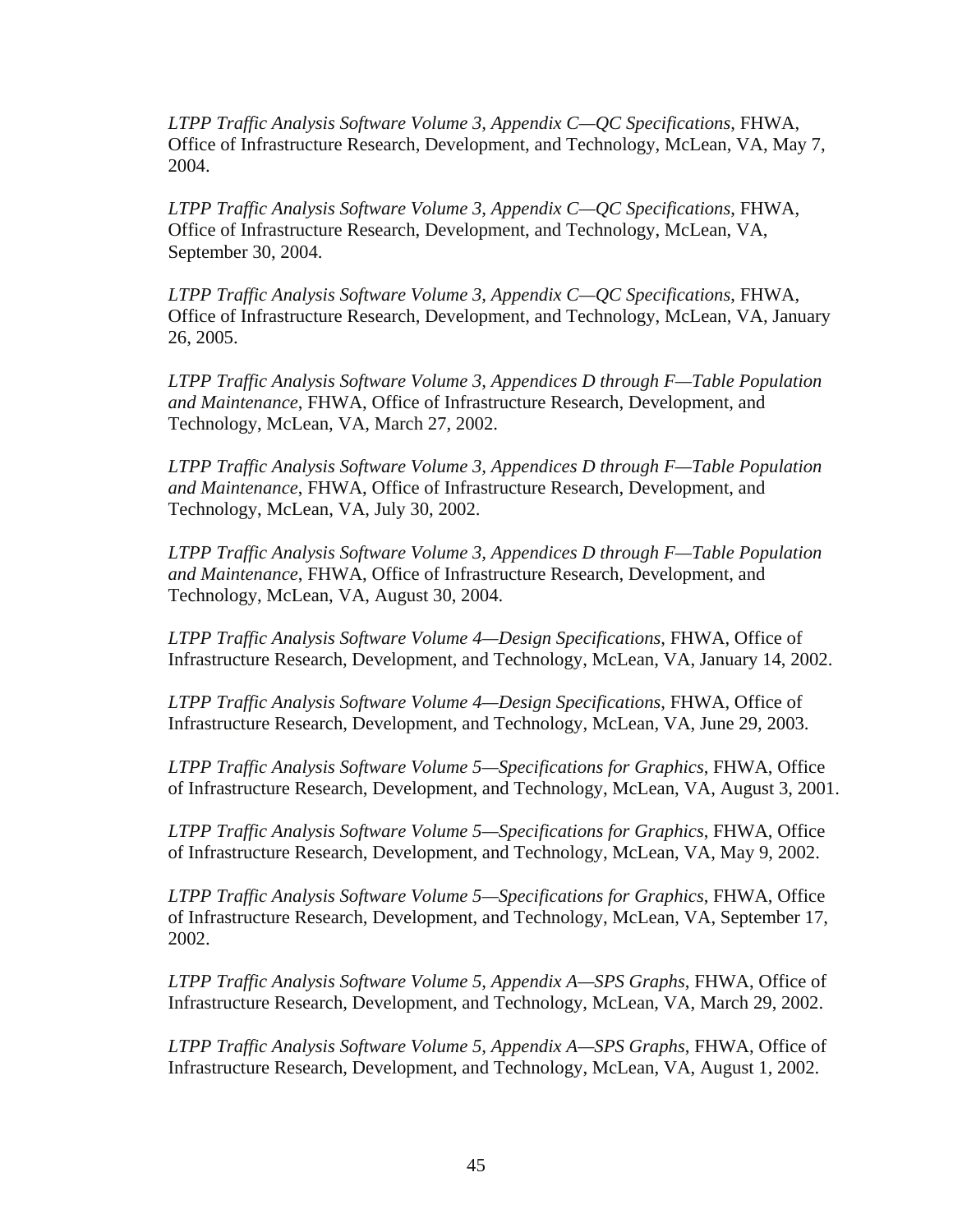*LTPP Traffic Analysis Software Volume 3, Appendix C—QC Specifications*, FHWA, Office of Infrastructure Research, Development, and Technology, McLean, VA, May 7, 2004.

*LTPP Traffic Analysis Software Volume 3, Appendix C—QC Specifications*, FHWA, Office of Infrastructure Research, Development, and Technology, McLean, VA, September 30, 2004.

*LTPP Traffic Analysis Software Volume 3, Appendix C—QC Specifications*, FHWA, Office of Infrastructure Research, Development, and Technology, McLean, VA, January 26, 2005.

*LTPP Traffic Analysis Software Volume 3, Appendices D through F—Table Population and Maintenance*, FHWA, Office of Infrastructure Research, Development, and Technology, McLean, VA, March 27, 2002.

*LTPP Traffic Analysis Software Volume 3, Appendices D through F—Table Population and Maintenance*, FHWA, Office of Infrastructure Research, Development, and Technology, McLean, VA, July 30, 2002.

*LTPP Traffic Analysis Software Volume 3, Appendices D through F—Table Population and Maintenance*, FHWA, Office of Infrastructure Research, Development, and Technology, McLean, VA, August 30, 2004.

*LTPP Traffic Analysis Software Volume 4—Design Specifications*, FHWA, Office of Infrastructure Research, Development, and Technology, McLean, VA, January 14, 2002.

*LTPP Traffic Analysis Software Volume 4—Design Specifications*, FHWA, Office of Infrastructure Research, Development, and Technology, McLean, VA, June 29, 2003.

*LTPP Traffic Analysis Software Volume 5—Specifications for Graphics*, FHWA, Office of Infrastructure Research, Development, and Technology, McLean, VA, August 3, 2001.

*LTPP Traffic Analysis Software Volume 5—Specifications for Graphics*, FHWA, Office of Infrastructure Research, Development, and Technology, McLean, VA, May 9, 2002.

*LTPP Traffic Analysis Software Volume 5—Specifications for Graphics*, FHWA, Office of Infrastructure Research, Development, and Technology, McLean, VA, September 17, 2002.

*LTPP Traffic Analysis Software Volume 5, Appendix A—SPS Graphs*, FHWA, Office of Infrastructure Research, Development, and Technology, McLean, VA, March 29, 2002.

*LTPP Traffic Analysis Software Volume 5, Appendix A—SPS Graphs*, FHWA, Office of Infrastructure Research, Development, and Technology, McLean, VA, August 1, 2002.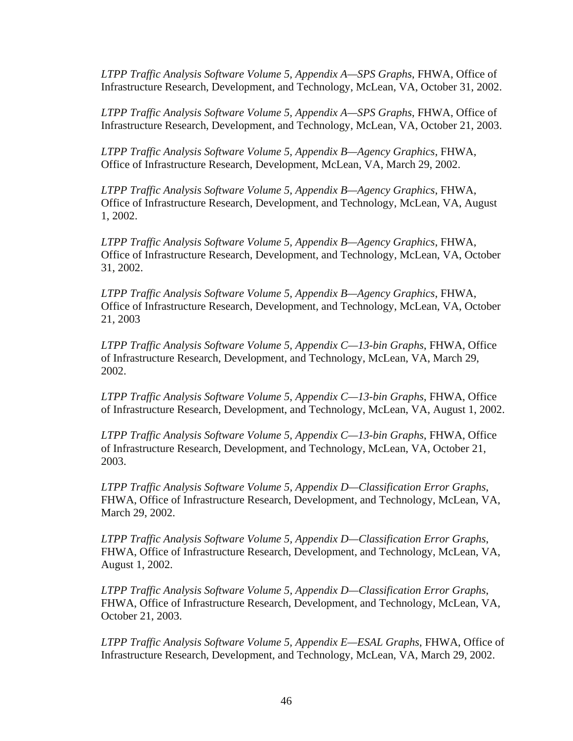*LTPP Traffic Analysis Software Volume 5, Appendix A—SPS Graphs*, FHWA, Office of Infrastructure Research, Development, and Technology, McLean, VA, October 31, 2002.

*LTPP Traffic Analysis Software Volume 5, Appendix A—SPS Graphs*, FHWA, Office of Infrastructure Research, Development, and Technology, McLean, VA, October 21, 2003.

*LTPP Traffic Analysis Software Volume 5, Appendix B—Agency Graphics*, FHWA, Office of Infrastructure Research, Development, McLean, VA, March 29, 2002.

*LTPP Traffic Analysis Software Volume 5, Appendix B—Agency Graphics*, FHWA, Office of Infrastructure Research, Development, and Technology, McLean, VA, August 1, 2002.

*LTPP Traffic Analysis Software Volume 5, Appendix B—Agency Graphics*, FHWA, Office of Infrastructure Research, Development, and Technology, McLean, VA, October 31, 2002.

*LTPP Traffic Analysis Software Volume 5, Appendix B—Agency Graphics*, FHWA, Office of Infrastructure Research, Development, and Technology, McLean, VA, October 21, 2003

*LTPP Traffic Analysis Software Volume 5, Appendix C—13-bin Graphs*, FHWA, Office of Infrastructure Research, Development, and Technology, McLean, VA, March 29, 2002.

*LTPP Traffic Analysis Software Volume 5, Appendix C—13-bin Graphs*, FHWA, Office of Infrastructure Research, Development, and Technology, McLean, VA, August 1, 2002.

*LTPP Traffic Analysis Software Volume 5, Appendix C—13-bin Graphs*, FHWA, Office of Infrastructure Research, Development, and Technology, McLean, VA, October 21, 2003.

*LTPP Traffic Analysis Software Volume 5, Appendix D—Classification Error Graphs*, FHWA, Office of Infrastructure Research, Development, and Technology, McLean, VA, March 29, 2002.

*LTPP Traffic Analysis Software Volume 5, Appendix D—Classification Error Graphs*, FHWA, Office of Infrastructure Research, Development, and Technology, McLean, VA, August 1, 2002.

*LTPP Traffic Analysis Software Volume 5, Appendix D—Classification Error Graphs*, FHWA, Office of Infrastructure Research, Development, and Technology, McLean, VA, October 21, 2003.

*LTPP Traffic Analysis Software Volume 5, Appendix E—ESAL Graphs*, FHWA, Office of Infrastructure Research, Development, and Technology, McLean, VA, March 29, 2002.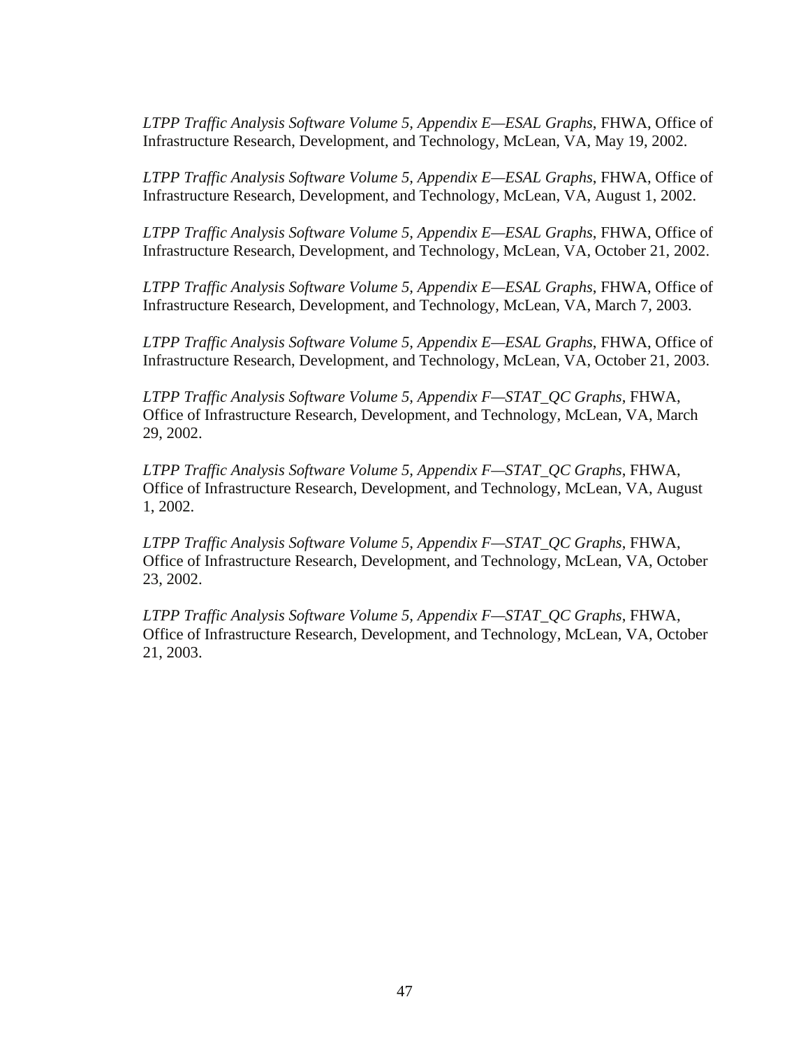*LTPP Traffic Analysis Software Volume 5, Appendix E—ESAL Graphs*, FHWA, Office of Infrastructure Research, Development, and Technology, McLean, VA, May 19, 2002.

*LTPP Traffic Analysis Software Volume 5, Appendix E—ESAL Graphs*, FHWA, Office of Infrastructure Research, Development, and Technology, McLean, VA, August 1, 2002.

*LTPP Traffic Analysis Software Volume 5, Appendix E—ESAL Graphs*, FHWA, Office of Infrastructure Research, Development, and Technology, McLean, VA, October 21, 2002.

*LTPP Traffic Analysis Software Volume 5, Appendix E—ESAL Graphs*, FHWA, Office of Infrastructure Research, Development, and Technology, McLean, VA, March 7, 2003.

*LTPP Traffic Analysis Software Volume 5, Appendix E—ESAL Graphs*, FHWA, Office of Infrastructure Research, Development, and Technology, McLean, VA, October 21, 2003.

*LTPP Traffic Analysis Software Volume 5, Appendix F—STAT_QC Graphs*, FHWA, Office of Infrastructure Research, Development, and Technology, McLean, VA, March 29, 2002.

*LTPP Traffic Analysis Software Volume 5, Appendix F—STAT_QC Graphs*, FHWA, Office of Infrastructure Research, Development, and Technology, McLean, VA, August 1, 2002.

*LTPP Traffic Analysis Software Volume 5, Appendix F—STAT_QC Graphs*, FHWA, Office of Infrastructure Research, Development, and Technology, McLean, VA, October 23, 2002.

*LTPP Traffic Analysis Software Volume 5, Appendix F—STAT_QC Graphs*, FHWA, Office of Infrastructure Research, Development, and Technology, McLean, VA, October 21, 2003.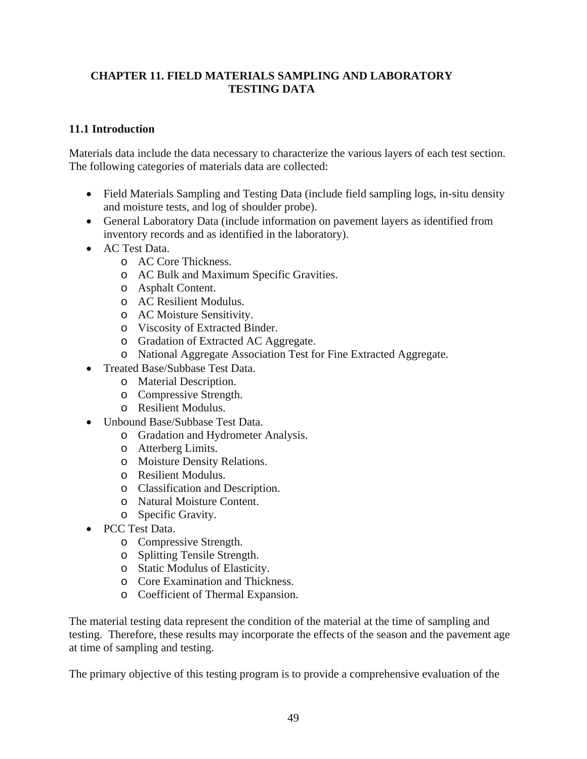# CHAPTER 11. FIELD MATERIALS SAMPLING AND LABORATORY TESTING DATA

## 11.1 Introduction

Materials data include the data necessary to characterize the various layers of each test section. The following categories of materials data are collected:

- Field Materials Sampling and Testing Data (include field sampling logs, in-situ density and moisture tests, and log of shoulder probe).
- General Laboratory Data (include information on pavement layers as identified from inventory records and as identified in the laboratory).
- AC Test Data.
  - AC Core Thickness.
  - AC Bulk and Maximum Specific Gravities.
  - Asphalt Content.
  - AC Resilient Modulus.
  - AC Moisture Sensitivity.
  - Viscosity of Extracted Binder.
  - Gradation of Extracted AC Aggregate.
  - National Aggregate Association Test for Fine Extracted Aggregate.
- Treated Base/Subbase Test Data.
  - Material Description.
  - Compressive Strength.
  - Resilient Modulus.
- Unbound Base/Subbase Test Data.
  - Gradation and Hydrometer Analysis.
  - Atterberg Limits.
  - Moisture Density Relations.
  - Resilient Modulus.
  - Classification and Description.
  - Natural Moisture Content.
  - Specific Gravity.
- PCC Test Data.
  - Compressive Strength.
  - Splitting Tensile Strength.
  - Static Modulus of Elasticity.
  - Core Examination and Thickness.
  - Coefficient of Thermal Expansion.

The material testing data represent the condition of the material at the time of sampling and testing. Therefore, these results may incorporate the effects of the season and the pavement age at time of sampling and testing.

The primary objective of this testing program is to provide a comprehensive evaluation of the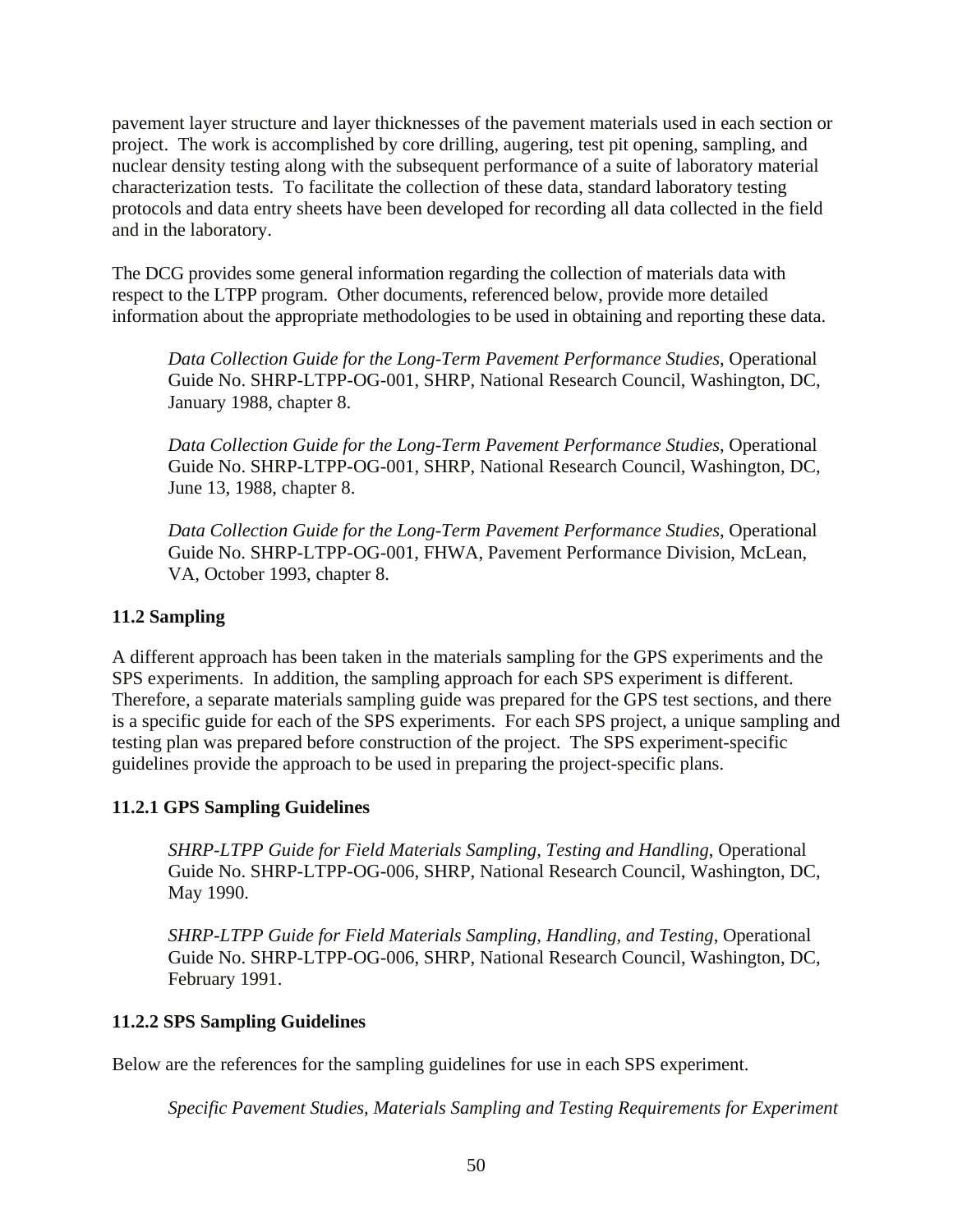pavement layer structure and layer thicknesses of the pavement materials used in each section or project. The work is accomplished by core drilling, augering, test pit opening, sampling, and nuclear density testing along with the subsequent performance of a suite of laboratory material characterization tests. To facilitate the collection of these data, standard laboratory testing protocols and data entry sheets have been developed for recording all data collected in the field and in the laboratory.

The DCG provides some general information regarding the collection of materials data with respect to the LTPP program. Other documents, referenced below, provide more detailed information about the appropriate methodologies to be used in obtaining and reporting these data.

> *Data Collection Guide for the Long-Term Pavement Performance Studies*, Operational Guide No. SHRP-LTPP-OG-001, SHRP, National Research Council, Washington, DC, January 1988, chapter 8.
>
> *Data Collection Guide for the Long-Term Pavement Performance Studies*, Operational Guide No. SHRP-LTPP-OG-001, SHRP, National Research Council, Washington, DC, June 13, 1988, chapter 8.
>
> *Data Collection Guide for the Long-Term Pavement Performance Studies*, Operational Guide No. SHRP-LTPP-OG-001, FHWA, Pavement Performance Division, McLean, VA, October 1993, chapter 8.

### 11.2 Sampling

A different approach has been taken in the materials sampling for the GPS experiments and the SPS experiments. In addition, the sampling approach for each SPS experiment is different. Therefore, a separate materials sampling guide was prepared for the GPS test sections, and there is a specific guide for each of the SPS experiments. For each SPS project, a unique sampling and testing plan was prepared before construction of the project. The SPS experiment-specific guidelines provide the approach to be used in preparing the project-specific plans.

#### 11.2.1 GPS Sampling Guidelines

> *SHRP-LTPP Guide for Field Materials Sampling, Testing and Handling*, Operational Guide No. SHRP-LTPP-OG-006, SHRP, National Research Council, Washington, DC, May 1990.
>
> *SHRP-LTPP Guide for Field Materials Sampling, Handling, and Testing*, Operational Guide No. SHRP-LTPP-OG-006, SHRP, National Research Council, Washington, DC, February 1991.

#### 11.2.2 SPS Sampling Guidelines

Below are the references for the sampling guidelines for use in each SPS experiment.

> *Specific Pavement Studies, Materials Sampling and Testing Requirements for Experiment*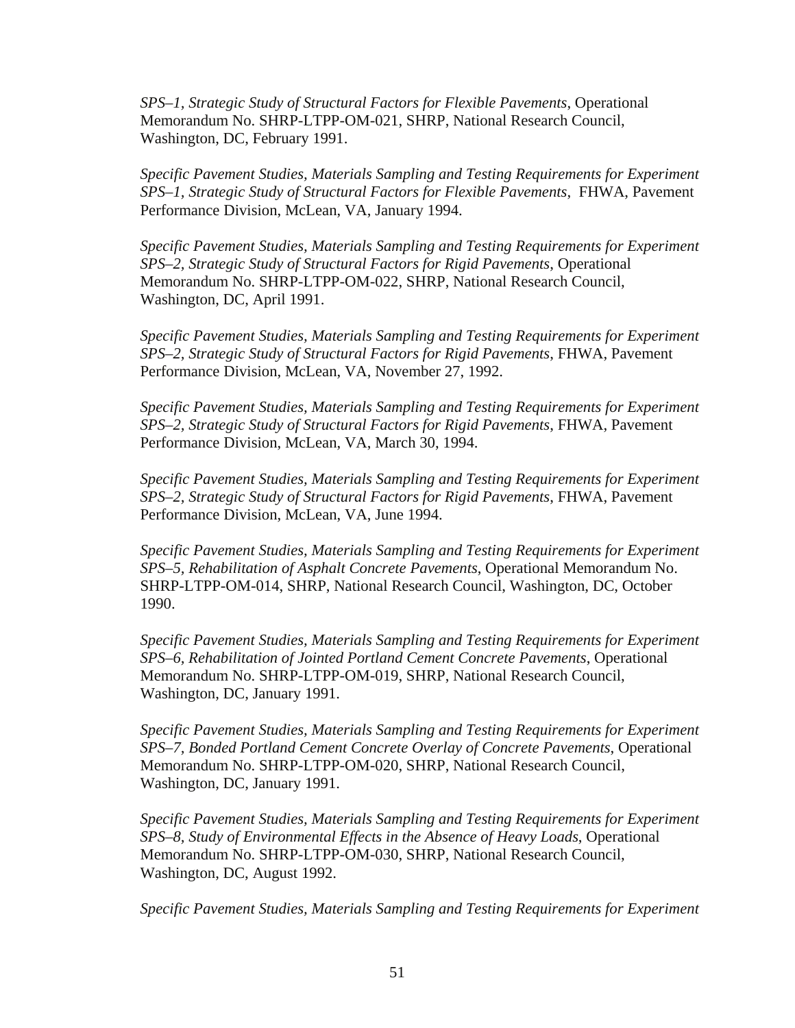*SPS–1, Strategic Study of Structural Factors for Flexible Pavements*, Operational Memorandum No. SHRP-LTPP-OM-021, SHRP, National Research Council, Washington, DC, February 1991.

*Specific Pavement Studies, Materials Sampling and Testing Requirements for Experiment SPS–1, Strategic Study of Structural Factors for Flexible Pavements*, FHWA, Pavement Performance Division, McLean, VA, January 1994.

*Specific Pavement Studies, Materials Sampling and Testing Requirements for Experiment SPS–2, Strategic Study of Structural Factors for Rigid Pavements*, Operational Memorandum No. SHRP-LTPP-OM-022, SHRP, National Research Council, Washington, DC, April 1991.

*Specific Pavement Studies, Materials Sampling and Testing Requirements for Experiment SPS–2, Strategic Study of Structural Factors for Rigid Pavements*, FHWA, Pavement Performance Division, McLean, VA, November 27, 1992.

*Specific Pavement Studies, Materials Sampling and Testing Requirements for Experiment SPS–2, Strategic Study of Structural Factors for Rigid Pavements*, FHWA, Pavement Performance Division, McLean, VA, March 30, 1994.

*Specific Pavement Studies, Materials Sampling and Testing Requirements for Experiment SPS–2, Strategic Study of Structural Factors for Rigid Pavements*, FHWA, Pavement Performance Division, McLean, VA, June 1994.

*Specific Pavement Studies, Materials Sampling and Testing Requirements for Experiment SPS–5, Rehabilitation of Asphalt Concrete Pavements*, Operational Memorandum No. SHRP-LTPP-OM-014, SHRP, National Research Council, Washington, DC, October 1990.

*Specific Pavement Studies, Materials Sampling and Testing Requirements for Experiment SPS–6, Rehabilitation of Jointed Portland Cement Concrete Pavements*, Operational Memorandum No. SHRP-LTPP-OM-019, SHRP, National Research Council, Washington, DC, January 1991.

*Specific Pavement Studies, Materials Sampling and Testing Requirements for Experiment SPS–7, Bonded Portland Cement Concrete Overlay of Concrete Pavements*, Operational Memorandum No. SHRP-LTPP-OM-020, SHRP, National Research Council, Washington, DC, January 1991.

*Specific Pavement Studies, Materials Sampling and Testing Requirements for Experiment SPS–8, Study of Environmental Effects in the Absence of Heavy Loads*, Operational Memorandum No. SHRP-LTPP-OM-030, SHRP, National Research Council, Washington, DC, August 1992.

*Specific Pavement Studies, Materials Sampling and Testing Requirements for Experiment*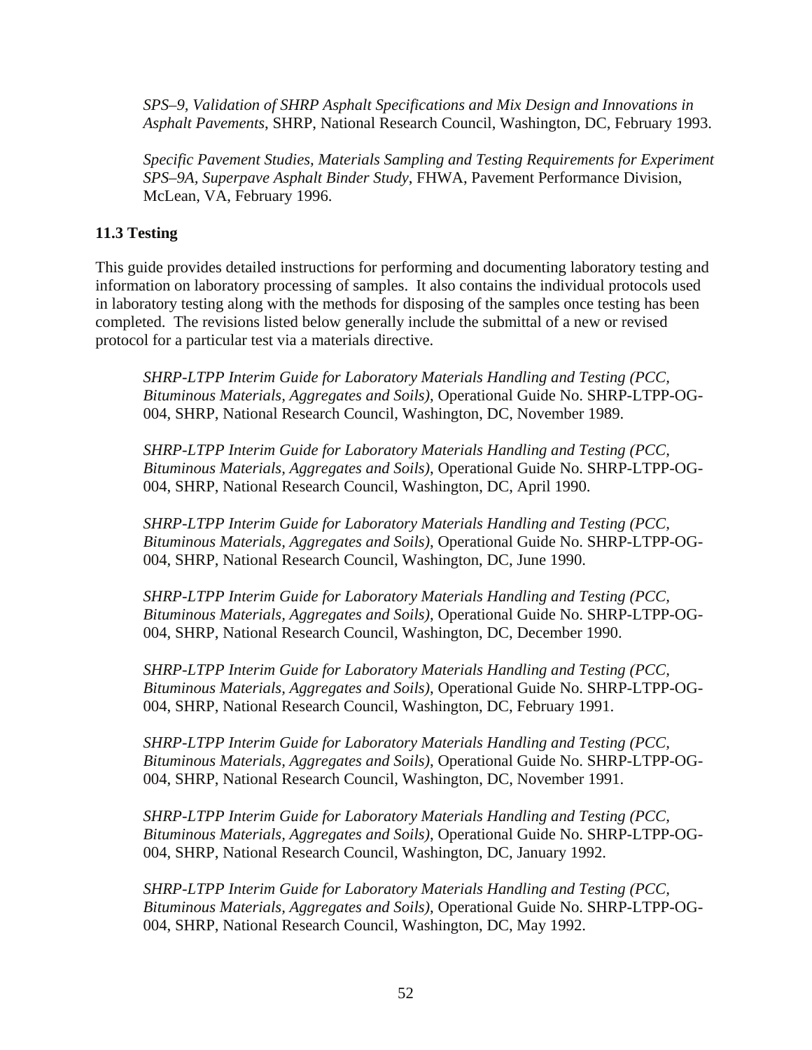*SPS–9, Validation of SHRP Asphalt Specifications and Mix Design and Innovations in Asphalt Pavements*, SHRP, National Research Council, Washington, DC, February 1993.

*Specific Pavement Studies, Materials Sampling and Testing Requirements for Experiment SPS–9A, Superpave Asphalt Binder Study*, FHWA, Pavement Performance Division, McLean, VA, February 1996.

**11.3 Testing**

This guide provides detailed instructions for performing and documenting laboratory testing and information on laboratory processing of samples. It also contains the individual protocols used in laboratory testing along with the methods for disposing of the samples once testing has been completed. The revisions listed below generally include the submittal of a new or revised protocol for a particular test via a materials directive.

*SHRP-LTPP Interim Guide for Laboratory Materials Handling and Testing (PCC, Bituminous Materials, Aggregates and Soils)*, Operational Guide No. SHRP-LTPP-OG-004, SHRP, National Research Council, Washington, DC, November 1989.

*SHRP-LTPP Interim Guide for Laboratory Materials Handling and Testing (PCC, Bituminous Materials, Aggregates and Soils)*, Operational Guide No. SHRP-LTPP-OG-004, SHRP, National Research Council, Washington, DC, April 1990.

*SHRP-LTPP Interim Guide for Laboratory Materials Handling and Testing (PCC, Bituminous Materials, Aggregates and Soils)*, Operational Guide No. SHRP-LTPP-OG-004, SHRP, National Research Council, Washington, DC, June 1990.

*SHRP-LTPP Interim Guide for Laboratory Materials Handling and Testing (PCC, Bituminous Materials, Aggregates and Soils)*, Operational Guide No. SHRP-LTPP-OG-004, SHRP, National Research Council, Washington, DC, December 1990.

*SHRP-LTPP Interim Guide for Laboratory Materials Handling and Testing (PCC, Bituminous Materials, Aggregates and Soils)*, Operational Guide No. SHRP-LTPP-OG-004, SHRP, National Research Council, Washington, DC, February 1991.

*SHRP-LTPP Interim Guide for Laboratory Materials Handling and Testing (PCC, Bituminous Materials, Aggregates and Soils)*, Operational Guide No. SHRP-LTPP-OG-004, SHRP, National Research Council, Washington, DC, November 1991.

*SHRP-LTPP Interim Guide for Laboratory Materials Handling and Testing (PCC, Bituminous Materials, Aggregates and Soils)*, Operational Guide No. SHRP-LTPP-OG-004, SHRP, National Research Council, Washington, DC, January 1992.

*SHRP-LTPP Interim Guide for Laboratory Materials Handling and Testing (PCC, Bituminous Materials, Aggregates and Soils)*, Operational Guide No. SHRP-LTPP-OG-004, SHRP, National Research Council, Washington, DC, May 1992.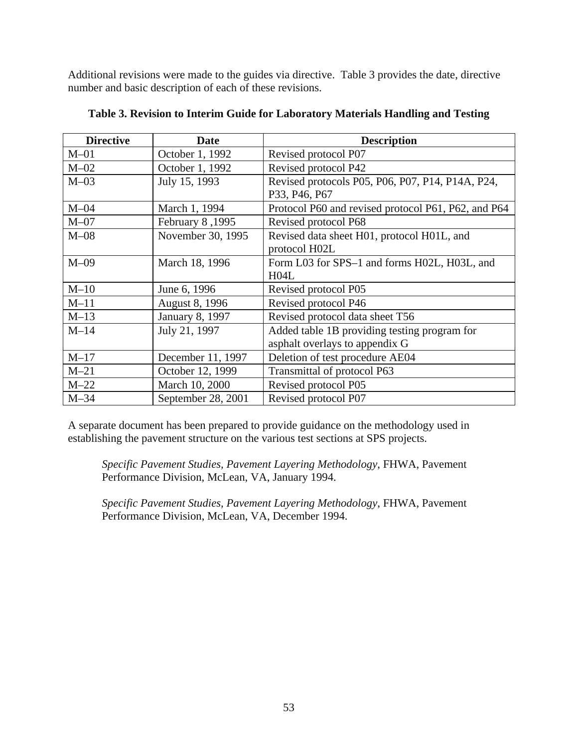Additional revisions were made to the guides via directive. Table 3 provides the date, directive number and basic description of each of these revisions.

**Table 3. Revision to Interim Guide for Laboratory Materials Handling and Testing**

| Directive | Date | Description |
|---|---|---|
| M–01 | October 1, 1992 | Revised protocol P07 |
| M–02 | October 1, 1992 | Revised protocol P42 |
| M–03 | July 15, 1993 | Revised protocols P05, P06, P07, P14, P14A, P24, P33, P46, P67 |
| M–04 | March 1, 1994 | Protocol P60 and revised protocol P61, P62, and P64 |
| M–07 | February 8 ,1995 | Revised protocol P68 |
| M–08 | November 30, 1995 | Revised data sheet H01, protocol H01L, and protocol H02L |
| M–09 | March 18, 1996 | Form L03 for SPS–1 and forms H02L, H03L, and H04L |
| M–10 | June 6, 1996 | Revised protocol P05 |
| M–11 | August 8, 1996 | Revised protocol P46 |
| M–13 | January 8, 1997 | Revised protocol data sheet T56 |
| M–14 | July 21, 1997 | Added table 1B providing testing program for asphalt overlays to appendix G |
| M–17 | December 11, 1997 | Deletion of test procedure AE04 |
| M–21 | October 12, 1999 | Transmittal of protocol P63 |
| M–22 | March 10, 2000 | Revised protocol P05 |
| M–34 | September 28, 2001 | Revised protocol P07 |

A separate document has been prepared to provide guidance on the methodology used in establishing the pavement structure on the various test sections at SPS projects.

> *Specific Pavement Studies, Pavement Layering Methodology*, FHWA, Pavement Performance Division, McLean, VA, January 1994.
>
> *Specific Pavement Studies, Pavement Layering Methodology*, FHWA, Pavement Performance Division, McLean, VA, December 1994.